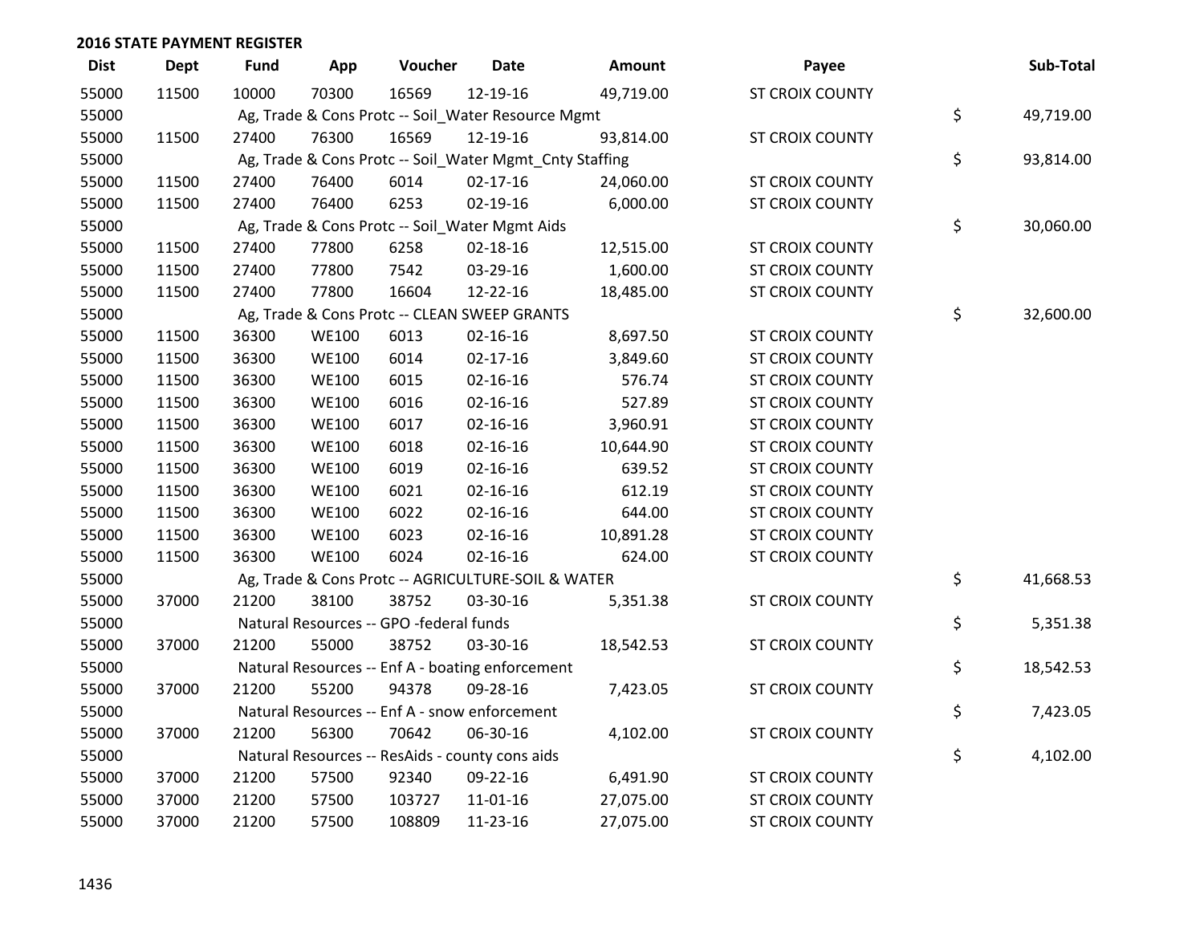## 2016 STATE PAYMENT REGISTER

| Dist | Dept | Fund | App | Voucher | Date | Amount | Payee | Sub-Total |
|---|---|---|---|---|---|---|---|---|
| 55000 | 11500 | 10000 | 70300 | 16569 | 12-19-16 | 49,719.00 | ST CROIX COUNTY | |
| 55000 | | Ag, Trade & Cons Protc -- Soil_Water Resource Mgmt | | | | | | $ 49,719.00 |
| 55000 | 11500 | 27400 | 76300 | 16569 | 12-19-16 | 93,814.00 | ST CROIX COUNTY | |
| 55000 | | Ag, Trade & Cons Protc -- Soil_Water Mgmt_Cnty Staffing | | | | | | $ 93,814.00 |
| 55000 | 11500 | 27400 | 76400 | 6014 | 02-17-16 | 24,060.00 | ST CROIX COUNTY | |
| 55000 | 11500 | 27400 | 76400 | 6253 | 02-19-16 | 6,000.00 | ST CROIX COUNTY | |
| 55000 | | Ag, Trade & Cons Protc -- Soil_Water Mgmt Aids | | | | | | $ 30,060.00 |
| 55000 | 11500 | 27400 | 77800 | 6258 | 02-18-16 | 12,515.00 | ST CROIX COUNTY | |
| 55000 | 11500 | 27400 | 77800 | 7542 | 03-29-16 | 1,600.00 | ST CROIX COUNTY | |
| 55000 | 11500 | 27400 | 77800 | 16604 | 12-22-16 | 18,485.00 | ST CROIX COUNTY | |
| 55000 | | Ag, Trade & Cons Protc -- CLEAN SWEEP GRANTS | | | | | | $ 32,600.00 |
| 55000 | 11500 | 36300 | WE100 | 6013 | 02-16-16 | 8,697.50 | ST CROIX COUNTY | |
| 55000 | 11500 | 36300 | WE100 | 6014 | 02-17-16 | 3,849.60 | ST CROIX COUNTY | |
| 55000 | 11500 | 36300 | WE100 | 6015 | 02-16-16 | 576.74 | ST CROIX COUNTY | |
| 55000 | 11500 | 36300 | WE100 | 6016 | 02-16-16 | 527.89 | ST CROIX COUNTY | |
| 55000 | 11500 | 36300 | WE100 | 6017 | 02-16-16 | 3,960.91 | ST CROIX COUNTY | |
| 55000 | 11500 | 36300 | WE100 | 6018 | 02-16-16 | 10,644.90 | ST CROIX COUNTY | |
| 55000 | 11500 | 36300 | WE100 | 6019 | 02-16-16 | 639.52 | ST CROIX COUNTY | |
| 55000 | 11500 | 36300 | WE100 | 6021 | 02-16-16 | 612.19 | ST CROIX COUNTY | |
| 55000 | 11500 | 36300 | WE100 | 6022 | 02-16-16 | 644.00 | ST CROIX COUNTY | |
| 55000 | 11500 | 36300 | WE100 | 6023 | 02-16-16 | 10,891.28 | ST CROIX COUNTY | |
| 55000 | 11500 | 36300 | WE100 | 6024 | 02-16-16 | 624.00 | ST CROIX COUNTY | |
| 55000 | | Ag, Trade & Cons Protc -- AGRICULTURE-SOIL & WATER | | | | | | $ 41,668.53 |
| 55000 | 37000 | 21200 | 38100 | 38752 | 03-30-16 | 5,351.38 | ST CROIX COUNTY | |
| 55000 | | Natural Resources -- GPO -federal funds | | | | | | $ 5,351.38 |
| 55000 | 37000 | 21200 | 55000 | 38752 | 03-30-16 | 18,542.53 | ST CROIX COUNTY | |
| 55000 | | Natural Resources -- Enf A - boating enforcement | | | | | | $ 18,542.53 |
| 55000 | 37000 | 21200 | 55200 | 94378 | 09-28-16 | 7,423.05 | ST CROIX COUNTY | |
| 55000 | | Natural Resources -- Enf A - snow enforcement | | | | | | $ 7,423.05 |
| 55000 | 37000 | 21200 | 56300 | 70642 | 06-30-16 | 4,102.00 | ST CROIX COUNTY | |
| 55000 | | Natural Resources -- ResAids - county cons aids | | | | | | $ 4,102.00 |
| 55000 | 37000 | 21200 | 57500 | 92340 | 09-22-16 | 6,491.90 | ST CROIX COUNTY | |
| 55000 | 37000 | 21200 | 57500 | 103727 | 11-01-16 | 27,075.00 | ST CROIX COUNTY | |
| 55000 | 37000 | 21200 | 57500 | 108809 | 11-23-16 | 27,075.00 | ST CROIX COUNTY | |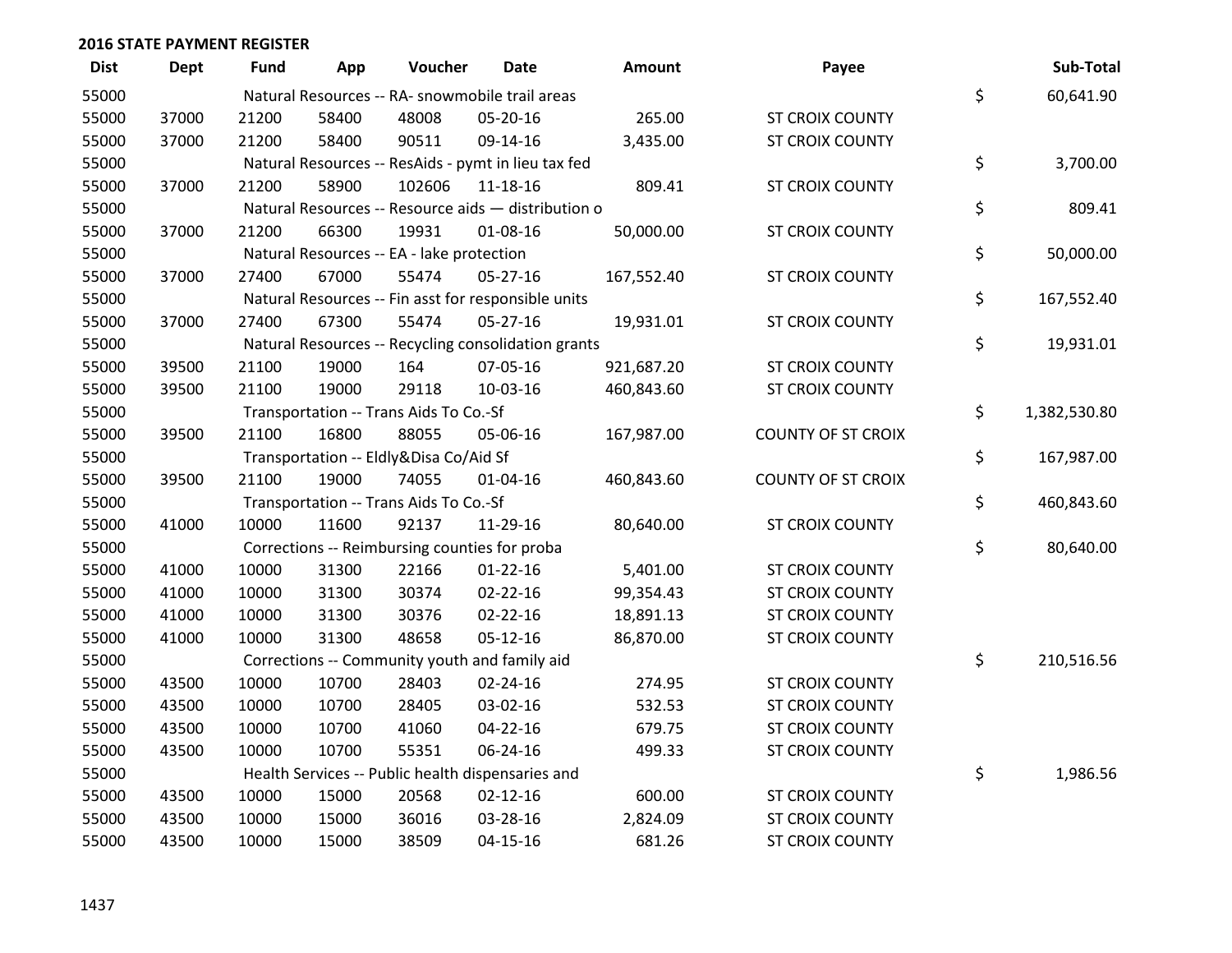## 2016 STATE PAYMENT REGISTER

| Dist | Dept | Fund | App | Voucher | Date | Amount | Payee | Sub-Total |
|---|---|---|---|---|---|---|---|---|
| 55000 | | Natural Resources -- RA- snowmobile trail areas | | | | | | $ 60,641.90 |
| 55000 | 37000 | 21200 | 58400 | 48008 | 05-20-16 | 265.00 | ST CROIX COUNTY | |
| 55000 | 37000 | 21200 | 58400 | 90511 | 09-14-16 | 3,435.00 | ST CROIX COUNTY | |
| 55000 | | Natural Resources -- ResAids - pymt in lieu tax fed | | | | | | $ 3,700.00 |
| 55000 | 37000 | 21200 | 58900 | 102606 | 11-18-16 | 809.41 | ST CROIX COUNTY | |
| 55000 | | Natural Resources -- Resource aids — distribution o | | | | | | $ 809.41 |
| 55000 | 37000 | 21200 | 66300 | 19931 | 01-08-16 | 50,000.00 | ST CROIX COUNTY | |
| 55000 | | Natural Resources -- EA - lake protection | | | | | | $ 50,000.00 |
| 55000 | 37000 | 27400 | 67000 | 55474 | 05-27-16 | 167,552.40 | ST CROIX COUNTY | |
| 55000 | | Natural Resources -- Fin asst for responsible units | | | | | | $ 167,552.40 |
| 55000 | 37000 | 27400 | 67300 | 55474 | 05-27-16 | 19,931.01 | ST CROIX COUNTY | |
| 55000 | | Natural Resources -- Recycling consolidation grants | | | | | | $ 19,931.01 |
| 55000 | 39500 | 21100 | 19000 | 164 | 07-05-16 | 921,687.20 | ST CROIX COUNTY | |
| 55000 | 39500 | 21100 | 19000 | 29118 | 10-03-16 | 460,843.60 | ST CROIX COUNTY | |
| 55000 | | Transportation -- Trans Aids To Co.-Sf | | | | | | $ 1,382,530.80 |
| 55000 | 39500 | 21100 | 16800 | 88055 | 05-06-16 | 167,987.00 | COUNTY OF ST CROIX | |
| 55000 | | Transportation -- Eldly&Disa Co/Aid Sf | | | | | | $ 167,987.00 |
| 55000 | 39500 | 21100 | 19000 | 74055 | 01-04-16 | 460,843.60 | COUNTY OF ST CROIX | |
| 55000 | | Transportation -- Trans Aids To Co.-Sf | | | | | | $ 460,843.60 |
| 55000 | 41000 | 10000 | 11600 | 92137 | 11-29-16 | 80,640.00 | ST CROIX COUNTY | |
| 55000 | | Corrections -- Reimbursing counties for proba | | | | | | $ 80,640.00 |
| 55000 | 41000 | 10000 | 31300 | 22166 | 01-22-16 | 5,401.00 | ST CROIX COUNTY | |
| 55000 | 41000 | 10000 | 31300 | 30374 | 02-22-16 | 99,354.43 | ST CROIX COUNTY | |
| 55000 | 41000 | 10000 | 31300 | 30376 | 02-22-16 | 18,891.13 | ST CROIX COUNTY | |
| 55000 | 41000 | 10000 | 31300 | 48658 | 05-12-16 | 86,870.00 | ST CROIX COUNTY | |
| 55000 | | Corrections -- Community youth and family aid | | | | | | $ 210,516.56 |
| 55000 | 43500 | 10000 | 10700 | 28403 | 02-24-16 | 274.95 | ST CROIX COUNTY | |
| 55000 | 43500 | 10000 | 10700 | 28405 | 03-02-16 | 532.53 | ST CROIX COUNTY | |
| 55000 | 43500 | 10000 | 10700 | 41060 | 04-22-16 | 679.75 | ST CROIX COUNTY | |
| 55000 | 43500 | 10000 | 10700 | 55351 | 06-24-16 | 499.33 | ST CROIX COUNTY | |
| 55000 | | Health Services -- Public health dispensaries and | | | | | | $ 1,986.56 |
| 55000 | 43500 | 10000 | 15000 | 20568 | 02-12-16 | 600.00 | ST CROIX COUNTY | |
| 55000 | 43500 | 10000 | 15000 | 36016 | 03-28-16 | 2,824.09 | ST CROIX COUNTY | |
| 55000 | 43500 | 10000 | 15000 | 38509 | 04-15-16 | 681.26 | ST CROIX COUNTY | |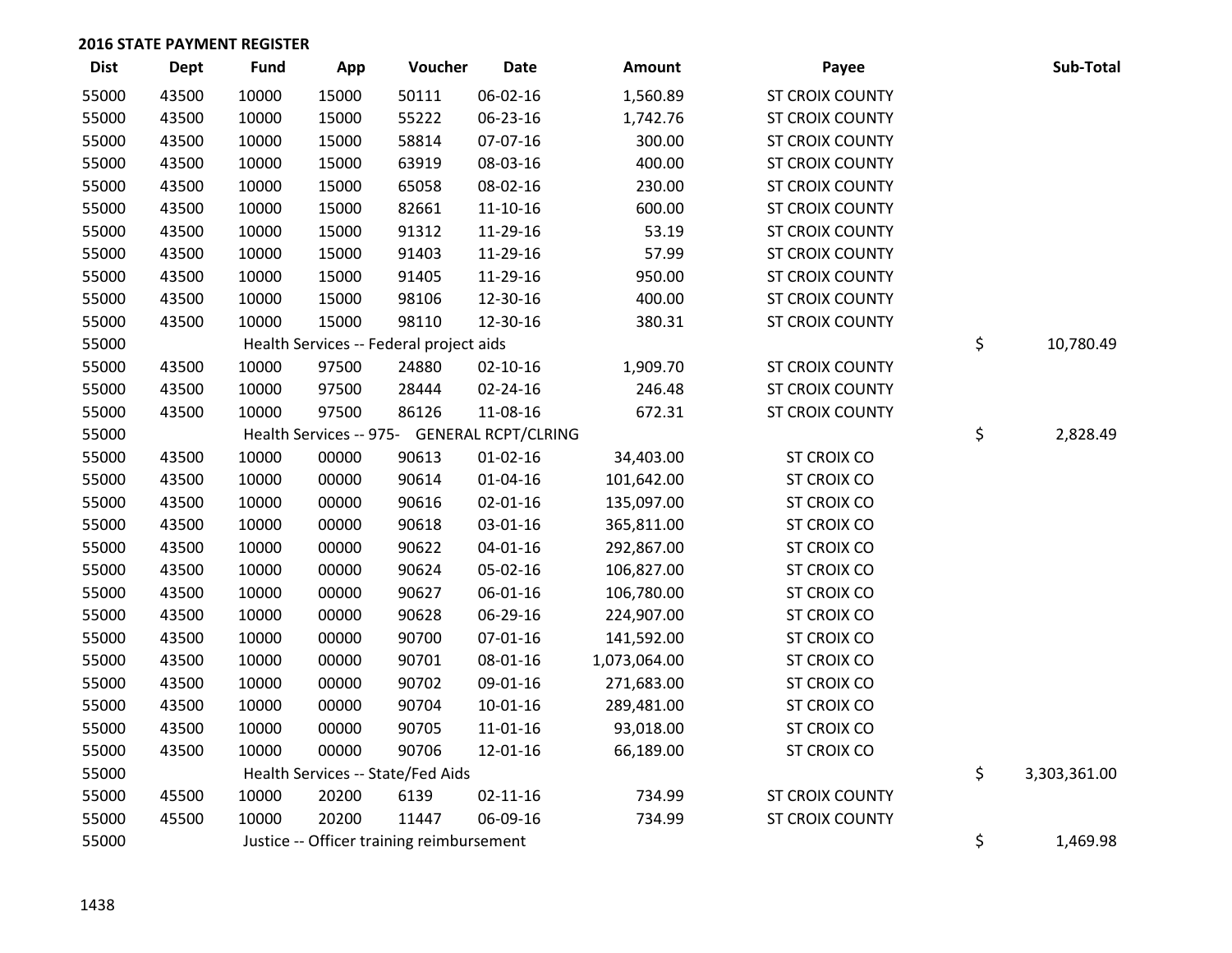## 2016 STATE PAYMENT REGISTER

| Dist | Dept | Fund | App | Voucher | Date | Amount | Payee | Sub-Total |
|---|---|---|---|---|---|---|---|---|
| 55000 | 43500 | 10000 | 15000 | 50111 | 06-02-16 | 1,560.89 | ST CROIX COUNTY | |
| 55000 | 43500 | 10000 | 15000 | 55222 | 06-23-16 | 1,742.76 | ST CROIX COUNTY | |
| 55000 | 43500 | 10000 | 15000 | 58814 | 07-07-16 | 300.00 | ST CROIX COUNTY | |
| 55000 | 43500 | 10000 | 15000 | 63919 | 08-03-16 | 400.00 | ST CROIX COUNTY | |
| 55000 | 43500 | 10000 | 15000 | 65058 | 08-02-16 | 230.00 | ST CROIX COUNTY | |
| 55000 | 43500 | 10000 | 15000 | 82661 | 11-10-16 | 600.00 | ST CROIX COUNTY | |
| 55000 | 43500 | 10000 | 15000 | 91312 | 11-29-16 | 53.19 | ST CROIX COUNTY | |
| 55000 | 43500 | 10000 | 15000 | 91403 | 11-29-16 | 57.99 | ST CROIX COUNTY | |
| 55000 | 43500 | 10000 | 15000 | 91405 | 11-29-16 | 950.00 | ST CROIX COUNTY | |
| 55000 | 43500 | 10000 | 15000 | 98106 | 12-30-16 | 400.00 | ST CROIX COUNTY | |
| 55000 | 43500 | 10000 | 15000 | 98110 | 12-30-16 | 380.31 | ST CROIX COUNTY | |
| 55000 | | Health Services -- Federal project aids | | | | | | $ 10,780.49 |
| 55000 | 43500 | 10000 | 97500 | 24880 | 02-10-16 | 1,909.70 | ST CROIX COUNTY | |
| 55000 | 43500 | 10000 | 97500 | 28444 | 02-24-16 | 246.48 | ST CROIX COUNTY | |
| 55000 | 43500 | 10000 | 97500 | 86126 | 11-08-16 | 672.31 | ST CROIX COUNTY | |
| 55000 | | Health Services -- 975- GENERAL RCPT/CLRING | | | | | | $ 2,828.49 |
| 55000 | 43500 | 10000 | 00000 | 90613 | 01-02-16 | 34,403.00 | ST CROIX CO | |
| 55000 | 43500 | 10000 | 00000 | 90614 | 01-04-16 | 101,642.00 | ST CROIX CO | |
| 55000 | 43500 | 10000 | 00000 | 90616 | 02-01-16 | 135,097.00 | ST CROIX CO | |
| 55000 | 43500 | 10000 | 00000 | 90618 | 03-01-16 | 365,811.00 | ST CROIX CO | |
| 55000 | 43500 | 10000 | 00000 | 90622 | 04-01-16 | 292,867.00 | ST CROIX CO | |
| 55000 | 43500 | 10000 | 00000 | 90624 | 05-02-16 | 106,827.00 | ST CROIX CO | |
| 55000 | 43500 | 10000 | 00000 | 90627 | 06-01-16 | 106,780.00 | ST CROIX CO | |
| 55000 | 43500 | 10000 | 00000 | 90628 | 06-29-16 | 224,907.00 | ST CROIX CO | |
| 55000 | 43500 | 10000 | 00000 | 90700 | 07-01-16 | 141,592.00 | ST CROIX CO | |
| 55000 | 43500 | 10000 | 00000 | 90701 | 08-01-16 | 1,073,064.00 | ST CROIX CO | |
| 55000 | 43500 | 10000 | 00000 | 90702 | 09-01-16 | 271,683.00 | ST CROIX CO | |
| 55000 | 43500 | 10000 | 00000 | 90704 | 10-01-16 | 289,481.00 | ST CROIX CO | |
| 55000 | 43500 | 10000 | 00000 | 90705 | 11-01-16 | 93,018.00 | ST CROIX CO | |
| 55000 | 43500 | 10000 | 00000 | 90706 | 12-01-16 | 66,189.00 | ST CROIX CO | |
| 55000 | | Health Services -- State/Fed Aids | | | | | | $ 3,303,361.00 |
| 55000 | 45500 | 10000 | 20200 | 6139 | 02-11-16 | 734.99 | ST CROIX COUNTY | |
| 55000 | 45500 | 10000 | 20200 | 11447 | 06-09-16 | 734.99 | ST CROIX COUNTY | |
| 55000 | | Justice -- Officer training reimbursement | | | | | | $ 1,469.98 |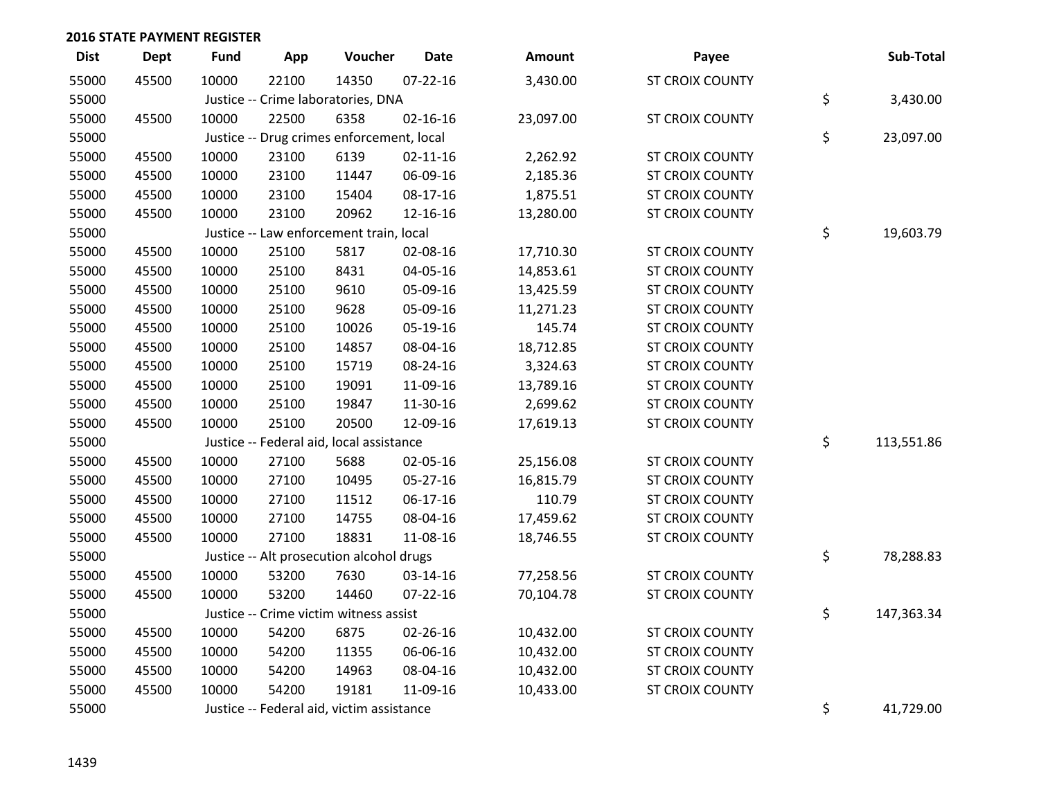## 2016 STATE PAYMENT REGISTER

| Dist | Dept | Fund | App | Voucher | Date | Amount | Payee | | Sub-Total |
|---|---|---|---|---|---|---|---|---|---|
| 55000 | 45500 | 10000 | 22100 | 14350 | 07-22-16 | 3,430.00 | ST CROIX COUNTY | | |
| 55000 | | Justice -- Crime laboratories, DNA | | | | | | $ | 3,430.00 |
| 55000 | 45500 | 10000 | 22500 | 6358 | 02-16-16 | 23,097.00 | ST CROIX COUNTY | | |
| 55000 | | Justice -- Drug crimes enforcement, local | | | | | | $ | 23,097.00 |
| 55000 | 45500 | 10000 | 23100 | 6139 | 02-11-16 | 2,262.92 | ST CROIX COUNTY | | |
| 55000 | 45500 | 10000 | 23100 | 11447 | 06-09-16 | 2,185.36 | ST CROIX COUNTY | | |
| 55000 | 45500 | 10000 | 23100 | 15404 | 08-17-16 | 1,875.51 | ST CROIX COUNTY | | |
| 55000 | 45500 | 10000 | 23100 | 20962 | 12-16-16 | 13,280.00 | ST CROIX COUNTY | | |
| 55000 | | Justice -- Law enforcement train, local | | | | | | $ | 19,603.79 |
| 55000 | 45500 | 10000 | 25100 | 5817 | 02-08-16 | 17,710.30 | ST CROIX COUNTY | | |
| 55000 | 45500 | 10000 | 25100 | 8431 | 04-05-16 | 14,853.61 | ST CROIX COUNTY | | |
| 55000 | 45500 | 10000 | 25100 | 9610 | 05-09-16 | 13,425.59 | ST CROIX COUNTY | | |
| 55000 | 45500 | 10000 | 25100 | 9628 | 05-09-16 | 11,271.23 | ST CROIX COUNTY | | |
| 55000 | 45500 | 10000 | 25100 | 10026 | 05-19-16 | 145.74 | ST CROIX COUNTY | | |
| 55000 | 45500 | 10000 | 25100 | 14857 | 08-04-16 | 18,712.85 | ST CROIX COUNTY | | |
| 55000 | 45500 | 10000 | 25100 | 15719 | 08-24-16 | 3,324.63 | ST CROIX COUNTY | | |
| 55000 | 45500 | 10000 | 25100 | 19091 | 11-09-16 | 13,789.16 | ST CROIX COUNTY | | |
| 55000 | 45500 | 10000 | 25100 | 19847 | 11-30-16 | 2,699.62 | ST CROIX COUNTY | | |
| 55000 | 45500 | 10000 | 25100 | 20500 | 12-09-16 | 17,619.13 | ST CROIX COUNTY | | |
| 55000 | | Justice -- Federal aid, local assistance | | | | | | $ | 113,551.86 |
| 55000 | 45500 | 10000 | 27100 | 5688 | 02-05-16 | 25,156.08 | ST CROIX COUNTY | | |
| 55000 | 45500 | 10000 | 27100 | 10495 | 05-27-16 | 16,815.79 | ST CROIX COUNTY | | |
| 55000 | 45500 | 10000 | 27100 | 11512 | 06-17-16 | 110.79 | ST CROIX COUNTY | | |
| 55000 | 45500 | 10000 | 27100 | 14755 | 08-04-16 | 17,459.62 | ST CROIX COUNTY | | |
| 55000 | 45500 | 10000 | 27100 | 18831 | 11-08-16 | 18,746.55 | ST CROIX COUNTY | | |
| 55000 | | Justice -- Alt prosecution alcohol drugs | | | | | | $ | 78,288.83 |
| 55000 | 45500 | 10000 | 53200 | 7630 | 03-14-16 | 77,258.56 | ST CROIX COUNTY | | |
| 55000 | 45500 | 10000 | 53200 | 14460 | 07-22-16 | 70,104.78 | ST CROIX COUNTY | | |
| 55000 | | Justice -- Crime victim witness assist | | | | | | $ | 147,363.34 |
| 55000 | 45500 | 10000 | 54200 | 6875 | 02-26-16 | 10,432.00 | ST CROIX COUNTY | | |
| 55000 | 45500 | 10000 | 54200 | 11355 | 06-06-16 | 10,432.00 | ST CROIX COUNTY | | |
| 55000 | 45500 | 10000 | 54200 | 14963 | 08-04-16 | 10,432.00 | ST CROIX COUNTY | | |
| 55000 | 45500 | 10000 | 54200 | 19181 | 11-09-16 | 10,433.00 | ST CROIX COUNTY | | |
| 55000 | | Justice -- Federal aid, victim assistance | | | | | | $ | 41,729.00 |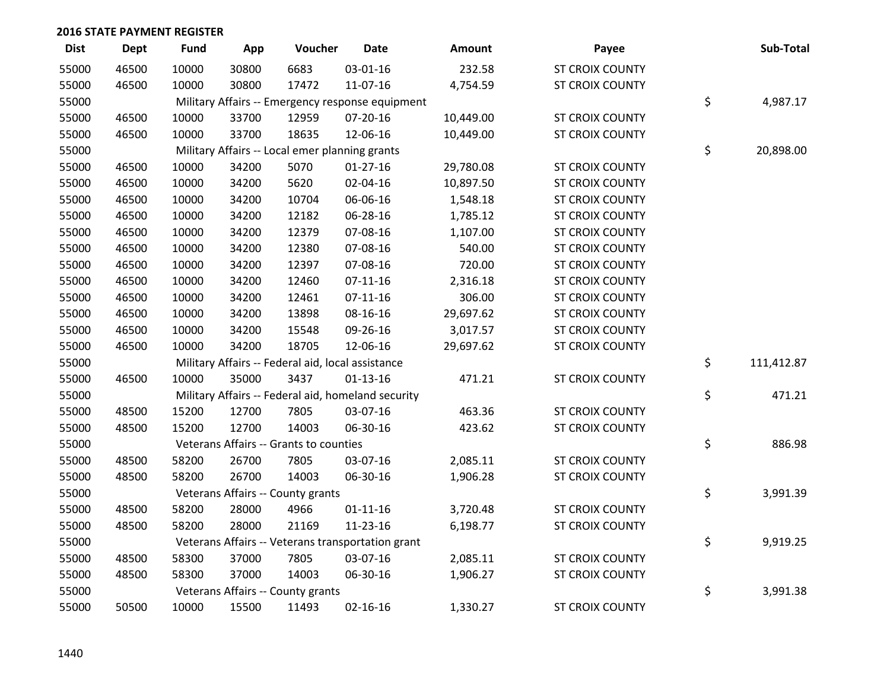## 2016 STATE PAYMENT REGISTER

| Dist | Dept | Fund | App | Voucher | Date | Amount | Payee | Sub-Total |
|---|---|---|---|---|---|---|---|---|
| 55000 | 46500 | 10000 | 30800 | 6683 | 03-01-16 | 232.58 | ST CROIX COUNTY | |
| 55000 | 46500 | 10000 | 30800 | 17472 | 11-07-16 | 4,754.59 | ST CROIX COUNTY | |
| 55000 | | Military Affairs -- Emergency response equipment | | | | | | $ 4,987.17 |
| 55000 | 46500 | 10000 | 33700 | 12959 | 07-20-16 | 10,449.00 | ST CROIX COUNTY | |
| 55000 | 46500 | 10000 | 33700 | 18635 | 12-06-16 | 10,449.00 | ST CROIX COUNTY | |
| 55000 | | Military Affairs -- Local emer planning grants | | | | | | $ 20,898.00 |
| 55000 | 46500 | 10000 | 34200 | 5070 | 01-27-16 | 29,780.08 | ST CROIX COUNTY | |
| 55000 | 46500 | 10000 | 34200 | 5620 | 02-04-16 | 10,897.50 | ST CROIX COUNTY | |
| 55000 | 46500 | 10000 | 34200 | 10704 | 06-06-16 | 1,548.18 | ST CROIX COUNTY | |
| 55000 | 46500 | 10000 | 34200 | 12182 | 06-28-16 | 1,785.12 | ST CROIX COUNTY | |
| 55000 | 46500 | 10000 | 34200 | 12379 | 07-08-16 | 1,107.00 | ST CROIX COUNTY | |
| 55000 | 46500 | 10000 | 34200 | 12380 | 07-08-16 | 540.00 | ST CROIX COUNTY | |
| 55000 | 46500 | 10000 | 34200 | 12397 | 07-08-16 | 720.00 | ST CROIX COUNTY | |
| 55000 | 46500 | 10000 | 34200 | 12460 | 07-11-16 | 2,316.18 | ST CROIX COUNTY | |
| 55000 | 46500 | 10000 | 34200 | 12461 | 07-11-16 | 306.00 | ST CROIX COUNTY | |
| 55000 | 46500 | 10000 | 34200 | 13898 | 08-16-16 | 29,697.62 | ST CROIX COUNTY | |
| 55000 | 46500 | 10000 | 34200 | 15548 | 09-26-16 | 3,017.57 | ST CROIX COUNTY | |
| 55000 | 46500 | 10000 | 34200 | 18705 | 12-06-16 | 29,697.62 | ST CROIX COUNTY | |
| 55000 | | Military Affairs -- Federal aid, local assistance | | | | | | $ 111,412.87 |
| 55000 | 46500 | 10000 | 35000 | 3437 | 01-13-16 | 471.21 | ST CROIX COUNTY | |
| 55000 | | Military Affairs -- Federal aid, homeland security | | | | | | $ 471.21 |
| 55000 | 48500 | 15200 | 12700 | 7805 | 03-07-16 | 463.36 | ST CROIX COUNTY | |
| 55000 | 48500 | 15200 | 12700 | 14003 | 06-30-16 | 423.62 | ST CROIX COUNTY | |
| 55000 | | Veterans Affairs -- Grants to counties | | | | | | $ 886.98 |
| 55000 | 48500 | 58200 | 26700 | 7805 | 03-07-16 | 2,085.11 | ST CROIX COUNTY | |
| 55000 | 48500 | 58200 | 26700 | 14003 | 06-30-16 | 1,906.28 | ST CROIX COUNTY | |
| 55000 | | Veterans Affairs -- County grants | | | | | | $ 3,991.39 |
| 55000 | 48500 | 58200 | 28000 | 4966 | 01-11-16 | 3,720.48 | ST CROIX COUNTY | |
| 55000 | 48500 | 58200 | 28000 | 21169 | 11-23-16 | 6,198.77 | ST CROIX COUNTY | |
| 55000 | | Veterans Affairs -- Veterans transportation grant | | | | | | $ 9,919.25 |
| 55000 | 48500 | 58300 | 37000 | 7805 | 03-07-16 | 2,085.11 | ST CROIX COUNTY | |
| 55000 | 48500 | 58300 | 37000 | 14003 | 06-30-16 | 1,906.27 | ST CROIX COUNTY | |
| 55000 | | Veterans Affairs -- County grants | | | | | | $ 3,991.38 |
| 55000 | 50500 | 10000 | 15500 | 11493 | 02-16-16 | 1,330.27 | ST CROIX COUNTY | |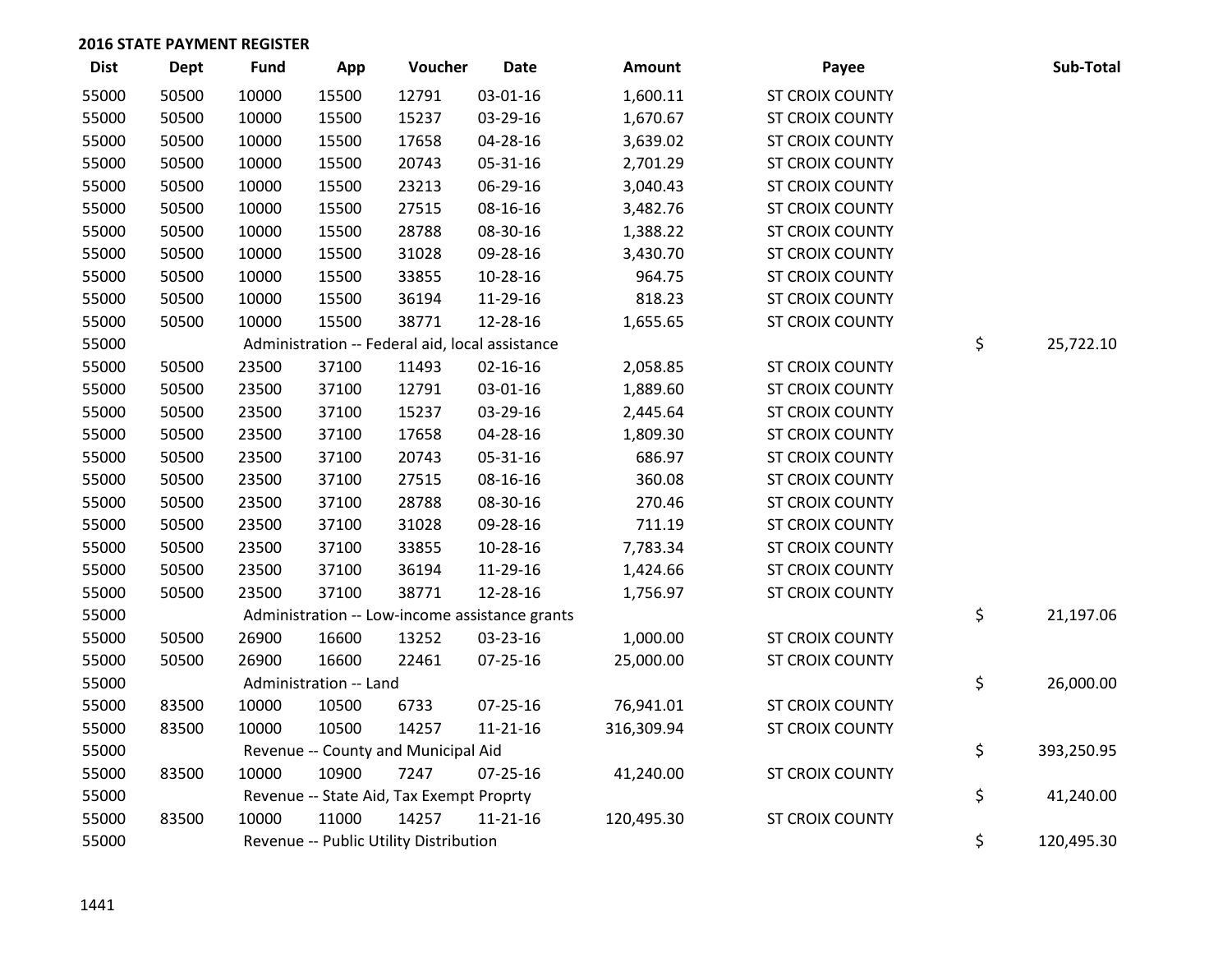## 2016 STATE PAYMENT REGISTER

| Dist | Dept | Fund | App | Voucher | Date | Amount | Payee | Sub-Total |
|---|---|---|---|---|---|---|---|---|
| 55000 | 50500 | 10000 | 15500 | 12791 | 03-01-16 | 1,600.11 | ST CROIX COUNTY | |
| 55000 | 50500 | 10000 | 15500 | 15237 | 03-29-16 | 1,670.67 | ST CROIX COUNTY | |
| 55000 | 50500 | 10000 | 15500 | 17658 | 04-28-16 | 3,639.02 | ST CROIX COUNTY | |
| 55000 | 50500 | 10000 | 15500 | 20743 | 05-31-16 | 2,701.29 | ST CROIX COUNTY | |
| 55000 | 50500 | 10000 | 15500 | 23213 | 06-29-16 | 3,040.43 | ST CROIX COUNTY | |
| 55000 | 50500 | 10000 | 15500 | 27515 | 08-16-16 | 3,482.76 | ST CROIX COUNTY | |
| 55000 | 50500 | 10000 | 15500 | 28788 | 08-30-16 | 1,388.22 | ST CROIX COUNTY | |
| 55000 | 50500 | 10000 | 15500 | 31028 | 09-28-16 | 3,430.70 | ST CROIX COUNTY | |
| 55000 | 50500 | 10000 | 15500 | 33855 | 10-28-16 | 964.75 | ST CROIX COUNTY | |
| 55000 | 50500 | 10000 | 15500 | 36194 | 11-29-16 | 818.23 | ST CROIX COUNTY | |
| 55000 | 50500 | 10000 | 15500 | 38771 | 12-28-16 | 1,655.65 | ST CROIX COUNTY | |
| 55000 | | Administration -- Federal aid, local assistance | | | | | | $ 25,722.10 |
| 55000 | 50500 | 23500 | 37100 | 11493 | 02-16-16 | 2,058.85 | ST CROIX COUNTY | |
| 55000 | 50500 | 23500 | 37100 | 12791 | 03-01-16 | 1,889.60 | ST CROIX COUNTY | |
| 55000 | 50500 | 23500 | 37100 | 15237 | 03-29-16 | 2,445.64 | ST CROIX COUNTY | |
| 55000 | 50500 | 23500 | 37100 | 17658 | 04-28-16 | 1,809.30 | ST CROIX COUNTY | |
| 55000 | 50500 | 23500 | 37100 | 20743 | 05-31-16 | 686.97 | ST CROIX COUNTY | |
| 55000 | 50500 | 23500 | 37100 | 27515 | 08-16-16 | 360.08 | ST CROIX COUNTY | |
| 55000 | 50500 | 23500 | 37100 | 28788 | 08-30-16 | 270.46 | ST CROIX COUNTY | |
| 55000 | 50500 | 23500 | 37100 | 31028 | 09-28-16 | 711.19 | ST CROIX COUNTY | |
| 55000 | 50500 | 23500 | 37100 | 33855 | 10-28-16 | 7,783.34 | ST CROIX COUNTY | |
| 55000 | 50500 | 23500 | 37100 | 36194 | 11-29-16 | 1,424.66 | ST CROIX COUNTY | |
| 55000 | 50500 | 23500 | 37100 | 38771 | 12-28-16 | 1,756.97 | ST CROIX COUNTY | |
| 55000 | | Administration -- Low-income assistance grants | | | | | | $ 21,197.06 |
| 55000 | 50500 | 26900 | 16600 | 13252 | 03-23-16 | 1,000.00 | ST CROIX COUNTY | |
| 55000 | 50500 | 26900 | 16600 | 22461 | 07-25-16 | 25,000.00 | ST CROIX COUNTY | |
| 55000 | | Administration -- Land | | | | | | $ 26,000.00 |
| 55000 | 83500 | 10000 | 10500 | 6733 | 07-25-16 | 76,941.01 | ST CROIX COUNTY | |
| 55000 | 83500 | 10000 | 10500 | 14257 | 11-21-16 | 316,309.94 | ST CROIX COUNTY | |
| 55000 | | Revenue -- County and Municipal Aid | | | | | | $ 393,250.95 |
| 55000 | 83500 | 10000 | 10900 | 7247 | 07-25-16 | 41,240.00 | ST CROIX COUNTY | |
| 55000 | | Revenue -- State Aid, Tax Exempt Proprty | | | | | | $ 41,240.00 |
| 55000 | 83500 | 10000 | 11000 | 14257 | 11-21-16 | 120,495.30 | ST CROIX COUNTY | |
| 55000 | | Revenue -- Public Utility Distribution | | | | | | $ 120,495.30 |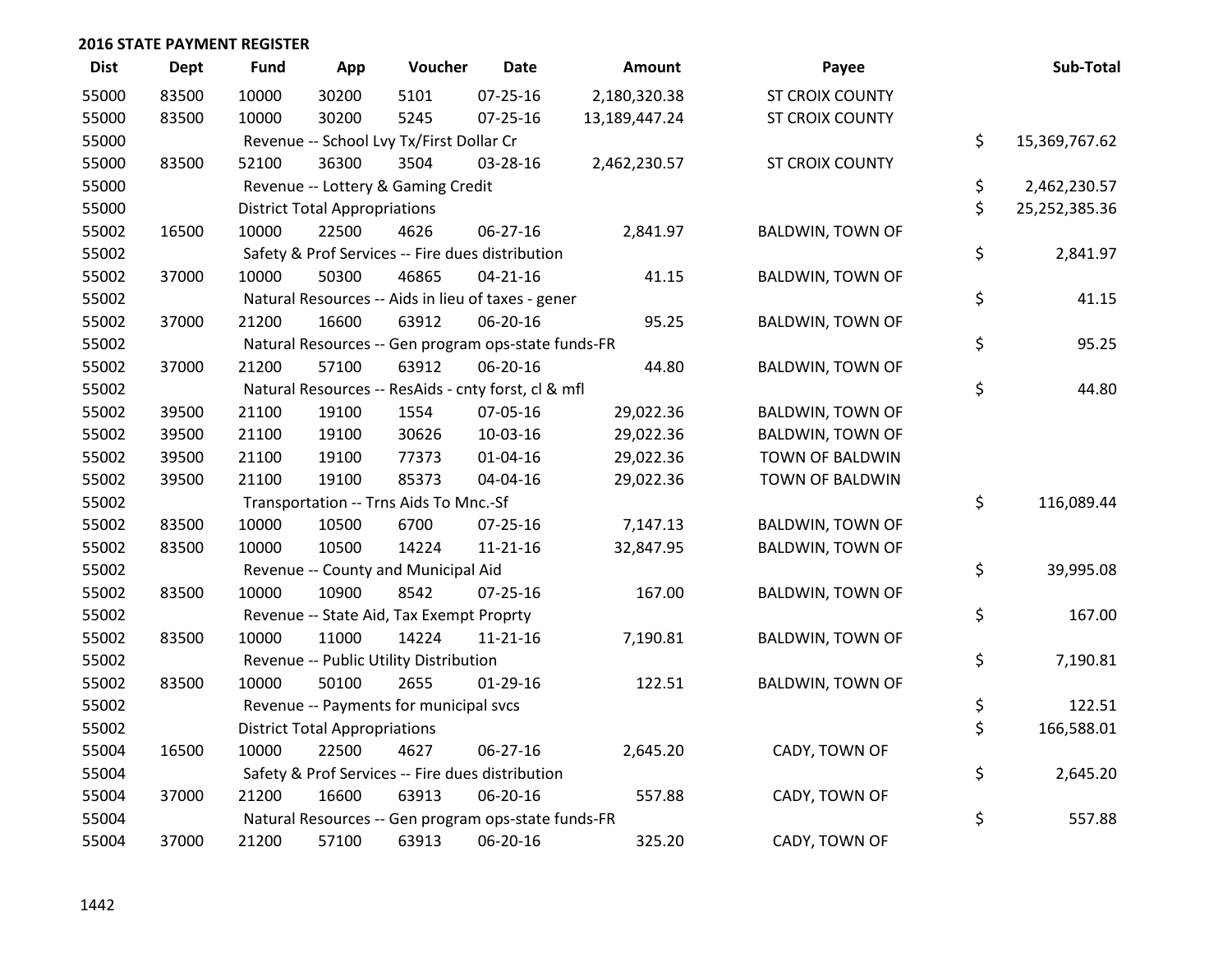## 2016 STATE PAYMENT REGISTER

| Dist | Dept | Fund | App | Voucher | Date | Amount | Payee | Sub-Total |
|---|---|---|---|---|---|---|---|---|
| 55000 | 83500 | 10000 | 30200 | 5101 | 07-25-16 | 2,180,320.38 | ST CROIX COUNTY | |
| 55000 | 83500 | 10000 | 30200 | 5245 | 07-25-16 | 13,189,447.24 | ST CROIX COUNTY | |
| 55000 | | Revenue -- School Lvy Tx/First Dollar Cr | | | | | | $ 15,369,767.62 |
| 55000 | 83500 | 52100 | 36300 | 3504 | 03-28-16 | 2,462,230.57 | ST CROIX COUNTY | |
| 55000 | | Revenue -- Lottery & Gaming Credit | | | | | | $ 2,462,230.57 |
| 55000 | | District Total Appropriations | | | | | | $ 25,252,385.36 |
| 55002 | 16500 | 10000 | 22500 | 4626 | 06-27-16 | 2,841.97 | BALDWIN, TOWN OF | |
| 55002 | | Safety & Prof Services -- Fire dues distribution | | | | | | $ 2,841.97 |
| 55002 | 37000 | 10000 | 50300 | 46865 | 04-21-16 | 41.15 | BALDWIN, TOWN OF | |
| 55002 | | Natural Resources -- Aids in lieu of taxes - gener | | | | | | $ 41.15 |
| 55002 | 37000 | 21200 | 16600 | 63912 | 06-20-16 | 95.25 | BALDWIN, TOWN OF | |
| 55002 | | Natural Resources -- Gen program ops-state funds-FR | | | | | | $ 95.25 |
| 55002 | 37000 | 21200 | 57100 | 63912 | 06-20-16 | 44.80 | BALDWIN, TOWN OF | |
| 55002 | | Natural Resources -- ResAids - cnty forst, cl & mfl | | | | | | $ 44.80 |
| 55002 | 39500 | 21100 | 19100 | 1554 | 07-05-16 | 29,022.36 | BALDWIN, TOWN OF | |
| 55002 | 39500 | 21100 | 19100 | 30626 | 10-03-16 | 29,022.36 | BALDWIN, TOWN OF | |
| 55002 | 39500 | 21100 | 19100 | 77373 | 01-04-16 | 29,022.36 | TOWN OF BALDWIN | |
| 55002 | 39500 | 21100 | 19100 | 85373 | 04-04-16 | 29,022.36 | TOWN OF BALDWIN | |
| 55002 | | Transportation -- Trns Aids To Mnc.-Sf | | | | | | $ 116,089.44 |
| 55002 | 83500 | 10000 | 10500 | 6700 | 07-25-16 | 7,147.13 | BALDWIN, TOWN OF | |
| 55002 | 83500 | 10000 | 10500 | 14224 | 11-21-16 | 32,847.95 | BALDWIN, TOWN OF | |
| 55002 | | Revenue -- County and Municipal Aid | | | | | | $ 39,995.08 |
| 55002 | 83500 | 10000 | 10900 | 8542 | 07-25-16 | 167.00 | BALDWIN, TOWN OF | |
| 55002 | | Revenue -- State Aid, Tax Exempt Proprty | | | | | | $ 167.00 |
| 55002 | 83500 | 10000 | 11000 | 14224 | 11-21-16 | 7,190.81 | BALDWIN, TOWN OF | |
| 55002 | | Revenue -- Public Utility Distribution | | | | | | $ 7,190.81 |
| 55002 | 83500 | 10000 | 50100 | 2655 | 01-29-16 | 122.51 | BALDWIN, TOWN OF | |
| 55002 | | Revenue -- Payments for municipal svcs | | | | | | $ 122.51 |
| 55002 | | District Total Appropriations | | | | | | $ 166,588.01 |
| 55004 | 16500 | 10000 | 22500 | 4627 | 06-27-16 | 2,645.20 | CADY, TOWN OF | |
| 55004 | | Safety & Prof Services -- Fire dues distribution | | | | | | $ 2,645.20 |
| 55004 | 37000 | 21200 | 16600 | 63913 | 06-20-16 | 557.88 | CADY, TOWN OF | |
| 55004 | | Natural Resources -- Gen program ops-state funds-FR | | | | | | $ 557.88 |
| 55004 | 37000 | 21200 | 57100 | 63913 | 06-20-16 | 325.20 | CADY, TOWN OF | |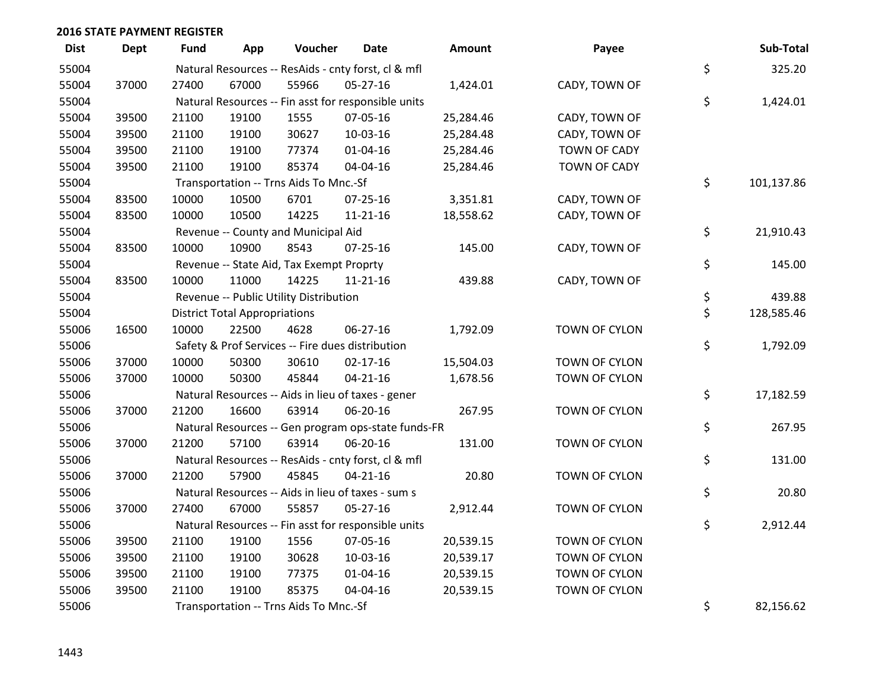## 2016 STATE PAYMENT REGISTER

| Dist | Dept | Fund | App | Voucher | Date | Amount | Payee | | Sub-Total |
|---|---|---|---|---|---|---|---|---|---|
| 55004 | | Natural Resources -- ResAids - cnty forst, cl & mfl | | | | | | $ | 325.20 |
| 55004 | 37000 | 27400 | 67000 | 55966 | 05-27-16 | 1,424.01 | CADY, TOWN OF | | |
| 55004 | | Natural Resources -- Fin asst for responsible units | | | | | | $ | 1,424.01 |
| 55004 | 39500 | 21100 | 19100 | 1555 | 07-05-16 | 25,284.46 | CADY, TOWN OF | | |
| 55004 | 39500 | 21100 | 19100 | 30627 | 10-03-16 | 25,284.48 | CADY, TOWN OF | | |
| 55004 | 39500 | 21100 | 19100 | 77374 | 01-04-16 | 25,284.46 | TOWN OF CADY | | |
| 55004 | 39500 | 21100 | 19100 | 85374 | 04-04-16 | 25,284.46 | TOWN OF CADY | | |
| 55004 | | Transportation -- Trns Aids To Mnc.-Sf | | | | | | $ | 101,137.86 |
| 55004 | 83500 | 10000 | 10500 | 6701 | 07-25-16 | 3,351.81 | CADY, TOWN OF | | |
| 55004 | 83500 | 10000 | 10500 | 14225 | 11-21-16 | 18,558.62 | CADY, TOWN OF | | |
| 55004 | | Revenue -- County and Municipal Aid | | | | | | $ | 21,910.43 |
| 55004 | 83500 | 10000 | 10900 | 8543 | 07-25-16 | 145.00 | CADY, TOWN OF | | |
| 55004 | | Revenue -- State Aid, Tax Exempt Proprty | | | | | | $ | 145.00 |
| 55004 | 83500 | 10000 | 11000 | 14225 | 11-21-16 | 439.88 | CADY, TOWN OF | | |
| 55004 | | Revenue -- Public Utility Distribution | | | | | | $ | 439.88 |
| 55004 | | District Total Appropriations | | | | | | $ | 128,585.46 |
| 55006 | 16500 | 10000 | 22500 | 4628 | 06-27-16 | 1,792.09 | TOWN OF CYLON | | |
| 55006 | | Safety & Prof Services -- Fire dues distribution | | | | | | $ | 1,792.09 |
| 55006 | 37000 | 10000 | 50300 | 30610 | 02-17-16 | 15,504.03 | TOWN OF CYLON | | |
| 55006 | 37000 | 10000 | 50300 | 45844 | 04-21-16 | 1,678.56 | TOWN OF CYLON | | |
| 55006 | | Natural Resources -- Aids in lieu of taxes - gener | | | | | | $ | 17,182.59 |
| 55006 | 37000 | 21200 | 16600 | 63914 | 06-20-16 | 267.95 | TOWN OF CYLON | | |
| 55006 | | Natural Resources -- Gen program ops-state funds-FR | | | | | | $ | 267.95 |
| 55006 | 37000 | 21200 | 57100 | 63914 | 06-20-16 | 131.00 | TOWN OF CYLON | | |
| 55006 | | Natural Resources -- ResAids - cnty forst, cl & mfl | | | | | | $ | 131.00 |
| 55006 | 37000 | 21200 | 57900 | 45845 | 04-21-16 | 20.80 | TOWN OF CYLON | | |
| 55006 | | Natural Resources -- Aids in lieu of taxes - sum s | | | | | | $ | 20.80 |
| 55006 | 37000 | 27400 | 67000 | 55857 | 05-27-16 | 2,912.44 | TOWN OF CYLON | | |
| 55006 | | Natural Resources -- Fin asst for responsible units | | | | | | $ | 2,912.44 |
| 55006 | 39500 | 21100 | 19100 | 1556 | 07-05-16 | 20,539.15 | TOWN OF CYLON | | |
| 55006 | 39500 | 21100 | 19100 | 30628 | 10-03-16 | 20,539.17 | TOWN OF CYLON | | |
| 55006 | 39500 | 21100 | 19100 | 77375 | 01-04-16 | 20,539.15 | TOWN OF CYLON | | |
| 55006 | 39500 | 21100 | 19100 | 85375 | 04-04-16 | 20,539.15 | TOWN OF CYLON | | |
| 55006 | | Transportation -- Trns Aids To Mnc.-Sf | | | | | | $ | 82,156.62 |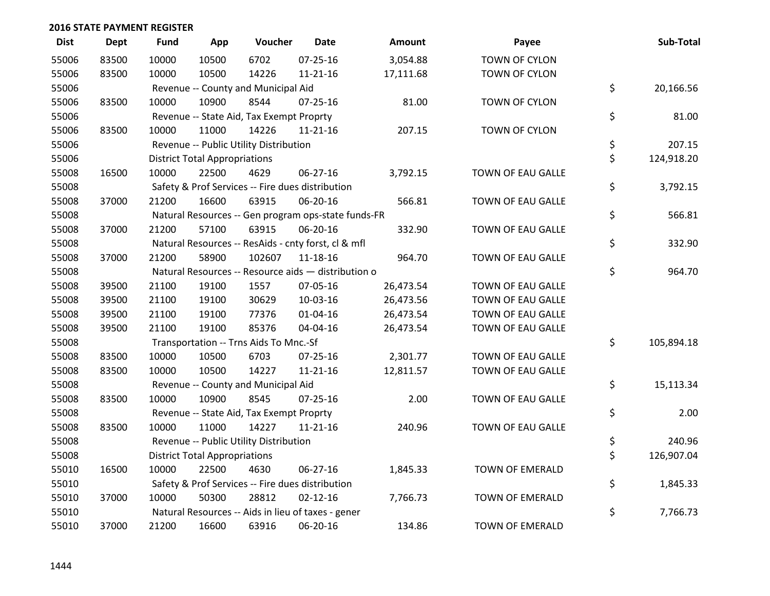## 2016 STATE PAYMENT REGISTER

| Dist | Dept | Fund | App | Voucher | Date | Amount | Payee | Sub-Total |
|---|---|---|---|---|---|---|---|---|
| 55006 | 83500 | 10000 | 10500 | 6702 | 07-25-16 | 3,054.88 | TOWN OF CYLON | |
| 55006 | 83500 | 10000 | 10500 | 14226 | 11-21-16 | 17,111.68 | TOWN OF CYLON | |
| 55006 | | Revenue -- County and Municipal Aid | | | | | | $ 20,166.56 |
| 55006 | 83500 | 10000 | 10900 | 8544 | 07-25-16 | 81.00 | TOWN OF CYLON | |
| 55006 | | Revenue -- State Aid, Tax Exempt Proprty | | | | | | $ 81.00 |
| 55006 | 83500 | 10000 | 11000 | 14226 | 11-21-16 | 207.15 | TOWN OF CYLON | |
| 55006 | | Revenue -- Public Utility Distribution | | | | | | $ 207.15 |
| 55006 | | District Total Appropriations | | | | | | $ 124,918.20 |
| 55008 | 16500 | 10000 | 22500 | 4629 | 06-27-16 | 3,792.15 | TOWN OF EAU GALLE | |
| 55008 | | Safety & Prof Services -- Fire dues distribution | | | | | | $ 3,792.15 |
| 55008 | 37000 | 21200 | 16600 | 63915 | 06-20-16 | 566.81 | TOWN OF EAU GALLE | |
| 55008 | | Natural Resources -- Gen program ops-state funds-FR | | | | | | $ 566.81 |
| 55008 | 37000 | 21200 | 57100 | 63915 | 06-20-16 | 332.90 | TOWN OF EAU GALLE | |
| 55008 | | Natural Resources -- ResAids - cnty forst, cl & mfl | | | | | | $ 332.90 |
| 55008 | 37000 | 21200 | 58900 | 102607 | 11-18-16 | 964.70 | TOWN OF EAU GALLE | |
| 55008 | | Natural Resources -- Resource aids — distribution o | | | | | | $ 964.70 |
| 55008 | 39500 | 21100 | 19100 | 1557 | 07-05-16 | 26,473.54 | TOWN OF EAU GALLE | |
| 55008 | 39500 | 21100 | 19100 | 30629 | 10-03-16 | 26,473.56 | TOWN OF EAU GALLE | |
| 55008 | 39500 | 21100 | 19100 | 77376 | 01-04-16 | 26,473.54 | TOWN OF EAU GALLE | |
| 55008 | 39500 | 21100 | 19100 | 85376 | 04-04-16 | 26,473.54 | TOWN OF EAU GALLE | |
| 55008 | | Transportation -- Trns Aids To Mnc.-Sf | | | | | | $ 105,894.18 |
| 55008 | 83500 | 10000 | 10500 | 6703 | 07-25-16 | 2,301.77 | TOWN OF EAU GALLE | |
| 55008 | 83500 | 10000 | 10500 | 14227 | 11-21-16 | 12,811.57 | TOWN OF EAU GALLE | |
| 55008 | | Revenue -- County and Municipal Aid | | | | | | $ 15,113.34 |
| 55008 | 83500 | 10000 | 10900 | 8545 | 07-25-16 | 2.00 | TOWN OF EAU GALLE | |
| 55008 | | Revenue -- State Aid, Tax Exempt Proprty | | | | | | $ 2.00 |
| 55008 | 83500 | 10000 | 11000 | 14227 | 11-21-16 | 240.96 | TOWN OF EAU GALLE | |
| 55008 | | Revenue -- Public Utility Distribution | | | | | | $ 240.96 |
| 55008 | | District Total Appropriations | | | | | | $ 126,907.04 |
| 55010 | 16500 | 10000 | 22500 | 4630 | 06-27-16 | 1,845.33 | TOWN OF EMERALD | |
| 55010 | | Safety & Prof Services -- Fire dues distribution | | | | | | $ 1,845.33 |
| 55010 | 37000 | 10000 | 50300 | 28812 | 02-12-16 | 7,766.73 | TOWN OF EMERALD | |
| 55010 | | Natural Resources -- Aids in lieu of taxes - gener | | | | | | $ 7,766.73 |
| 55010 | 37000 | 21200 | 16600 | 63916 | 06-20-16 | 134.86 | TOWN OF EMERALD | |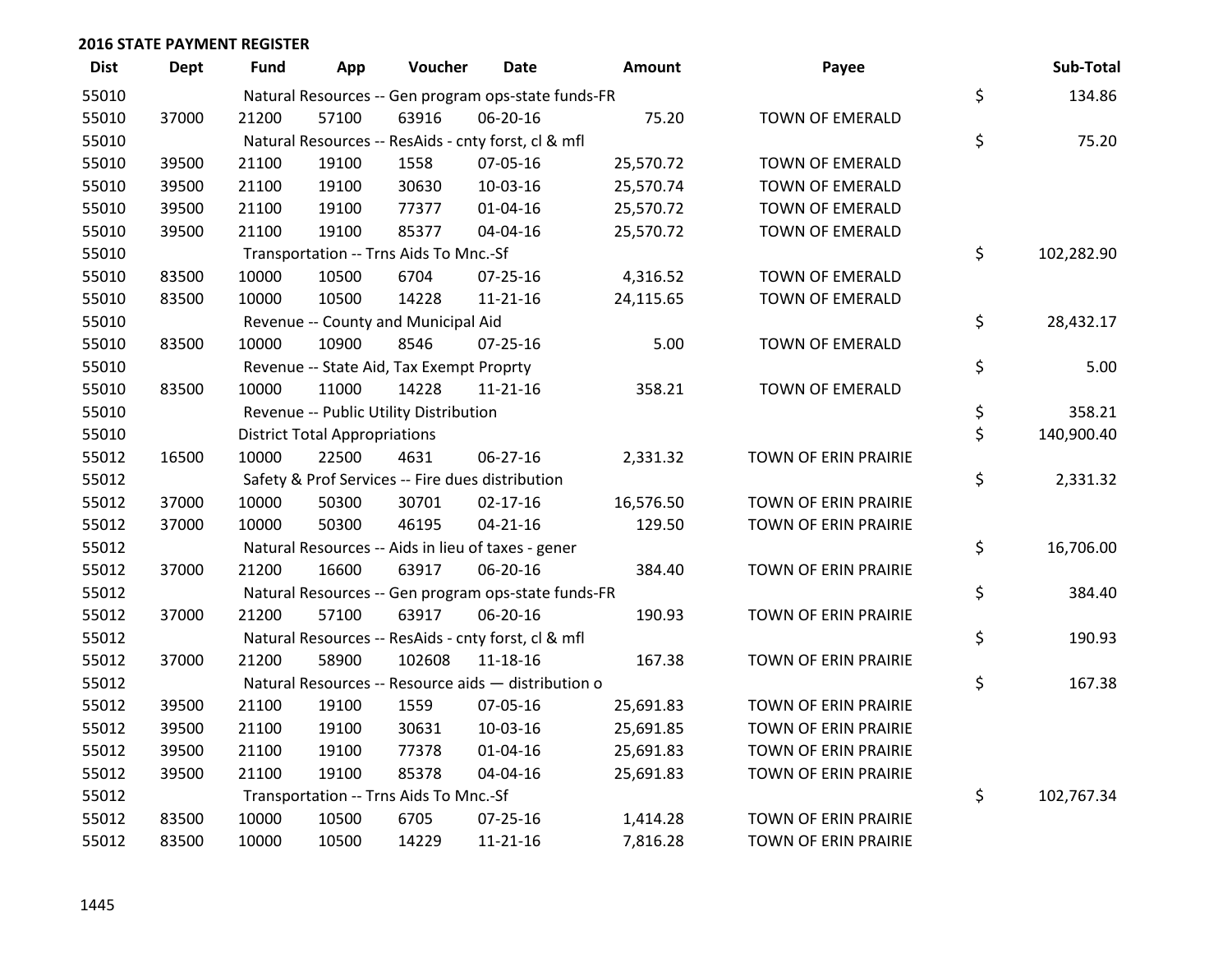**2016 STATE PAYMENT REGISTER**

| Dist | Dept | Fund | App | Voucher | Date | Amount | Payee | | Sub-Total |
|---|---|---|---|---|---|---|---|---|---|
| 55010 | | Natural Resources -- Gen program ops-state funds-FR | | | | | | $ | 134.86 |
| 55010 | 37000 | 21200 | 57100 | 63916 | 06-20-16 | 75.20 | TOWN OF EMERALD | | |
| 55010 | | Natural Resources -- ResAids - cnty forst, cl & mfl | | | | | | $ | 75.20 |
| 55010 | 39500 | 21100 | 19100 | 1558 | 07-05-16 | 25,570.72 | TOWN OF EMERALD | | |
| 55010 | 39500 | 21100 | 19100 | 30630 | 10-03-16 | 25,570.74 | TOWN OF EMERALD | | |
| 55010 | 39500 | 21100 | 19100 | 77377 | 01-04-16 | 25,570.72 | TOWN OF EMERALD | | |
| 55010 | 39500 | 21100 | 19100 | 85377 | 04-04-16 | 25,570.72 | TOWN OF EMERALD | | |
| 55010 | | Transportation -- Trns Aids To Mnc.-Sf | | | | | | $ | 102,282.90 |
| 55010 | 83500 | 10000 | 10500 | 6704 | 07-25-16 | 4,316.52 | TOWN OF EMERALD | | |
| 55010 | 83500 | 10000 | 10500 | 14228 | 11-21-16 | 24,115.65 | TOWN OF EMERALD | | |
| 55010 | | Revenue -- County and Municipal Aid | | | | | | $ | 28,432.17 |
| 55010 | 83500 | 10000 | 10900 | 8546 | 07-25-16 | 5.00 | TOWN OF EMERALD | | |
| 55010 | | Revenue -- State Aid, Tax Exempt Proprty | | | | | | $ | 5.00 |
| 55010 | 83500 | 10000 | 11000 | 14228 | 11-21-16 | 358.21 | TOWN OF EMERALD | | |
| 55010 | | Revenue -- Public Utility Distribution | | | | | | $ | 358.21 |
| 55010 | | District Total Appropriations | | | | | | $ | 140,900.40 |
| 55012 | 16500 | 10000 | 22500 | 4631 | 06-27-16 | 2,331.32 | TOWN OF ERIN PRAIRIE | | |
| 55012 | | Safety & Prof Services -- Fire dues distribution | | | | | | $ | 2,331.32 |
| 55012 | 37000 | 10000 | 50300 | 30701 | 02-17-16 | 16,576.50 | TOWN OF ERIN PRAIRIE | | |
| 55012 | 37000 | 10000 | 50300 | 46195 | 04-21-16 | 129.50 | TOWN OF ERIN PRAIRIE | | |
| 55012 | | Natural Resources -- Aids in lieu of taxes - gener | | | | | | $ | 16,706.00 |
| 55012 | 37000 | 21200 | 16600 | 63917 | 06-20-16 | 384.40 | TOWN OF ERIN PRAIRIE | | |
| 55012 | | Natural Resources -- Gen program ops-state funds-FR | | | | | | $ | 384.40 |
| 55012 | 37000 | 21200 | 57100 | 63917 | 06-20-16 | 190.93 | TOWN OF ERIN PRAIRIE | | |
| 55012 | | Natural Resources -- ResAids - cnty forst, cl & mfl | | | | | | $ | 190.93 |
| 55012 | 37000 | 21200 | 58900 | 102608 | 11-18-16 | 167.38 | TOWN OF ERIN PRAIRIE | | |
| 55012 | | Natural Resources -- Resource aids — distribution o | | | | | | $ | 167.38 |
| 55012 | 39500 | 21100 | 19100 | 1559 | 07-05-16 | 25,691.83 | TOWN OF ERIN PRAIRIE | | |
| 55012 | 39500 | 21100 | 19100 | 30631 | 10-03-16 | 25,691.85 | TOWN OF ERIN PRAIRIE | | |
| 55012 | 39500 | 21100 | 19100 | 77378 | 01-04-16 | 25,691.83 | TOWN OF ERIN PRAIRIE | | |
| 55012 | 39500 | 21100 | 19100 | 85378 | 04-04-16 | 25,691.83 | TOWN OF ERIN PRAIRIE | | |
| 55012 | | Transportation -- Trns Aids To Mnc.-Sf | | | | | | $ | 102,767.34 |
| 55012 | 83500 | 10000 | 10500 | 6705 | 07-25-16 | 1,414.28 | TOWN OF ERIN PRAIRIE | | |
| 55012 | 83500 | 10000 | 10500 | 14229 | 11-21-16 | 7,816.28 | TOWN OF ERIN PRAIRIE | | |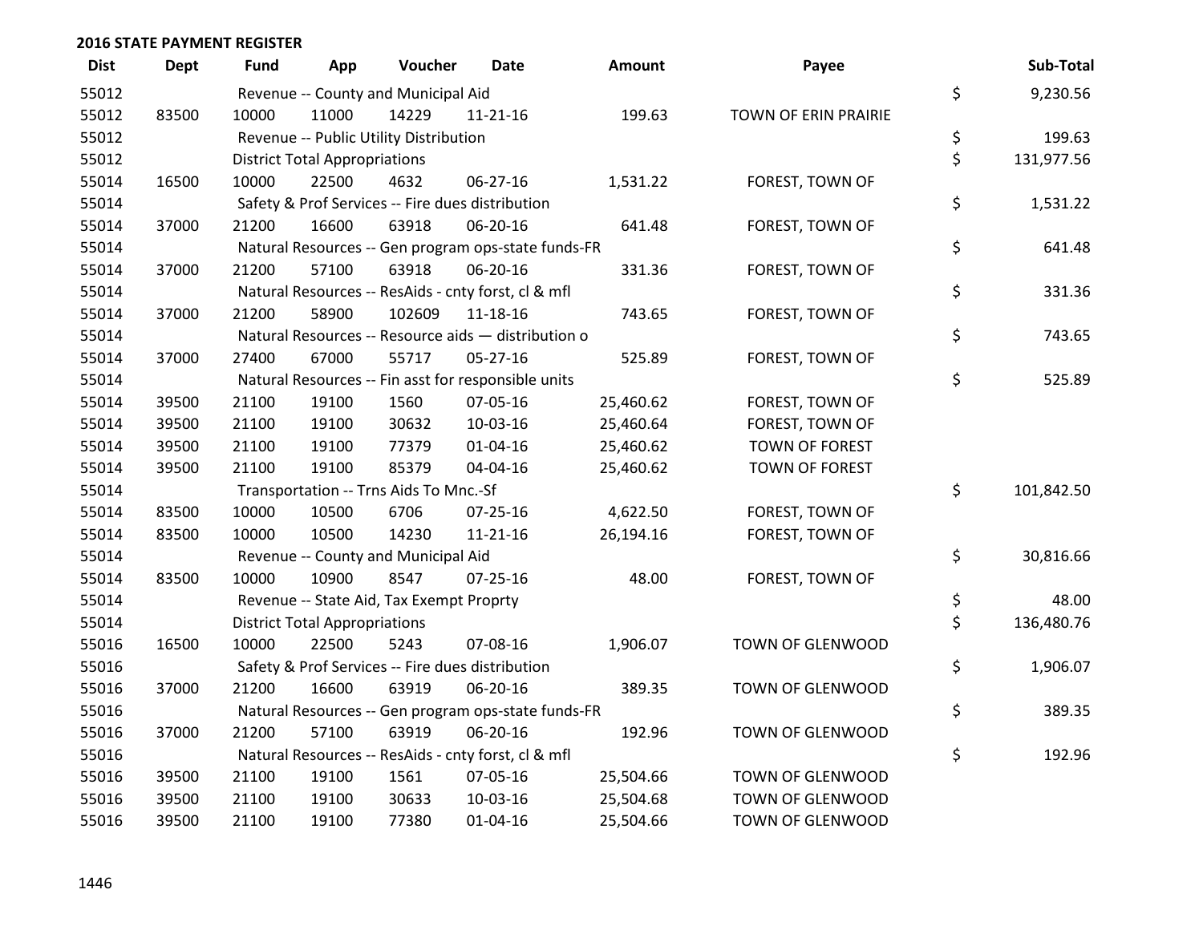## 2016 STATE PAYMENT REGISTER

| Dist | Dept | Fund | App | Voucher | Date | Amount | Payee | | Sub-Total |
|---|---|---|---|---|---|---|---|---|---|
| 55012 | | Revenue -- County and Municipal Aid | | | | | | $ | 9,230.56 |
| 55012 | 83500 | 10000 | 11000 | 14229 | 11-21-16 | 199.63 | TOWN OF ERIN PRAIRIE | | |
| 55012 | | Revenue -- Public Utility Distribution | | | | | | $ | 199.63 |
| 55012 | | District Total Appropriations | | | | | | $ | 131,977.56 |
| 55014 | 16500 | 10000 | 22500 | 4632 | 06-27-16 | 1,531.22 | FOREST, TOWN OF | | |
| 55014 | | Safety & Prof Services -- Fire dues distribution | | | | | | $ | 1,531.22 |
| 55014 | 37000 | 21200 | 16600 | 63918 | 06-20-16 | 641.48 | FOREST, TOWN OF | | |
| 55014 | | Natural Resources -- Gen program ops-state funds-FR | | | | | | $ | 641.48 |
| 55014 | 37000 | 21200 | 57100 | 63918 | 06-20-16 | 331.36 | FOREST, TOWN OF | | |
| 55014 | | Natural Resources -- ResAids - cnty forst, cl & mfl | | | | | | $ | 331.36 |
| 55014 | 37000 | 21200 | 58900 | 102609 | 11-18-16 | 743.65 | FOREST, TOWN OF | | |
| 55014 | | Natural Resources -- Resource aids — distribution o | | | | | | $ | 743.65 |
| 55014 | 37000 | 27400 | 67000 | 55717 | 05-27-16 | 525.89 | FOREST, TOWN OF | | |
| 55014 | | Natural Resources -- Fin asst for responsible units | | | | | | $ | 525.89 |
| 55014 | 39500 | 21100 | 19100 | 1560 | 07-05-16 | 25,460.62 | FOREST, TOWN OF | | |
| 55014 | 39500 | 21100 | 19100 | 30632 | 10-03-16 | 25,460.64 | FOREST, TOWN OF | | |
| 55014 | 39500 | 21100 | 19100 | 77379 | 01-04-16 | 25,460.62 | TOWN OF FOREST | | |
| 55014 | 39500 | 21100 | 19100 | 85379 | 04-04-16 | 25,460.62 | TOWN OF FOREST | | |
| 55014 | | Transportation -- Trns Aids To Mnc.-Sf | | | | | | $ | 101,842.50 |
| 55014 | 83500 | 10000 | 10500 | 6706 | 07-25-16 | 4,622.50 | FOREST, TOWN OF | | |
| 55014 | 83500 | 10000 | 10500 | 14230 | 11-21-16 | 26,194.16 | FOREST, TOWN OF | | |
| 55014 | | Revenue -- County and Municipal Aid | | | | | | $ | 30,816.66 |
| 55014 | 83500 | 10000 | 10900 | 8547 | 07-25-16 | 48.00 | FOREST, TOWN OF | | |
| 55014 | | Revenue -- State Aid, Tax Exempt Proprty | | | | | | $ | 48.00 |
| 55014 | | District Total Appropriations | | | | | | $ | 136,480.76 |
| 55016 | 16500 | 10000 | 22500 | 5243 | 07-08-16 | 1,906.07 | TOWN OF GLENWOOD | | |
| 55016 | | Safety & Prof Services -- Fire dues distribution | | | | | | $ | 1,906.07 |
| 55016 | 37000 | 21200 | 16600 | 63919 | 06-20-16 | 389.35 | TOWN OF GLENWOOD | | |
| 55016 | | Natural Resources -- Gen program ops-state funds-FR | | | | | | $ | 389.35 |
| 55016 | 37000 | 21200 | 57100 | 63919 | 06-20-16 | 192.96 | TOWN OF GLENWOOD | | |
| 55016 | | Natural Resources -- ResAids - cnty forst, cl & mfl | | | | | | $ | 192.96 |
| 55016 | 39500 | 21100 | 19100 | 1561 | 07-05-16 | 25,504.66 | TOWN OF GLENWOOD | | |
| 55016 | 39500 | 21100 | 19100 | 30633 | 10-03-16 | 25,504.68 | TOWN OF GLENWOOD | | |
| 55016 | 39500 | 21100 | 19100 | 77380 | 01-04-16 | 25,504.66 | TOWN OF GLENWOOD | | |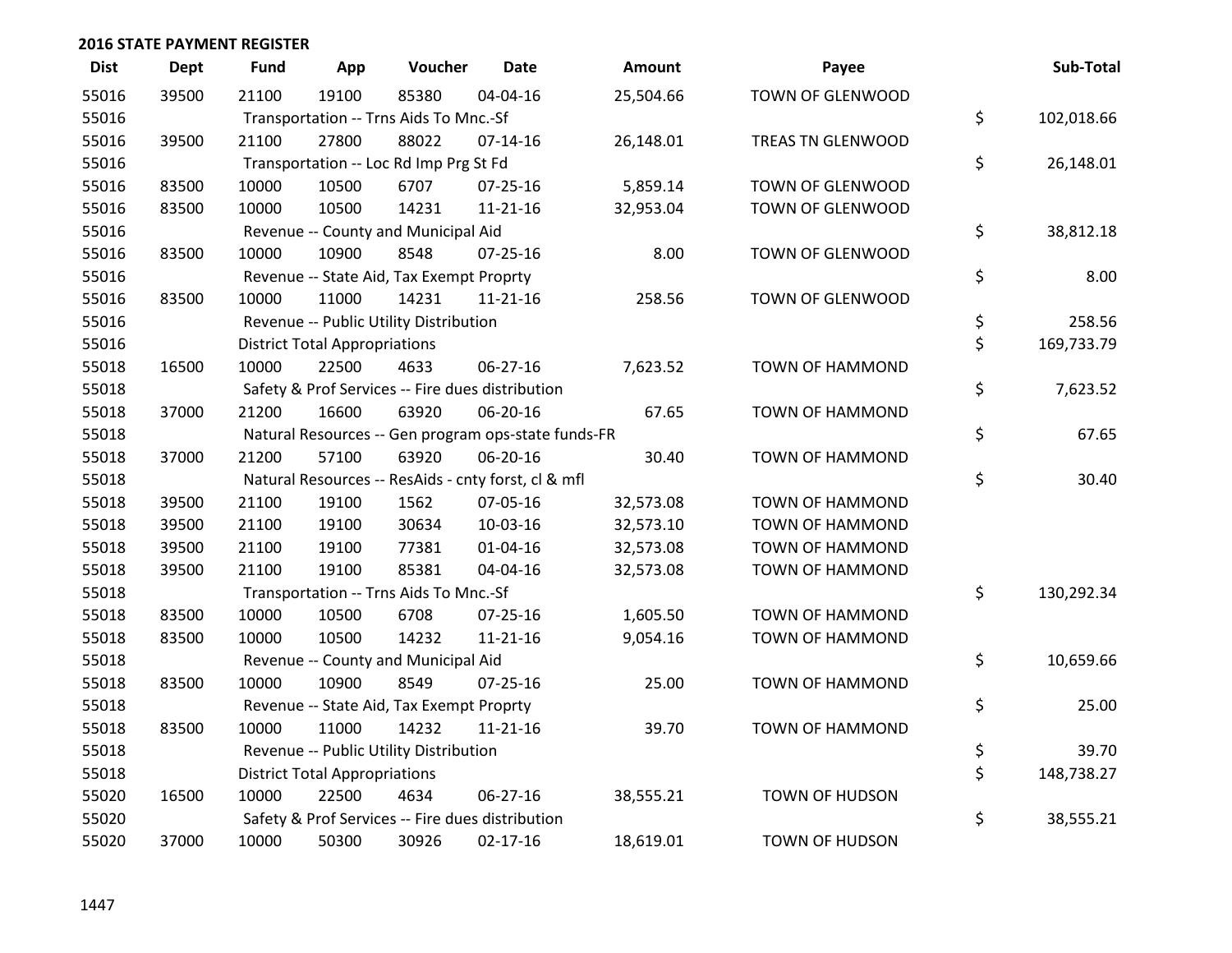## 2016 STATE PAYMENT REGISTER

| Dist | Dept | Fund | App | Voucher | Date | Amount | Payee | Sub-Total |
|---|---|---|---|---|---|---|---|---|
| 55016 | 39500 | 21100 | 19100 | 85380 | 04-04-16 | 25,504.66 | TOWN OF GLENWOOD | |
| 55016 | | Transportation -- Trns Aids To Mnc.-Sf | | | | | | $ 102,018.66 |
| 55016 | 39500 | 21100 | 27800 | 88022 | 07-14-16 | 26,148.01 | TREAS TN GLENWOOD | |
| 55016 | | Transportation -- Loc Rd Imp Prg St Fd | | | | | | $ 26,148.01 |
| 55016 | 83500 | 10000 | 10500 | 6707 | 07-25-16 | 5,859.14 | TOWN OF GLENWOOD | |
| 55016 | 83500 | 10000 | 10500 | 14231 | 11-21-16 | 32,953.04 | TOWN OF GLENWOOD | |
| 55016 | | Revenue -- County and Municipal Aid | | | | | | $ 38,812.18 |
| 55016 | 83500 | 10000 | 10900 | 8548 | 07-25-16 | 8.00 | TOWN OF GLENWOOD | |
| 55016 | | Revenue -- State Aid, Tax Exempt Proprty | | | | | | $ 8.00 |
| 55016 | 83500 | 10000 | 11000 | 14231 | 11-21-16 | 258.56 | TOWN OF GLENWOOD | |
| 55016 | | Revenue -- Public Utility Distribution | | | | | | $ 258.56 |
| 55016 | | District Total Appropriations | | | | | | $ 169,733.79 |
| 55018 | 16500 | 10000 | 22500 | 4633 | 06-27-16 | 7,623.52 | TOWN OF HAMMOND | |
| 55018 | | Safety & Prof Services -- Fire dues distribution | | | | | | $ 7,623.52 |
| 55018 | 37000 | 21200 | 16600 | 63920 | 06-20-16 | 67.65 | TOWN OF HAMMOND | |
| 55018 | | Natural Resources -- Gen program ops-state funds-FR | | | | | | $ 67.65 |
| 55018 | 37000 | 21200 | 57100 | 63920 | 06-20-16 | 30.40 | TOWN OF HAMMOND | |
| 55018 | | Natural Resources -- ResAids - cnty forst, cl & mfl | | | | | | $ 30.40 |
| 55018 | 39500 | 21100 | 19100 | 1562 | 07-05-16 | 32,573.08 | TOWN OF HAMMOND | |
| 55018 | 39500 | 21100 | 19100 | 30634 | 10-03-16 | 32,573.10 | TOWN OF HAMMOND | |
| 55018 | 39500 | 21100 | 19100 | 77381 | 01-04-16 | 32,573.08 | TOWN OF HAMMOND | |
| 55018 | 39500 | 21100 | 19100 | 85381 | 04-04-16 | 32,573.08 | TOWN OF HAMMOND | |
| 55018 | | Transportation -- Trns Aids To Mnc.-Sf | | | | | | $ 130,292.34 |
| 55018 | 83500 | 10000 | 10500 | 6708 | 07-25-16 | 1,605.50 | TOWN OF HAMMOND | |
| 55018 | 83500 | 10000 | 10500 | 14232 | 11-21-16 | 9,054.16 | TOWN OF HAMMOND | |
| 55018 | | Revenue -- County and Municipal Aid | | | | | | $ 10,659.66 |
| 55018 | 83500 | 10000 | 10900 | 8549 | 07-25-16 | 25.00 | TOWN OF HAMMOND | |
| 55018 | | Revenue -- State Aid, Tax Exempt Proprty | | | | | | $ 25.00 |
| 55018 | 83500 | 10000 | 11000 | 14232 | 11-21-16 | 39.70 | TOWN OF HAMMOND | |
| 55018 | | Revenue -- Public Utility Distribution | | | | | | $ 39.70 |
| 55018 | | District Total Appropriations | | | | | | $ 148,738.27 |
| 55020 | 16500 | 10000 | 22500 | 4634 | 06-27-16 | 38,555.21 | TOWN OF HUDSON | |
| 55020 | | Safety & Prof Services -- Fire dues distribution | | | | | | $ 38,555.21 |
| 55020 | 37000 | 10000 | 50300 | 30926 | 02-17-16 | 18,619.01 | TOWN OF HUDSON | |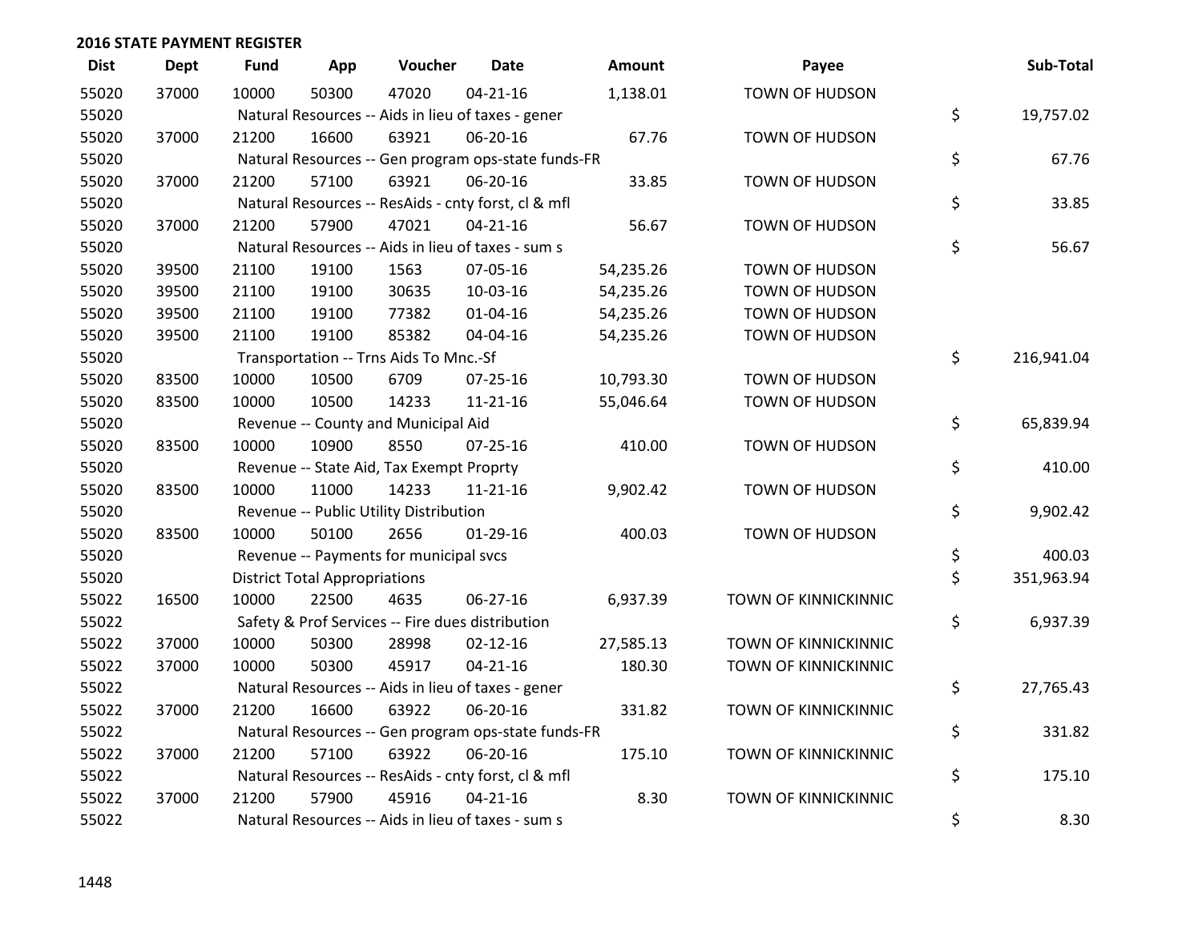## 2016 STATE PAYMENT REGISTER

| Dist | Dept | Fund | App | Voucher | Date | Amount | Payee | Sub-Total |
|---|---|---|---|---|---|---|---|---|
| 55020 | 37000 | 10000 | 50300 | 47020 | 04-21-16 | 1,138.01 | TOWN OF HUDSON | |
| 55020 | | Natural Resources -- Aids in lieu of taxes - gener | | | | | | $ 19,757.02 |
| 55020 | 37000 | 21200 | 16600 | 63921 | 06-20-16 | 67.76 | TOWN OF HUDSON | |
| 55020 | | Natural Resources -- Gen program ops-state funds-FR | | | | | | $ 67.76 |
| 55020 | 37000 | 21200 | 57100 | 63921 | 06-20-16 | 33.85 | TOWN OF HUDSON | |
| 55020 | | Natural Resources -- ResAids - cnty forst, cl & mfl | | | | | | $ 33.85 |
| 55020 | 37000 | 21200 | 57900 | 47021 | 04-21-16 | 56.67 | TOWN OF HUDSON | |
| 55020 | | Natural Resources -- Aids in lieu of taxes - sum s | | | | | | $ 56.67 |
| 55020 | 39500 | 21100 | 19100 | 1563 | 07-05-16 | 54,235.26 | TOWN OF HUDSON | |
| 55020 | 39500 | 21100 | 19100 | 30635 | 10-03-16 | 54,235.26 | TOWN OF HUDSON | |
| 55020 | 39500 | 21100 | 19100 | 77382 | 01-04-16 | 54,235.26 | TOWN OF HUDSON | |
| 55020 | 39500 | 21100 | 19100 | 85382 | 04-04-16 | 54,235.26 | TOWN OF HUDSON | |
| 55020 | | Transportation -- Trns Aids To Mnc.-Sf | | | | | | $ 216,941.04 |
| 55020 | 83500 | 10000 | 10500 | 6709 | 07-25-16 | 10,793.30 | TOWN OF HUDSON | |
| 55020 | 83500 | 10000 | 10500 | 14233 | 11-21-16 | 55,046.64 | TOWN OF HUDSON | |
| 55020 | | Revenue -- County and Municipal Aid | | | | | | $ 65,839.94 |
| 55020 | 83500 | 10000 | 10900 | 8550 | 07-25-16 | 410.00 | TOWN OF HUDSON | |
| 55020 | | Revenue -- State Aid, Tax Exempt Proprty | | | | | | $ 410.00 |
| 55020 | 83500 | 10000 | 11000 | 14233 | 11-21-16 | 9,902.42 | TOWN OF HUDSON | |
| 55020 | | Revenue -- Public Utility Distribution | | | | | | $ 9,902.42 |
| 55020 | 83500 | 10000 | 50100 | 2656 | 01-29-16 | 400.03 | TOWN OF HUDSON | |
| 55020 | | Revenue -- Payments for municipal svcs | | | | | | $ 400.03 |
| 55020 | | District Total Appropriations | | | | | | $ 351,963.94 |
| 55022 | 16500 | 10000 | 22500 | 4635 | 06-27-16 | 6,937.39 | TOWN OF KINNICKINNIC | |
| 55022 | | Safety & Prof Services -- Fire dues distribution | | | | | | $ 6,937.39 |
| 55022 | 37000 | 10000 | 50300 | 28998 | 02-12-16 | 27,585.13 | TOWN OF KINNICKINNIC | |
| 55022 | 37000 | 10000 | 50300 | 45917 | 04-21-16 | 180.30 | TOWN OF KINNICKINNIC | |
| 55022 | | Natural Resources -- Aids in lieu of taxes - gener | | | | | | $ 27,765.43 |
| 55022 | 37000 | 21200 | 16600 | 63922 | 06-20-16 | 331.82 | TOWN OF KINNICKINNIC | |
| 55022 | | Natural Resources -- Gen program ops-state funds-FR | | | | | | $ 331.82 |
| 55022 | 37000 | 21200 | 57100 | 63922 | 06-20-16 | 175.10 | TOWN OF KINNICKINNIC | |
| 55022 | | Natural Resources -- ResAids - cnty forst, cl & mfl | | | | | | $ 175.10 |
| 55022 | 37000 | 21200 | 57900 | 45916 | 04-21-16 | 8.30 | TOWN OF KINNICKINNIC | |
| 55022 | | Natural Resources -- Aids in lieu of taxes - sum s | | | | | | $ 8.30 |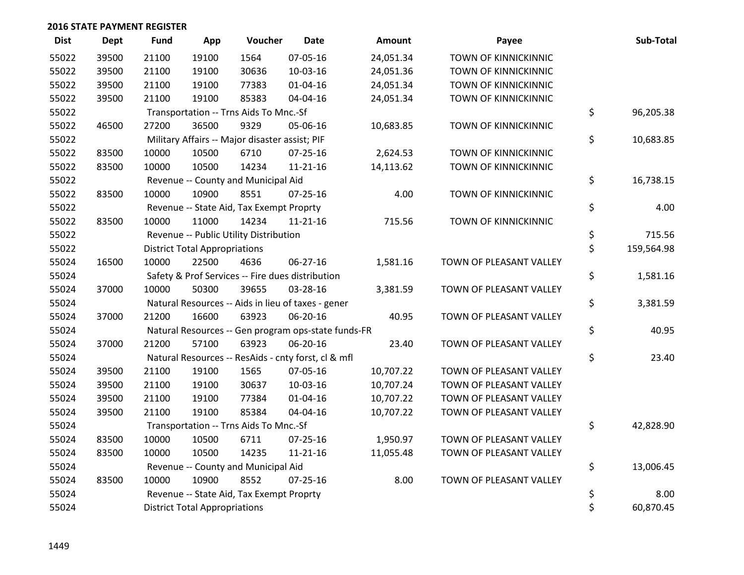## 2016 STATE PAYMENT REGISTER

| Dist | Dept | Fund | App | Voucher | Date | Amount | Payee | Sub-Total |
|---|---|---|---|---|---|---|---|---|
| 55022 | 39500 | 21100 | 19100 | 1564 | 07-05-16 | 24,051.34 | TOWN OF KINNICKINNIC | |
| 55022 | 39500 | 21100 | 19100 | 30636 | 10-03-16 | 24,051.36 | TOWN OF KINNICKINNIC | |
| 55022 | 39500 | 21100 | 19100 | 77383 | 01-04-16 | 24,051.34 | TOWN OF KINNICKINNIC | |
| 55022 | 39500 | 21100 | 19100 | 85383 | 04-04-16 | 24,051.34 | TOWN OF KINNICKINNIC | |
| 55022 | | Transportation -- Trns Aids To Mnc.-Sf | | | | | | $ 96,205.38 |
| 55022 | 46500 | 27200 | 36500 | 9329 | 05-06-16 | 10,683.85 | TOWN OF KINNICKINNIC | |
| 55022 | | Military Affairs -- Major disaster assist; PIF | | | | | | $ 10,683.85 |
| 55022 | 83500 | 10000 | 10500 | 6710 | 07-25-16 | 2,624.53 | TOWN OF KINNICKINNIC | |
| 55022 | 83500 | 10000 | 10500 | 14234 | 11-21-16 | 14,113.62 | TOWN OF KINNICKINNIC | |
| 55022 | | Revenue -- County and Municipal Aid | | | | | | $ 16,738.15 |
| 55022 | 83500 | 10000 | 10900 | 8551 | 07-25-16 | 4.00 | TOWN OF KINNICKINNIC | |
| 55022 | | Revenue -- State Aid, Tax Exempt Proprty | | | | | | $ 4.00 |
| 55022 | 83500 | 10000 | 11000 | 14234 | 11-21-16 | 715.56 | TOWN OF KINNICKINNIC | |
| 55022 | | Revenue -- Public Utility Distribution | | | | | | $ 715.56 |
| 55022 | | District Total Appropriations | | | | | | $ 159,564.98 |
| 55024 | 16500 | 10000 | 22500 | 4636 | 06-27-16 | 1,581.16 | TOWN OF PLEASANT VALLEY | |
| 55024 | | Safety & Prof Services -- Fire dues distribution | | | | | | $ 1,581.16 |
| 55024 | 37000 | 10000 | 50300 | 39655 | 03-28-16 | 3,381.59 | TOWN OF PLEASANT VALLEY | |
| 55024 | | Natural Resources -- Aids in lieu of taxes - gener | | | | | | $ 3,381.59 |
| 55024 | 37000 | 21200 | 16600 | 63923 | 06-20-16 | 40.95 | TOWN OF PLEASANT VALLEY | |
| 55024 | | Natural Resources -- Gen program ops-state funds-FR | | | | | | $ 40.95 |
| 55024 | 37000 | 21200 | 57100 | 63923 | 06-20-16 | 23.40 | TOWN OF PLEASANT VALLEY | |
| 55024 | | Natural Resources -- ResAids - cnty forst, cl & mfl | | | | | | $ 23.40 |
| 55024 | 39500 | 21100 | 19100 | 1565 | 07-05-16 | 10,707.22 | TOWN OF PLEASANT VALLEY | |
| 55024 | 39500 | 21100 | 19100 | 30637 | 10-03-16 | 10,707.24 | TOWN OF PLEASANT VALLEY | |
| 55024 | 39500 | 21100 | 19100 | 77384 | 01-04-16 | 10,707.22 | TOWN OF PLEASANT VALLEY | |
| 55024 | 39500 | 21100 | 19100 | 85384 | 04-04-16 | 10,707.22 | TOWN OF PLEASANT VALLEY | |
| 55024 | | Transportation -- Trns Aids To Mnc.-Sf | | | | | | $ 42,828.90 |
| 55024 | 83500 | 10000 | 10500 | 6711 | 07-25-16 | 1,950.97 | TOWN OF PLEASANT VALLEY | |
| 55024 | 83500 | 10000 | 10500 | 14235 | 11-21-16 | 11,055.48 | TOWN OF PLEASANT VALLEY | |
| 55024 | | Revenue -- County and Municipal Aid | | | | | | $ 13,006.45 |
| 55024 | 83500 | 10000 | 10900 | 8552 | 07-25-16 | 8.00 | TOWN OF PLEASANT VALLEY | |
| 55024 | | Revenue -- State Aid, Tax Exempt Proprty | | | | | | $ 8.00 |
| 55024 | | District Total Appropriations | | | | | | $ 60,870.45 |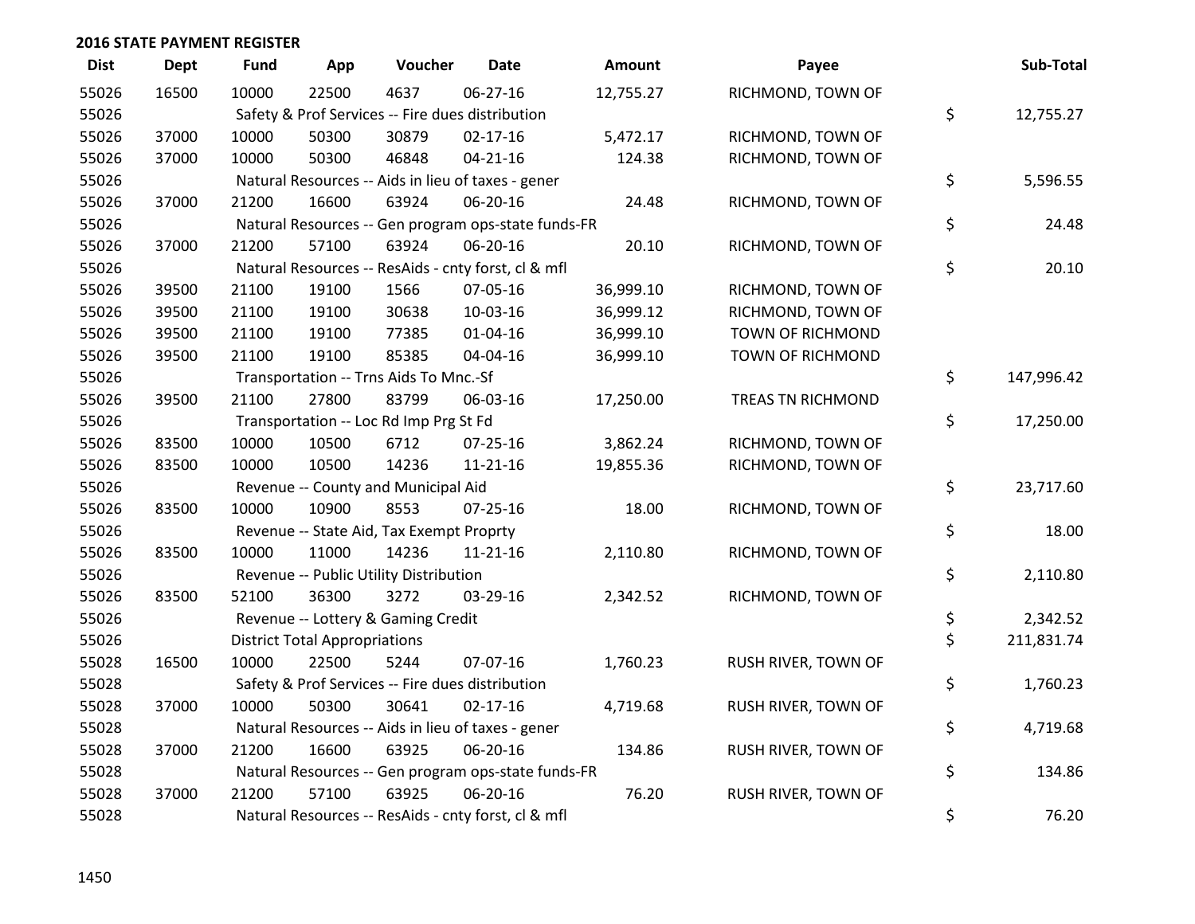## 2016 STATE PAYMENT REGISTER

| Dist | Dept | Fund | App | Voucher | Date | Amount | Payee | Sub-Total |
|---|---|---|---|---|---|---|---|---|
| 55026 | 16500 | 10000 | 22500 | 4637 | 06-27-16 | 12,755.27 | RICHMOND, TOWN OF | |
| 55026 | | Safety & Prof Services -- Fire dues distribution | | | | | | $ 12,755.27 |
| 55026 | 37000 | 10000 | 50300 | 30879 | 02-17-16 | 5,472.17 | RICHMOND, TOWN OF | |
| 55026 | 37000 | 10000 | 50300 | 46848 | 04-21-16 | 124.38 | RICHMOND, TOWN OF | |
| 55026 | | Natural Resources -- Aids in lieu of taxes - gener | | | | | | $ 5,596.55 |
| 55026 | 37000 | 21200 | 16600 | 63924 | 06-20-16 | 24.48 | RICHMOND, TOWN OF | |
| 55026 | | Natural Resources -- Gen program ops-state funds-FR | | | | | | $ 24.48 |
| 55026 | 37000 | 21200 | 57100 | 63924 | 06-20-16 | 20.10 | RICHMOND, TOWN OF | |
| 55026 | | Natural Resources -- ResAids - cnty forst, cl & mfl | | | | | | $ 20.10 |
| 55026 | 39500 | 21100 | 19100 | 1566 | 07-05-16 | 36,999.10 | RICHMOND, TOWN OF | |
| 55026 | 39500 | 21100 | 19100 | 30638 | 10-03-16 | 36,999.12 | RICHMOND, TOWN OF | |
| 55026 | 39500 | 21100 | 19100 | 77385 | 01-04-16 | 36,999.10 | TOWN OF RICHMOND | |
| 55026 | 39500 | 21100 | 19100 | 85385 | 04-04-16 | 36,999.10 | TOWN OF RICHMOND | |
| 55026 | | Transportation -- Trns Aids To Mnc.-Sf | | | | | | $ 147,996.42 |
| 55026 | 39500 | 21100 | 27800 | 83799 | 06-03-16 | 17,250.00 | TREAS TN RICHMOND | |
| 55026 | | Transportation -- Loc Rd Imp Prg St Fd | | | | | | $ 17,250.00 |
| 55026 | 83500 | 10000 | 10500 | 6712 | 07-25-16 | 3,862.24 | RICHMOND, TOWN OF | |
| 55026 | 83500 | 10000 | 10500 | 14236 | 11-21-16 | 19,855.36 | RICHMOND, TOWN OF | |
| 55026 | | Revenue -- County and Municipal Aid | | | | | | $ 23,717.60 |
| 55026 | 83500 | 10000 | 10900 | 8553 | 07-25-16 | 18.00 | RICHMOND, TOWN OF | |
| 55026 | | Revenue -- State Aid, Tax Exempt Proprty | | | | | | $ 18.00 |
| 55026 | 83500 | 10000 | 11000 | 14236 | 11-21-16 | 2,110.80 | RICHMOND, TOWN OF | |
| 55026 | | Revenue -- Public Utility Distribution | | | | | | $ 2,110.80 |
| 55026 | 83500 | 52100 | 36300 | 3272 | 03-29-16 | 2,342.52 | RICHMOND, TOWN OF | |
| 55026 | | Revenue -- Lottery & Gaming Credit | | | | | | $ 2,342.52 |
| 55026 | | District Total Appropriations | | | | | | $ 211,831.74 |
| 55028 | 16500 | 10000 | 22500 | 5244 | 07-07-16 | 1,760.23 | RUSH RIVER, TOWN OF | |
| 55028 | | Safety & Prof Services -- Fire dues distribution | | | | | | $ 1,760.23 |
| 55028 | 37000 | 10000 | 50300 | 30641 | 02-17-16 | 4,719.68 | RUSH RIVER, TOWN OF | |
| 55028 | | Natural Resources -- Aids in lieu of taxes - gener | | | | | | $ 4,719.68 |
| 55028 | 37000 | 21200 | 16600 | 63925 | 06-20-16 | 134.86 | RUSH RIVER, TOWN OF | |
| 55028 | | Natural Resources -- Gen program ops-state funds-FR | | | | | | $ 134.86 |
| 55028 | 37000 | 21200 | 57100 | 63925 | 06-20-16 | 76.20 | RUSH RIVER, TOWN OF | |
| 55028 | | Natural Resources -- ResAids - cnty forst, cl & mfl | | | | | | $ 76.20 |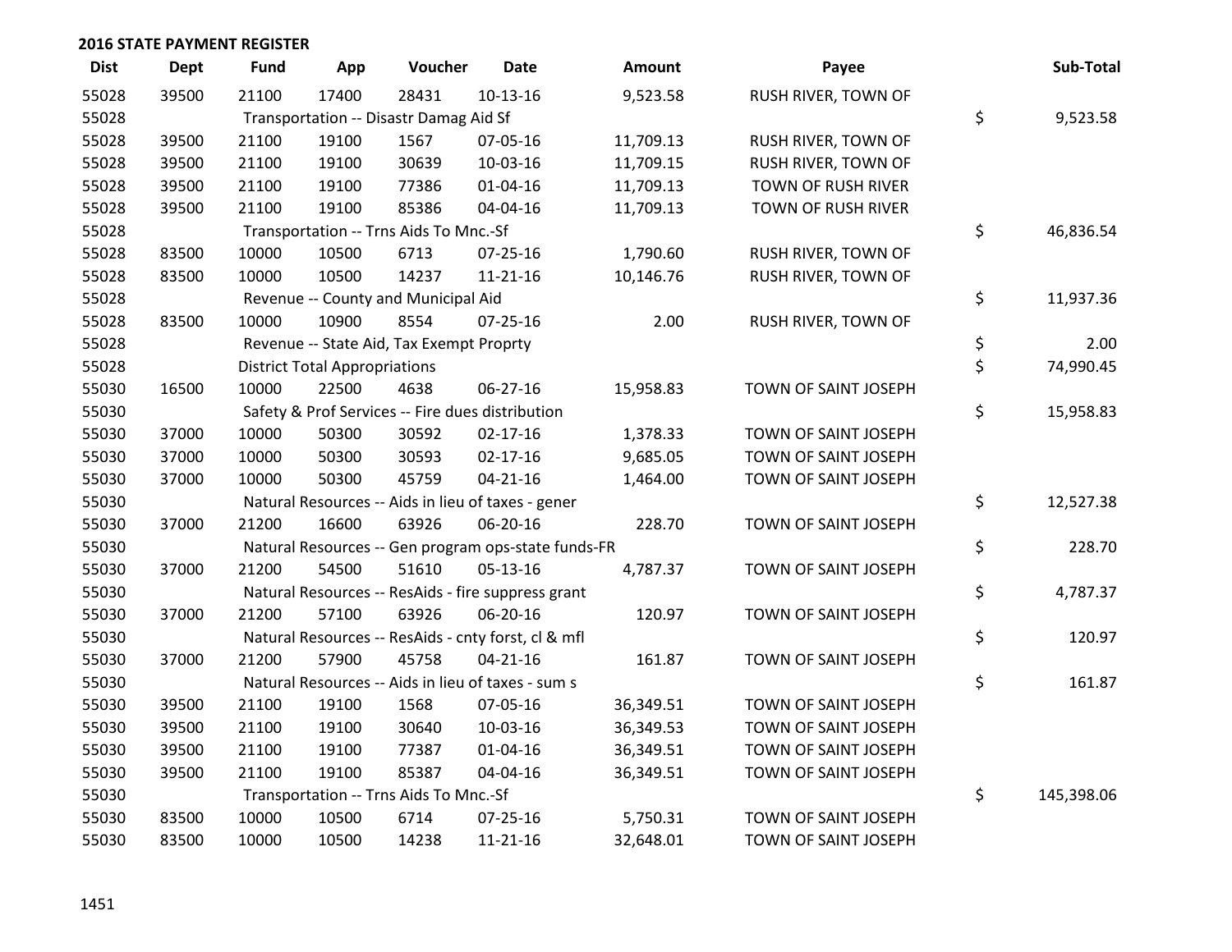## 2016 STATE PAYMENT REGISTER

| Dist | Dept | Fund | App | Voucher | Date | Amount | Payee | Sub-Total |
|---|---|---|---|---|---|---|---|---|
| 55028 | 39500 | 21100 | 17400 | 28431 | 10-13-16 | 9,523.58 | RUSH RIVER, TOWN OF | |
| 55028 | | Transportation -- Disastr Damag Aid Sf | | | | | | $ 9,523.58 |
| 55028 | 39500 | 21100 | 19100 | 1567 | 07-05-16 | 11,709.13 | RUSH RIVER, TOWN OF | |
| 55028 | 39500 | 21100 | 19100 | 30639 | 10-03-16 | 11,709.15 | RUSH RIVER, TOWN OF | |
| 55028 | 39500 | 21100 | 19100 | 77386 | 01-04-16 | 11,709.13 | TOWN OF RUSH RIVER | |
| 55028 | 39500 | 21100 | 19100 | 85386 | 04-04-16 | 11,709.13 | TOWN OF RUSH RIVER | |
| 55028 | | Transportation -- Trns Aids To Mnc.-Sf | | | | | | $ 46,836.54 |
| 55028 | 83500 | 10000 | 10500 | 6713 | 07-25-16 | 1,790.60 | RUSH RIVER, TOWN OF | |
| 55028 | 83500 | 10000 | 10500 | 14237 | 11-21-16 | 10,146.76 | RUSH RIVER, TOWN OF | |
| 55028 | | Revenue -- County and Municipal Aid | | | | | | $ 11,937.36 |
| 55028 | 83500 | 10000 | 10900 | 8554 | 07-25-16 | 2.00 | RUSH RIVER, TOWN OF | |
| 55028 | | Revenue -- State Aid, Tax Exempt Proprty | | | | | | $ 2.00 |
| 55028 | | District Total Appropriations | | | | | | $ 74,990.45 |
| 55030 | 16500 | 10000 | 22500 | 4638 | 06-27-16 | 15,958.83 | TOWN OF SAINT JOSEPH | |
| 55030 | | Safety & Prof Services -- Fire dues distribution | | | | | | $ 15,958.83 |
| 55030 | 37000 | 10000 | 50300 | 30592 | 02-17-16 | 1,378.33 | TOWN OF SAINT JOSEPH | |
| 55030 | 37000 | 10000 | 50300 | 30593 | 02-17-16 | 9,685.05 | TOWN OF SAINT JOSEPH | |
| 55030 | 37000 | 10000 | 50300 | 45759 | 04-21-16 | 1,464.00 | TOWN OF SAINT JOSEPH | |
| 55030 | | Natural Resources -- Aids in lieu of taxes - gener | | | | | | $ 12,527.38 |
| 55030 | 37000 | 21200 | 16600 | 63926 | 06-20-16 | 228.70 | TOWN OF SAINT JOSEPH | |
| 55030 | | Natural Resources -- Gen program ops-state funds-FR | | | | | | $ 228.70 |
| 55030 | 37000 | 21200 | 54500 | 51610 | 05-13-16 | 4,787.37 | TOWN OF SAINT JOSEPH | |
| 55030 | | Natural Resources -- ResAids - fire suppress grant | | | | | | $ 4,787.37 |
| 55030 | 37000 | 21200 | 57100 | 63926 | 06-20-16 | 120.97 | TOWN OF SAINT JOSEPH | |
| 55030 | | Natural Resources -- ResAids - cnty forst, cl & mfl | | | | | | $ 120.97 |
| 55030 | 37000 | 21200 | 57900 | 45758 | 04-21-16 | 161.87 | TOWN OF SAINT JOSEPH | |
| 55030 | | Natural Resources -- Aids in lieu of taxes - sum s | | | | | | $ 161.87 |
| 55030 | 39500 | 21100 | 19100 | 1568 | 07-05-16 | 36,349.51 | TOWN OF SAINT JOSEPH | |
| 55030 | 39500 | 21100 | 19100 | 30640 | 10-03-16 | 36,349.53 | TOWN OF SAINT JOSEPH | |
| 55030 | 39500 | 21100 | 19100 | 77387 | 01-04-16 | 36,349.51 | TOWN OF SAINT JOSEPH | |
| 55030 | 39500 | 21100 | 19100 | 85387 | 04-04-16 | 36,349.51 | TOWN OF SAINT JOSEPH | |
| 55030 | | Transportation -- Trns Aids To Mnc.-Sf | | | | | | $ 145,398.06 |
| 55030 | 83500 | 10000 | 10500 | 6714 | 07-25-16 | 5,750.31 | TOWN OF SAINT JOSEPH | |
| 55030 | 83500 | 10000 | 10500 | 14238 | 11-21-16 | 32,648.01 | TOWN OF SAINT JOSEPH | |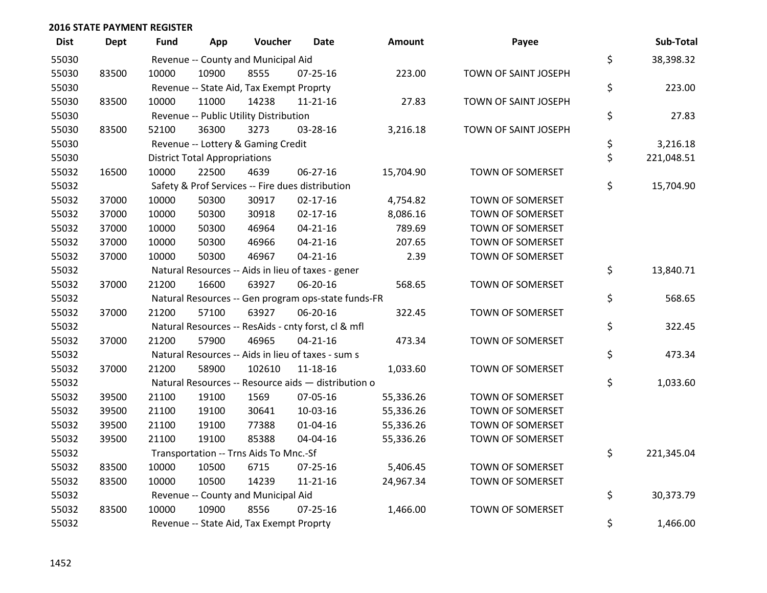## 2016 STATE PAYMENT REGISTER

| Dist | Dept | Fund | App | Voucher | Date | Amount | Payee | Sub-Total |
|---|---|---|---|---|---|---|---|---|
| 55030 | | Revenue -- County and Municipal Aid | | | | | | $ 38,398.32 |
| 55030 | 83500 | 10000 | 10900 | 8555 | 07-25-16 | 223.00 | TOWN OF SAINT JOSEPH | |
| 55030 | | Revenue -- State Aid, Tax Exempt Proprty | | | | | | $ 223.00 |
| 55030 | 83500 | 10000 | 11000 | 14238 | 11-21-16 | 27.83 | TOWN OF SAINT JOSEPH | |
| 55030 | | Revenue -- Public Utility Distribution | | | | | | $ 27.83 |
| 55030 | 83500 | 52100 | 36300 | 3273 | 03-28-16 | 3,216.18 | TOWN OF SAINT JOSEPH | |
| 55030 | | Revenue -- Lottery & Gaming Credit | | | | | | $ 3,216.18 |
| 55030 | | District Total Appropriations | | | | | | $ 221,048.51 |
| 55032 | 16500 | 10000 | 22500 | 4639 | 06-27-16 | 15,704.90 | TOWN OF SOMERSET | |
| 55032 | | Safety & Prof Services -- Fire dues distribution | | | | | | $ 15,704.90 |
| 55032 | 37000 | 10000 | 50300 | 30917 | 02-17-16 | 4,754.82 | TOWN OF SOMERSET | |
| 55032 | 37000 | 10000 | 50300 | 30918 | 02-17-16 | 8,086.16 | TOWN OF SOMERSET | |
| 55032 | 37000 | 10000 | 50300 | 46964 | 04-21-16 | 789.69 | TOWN OF SOMERSET | |
| 55032 | 37000 | 10000 | 50300 | 46966 | 04-21-16 | 207.65 | TOWN OF SOMERSET | |
| 55032 | 37000 | 10000 | 50300 | 46967 | 04-21-16 | 2.39 | TOWN OF SOMERSET | |
| 55032 | | Natural Resources -- Aids in lieu of taxes - gener | | | | | | $ 13,840.71 |
| 55032 | 37000 | 21200 | 16600 | 63927 | 06-20-16 | 568.65 | TOWN OF SOMERSET | |
| 55032 | | Natural Resources -- Gen program ops-state funds-FR | | | | | | $ 568.65 |
| 55032 | 37000 | 21200 | 57100 | 63927 | 06-20-16 | 322.45 | TOWN OF SOMERSET | |
| 55032 | | Natural Resources -- ResAids - cnty forst, cl & mfl | | | | | | $ 322.45 |
| 55032 | 37000 | 21200 | 57900 | 46965 | 04-21-16 | 473.34 | TOWN OF SOMERSET | |
| 55032 | | Natural Resources -- Aids in lieu of taxes - sum s | | | | | | $ 473.34 |
| 55032 | 37000 | 21200 | 58900 | 102610 | 11-18-16 | 1,033.60 | TOWN OF SOMERSET | |
| 55032 | | Natural Resources -- Resource aids — distribution o | | | | | | $ 1,033.60 |
| 55032 | 39500 | 21100 | 19100 | 1569 | 07-05-16 | 55,336.26 | TOWN OF SOMERSET | |
| 55032 | 39500 | 21100 | 19100 | 30641 | 10-03-16 | 55,336.26 | TOWN OF SOMERSET | |
| 55032 | 39500 | 21100 | 19100 | 77388 | 01-04-16 | 55,336.26 | TOWN OF SOMERSET | |
| 55032 | 39500 | 21100 | 19100 | 85388 | 04-04-16 | 55,336.26 | TOWN OF SOMERSET | |
| 55032 | | Transportation -- Trns Aids To Mnc.-Sf | | | | | | $ 221,345.04 |
| 55032 | 83500 | 10000 | 10500 | 6715 | 07-25-16 | 5,406.45 | TOWN OF SOMERSET | |
| 55032 | 83500 | 10000 | 10500 | 14239 | 11-21-16 | 24,967.34 | TOWN OF SOMERSET | |
| 55032 | | Revenue -- County and Municipal Aid | | | | | | $ 30,373.79 |
| 55032 | 83500 | 10000 | 10900 | 8556 | 07-25-16 | 1,466.00 | TOWN OF SOMERSET | |
| 55032 | | Revenue -- State Aid, Tax Exempt Proprty | | | | | | $ 1,466.00 |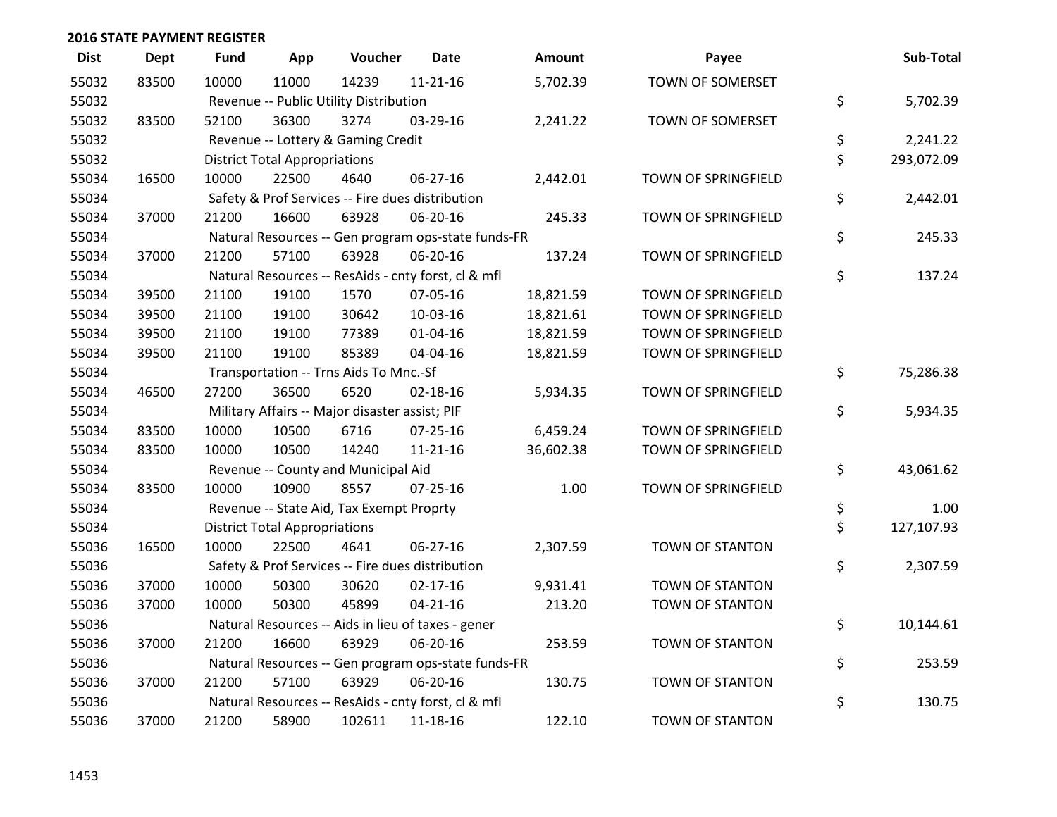## 2016 STATE PAYMENT REGISTER

| Dist | Dept | Fund | App | Voucher | Date | Amount | Payee | | Sub-Total |
|---|---|---|---|---|---|---|---|---|---|
| 55032 | 83500 | 10000 | 11000 | 14239 | 11-21-16 | 5,702.39 | TOWN OF SOMERSET | | |
| 55032 | | Revenue -- Public Utility Distribution | | | | | | $ | 5,702.39 |
| 55032 | 83500 | 52100 | 36300 | 3274 | 03-29-16 | 2,241.22 | TOWN OF SOMERSET | | |
| 55032 | | Revenue -- Lottery & Gaming Credit | | | | | | $ | 2,241.22 |
| 55032 | | District Total Appropriations | | | | | | $ | 293,072.09 |
| 55034 | 16500 | 10000 | 22500 | 4640 | 06-27-16 | 2,442.01 | TOWN OF SPRINGFIELD | | |
| 55034 | | Safety & Prof Services -- Fire dues distribution | | | | | | $ | 2,442.01 |
| 55034 | 37000 | 21200 | 16600 | 63928 | 06-20-16 | 245.33 | TOWN OF SPRINGFIELD | | |
| 55034 | | Natural Resources -- Gen program ops-state funds-FR | | | | | | $ | 245.33 |
| 55034 | 37000 | 21200 | 57100 | 63928 | 06-20-16 | 137.24 | TOWN OF SPRINGFIELD | | |
| 55034 | | Natural Resources -- ResAids - cnty forst, cl & mfl | | | | | | $ | 137.24 |
| 55034 | 39500 | 21100 | 19100 | 1570 | 07-05-16 | 18,821.59 | TOWN OF SPRINGFIELD | | |
| 55034 | 39500 | 21100 | 19100 | 30642 | 10-03-16 | 18,821.61 | TOWN OF SPRINGFIELD | | |
| 55034 | 39500 | 21100 | 19100 | 77389 | 01-04-16 | 18,821.59 | TOWN OF SPRINGFIELD | | |
| 55034 | 39500 | 21100 | 19100 | 85389 | 04-04-16 | 18,821.59 | TOWN OF SPRINGFIELD | | |
| 55034 | | Transportation -- Trns Aids To Mnc.-Sf | | | | | | $ | 75,286.38 |
| 55034 | 46500 | 27200 | 36500 | 6520 | 02-18-16 | 5,934.35 | TOWN OF SPRINGFIELD | | |
| 55034 | | Military Affairs -- Major disaster assist; PIF | | | | | | $ | 5,934.35 |
| 55034 | 83500 | 10000 | 10500 | 6716 | 07-25-16 | 6,459.24 | TOWN OF SPRINGFIELD | | |
| 55034 | 83500 | 10000 | 10500 | 14240 | 11-21-16 | 36,602.38 | TOWN OF SPRINGFIELD | | |
| 55034 | | Revenue -- County and Municipal Aid | | | | | | $ | 43,061.62 |
| 55034 | 83500 | 10000 | 10900 | 8557 | 07-25-16 | 1.00 | TOWN OF SPRINGFIELD | | |
| 55034 | | Revenue -- State Aid, Tax Exempt Proprty | | | | | | $ | 1.00 |
| 55034 | | District Total Appropriations | | | | | | $ | 127,107.93 |
| 55036 | 16500 | 10000 | 22500 | 4641 | 06-27-16 | 2,307.59 | TOWN OF STANTON | | |
| 55036 | | Safety & Prof Services -- Fire dues distribution | | | | | | $ | 2,307.59 |
| 55036 | 37000 | 10000 | 50300 | 30620 | 02-17-16 | 9,931.41 | TOWN OF STANTON | | |
| 55036 | 37000 | 10000 | 50300 | 45899 | 04-21-16 | 213.20 | TOWN OF STANTON | | |
| 55036 | | Natural Resources -- Aids in lieu of taxes - gener | | | | | | $ | 10,144.61 |
| 55036 | 37000 | 21200 | 16600 | 63929 | 06-20-16 | 253.59 | TOWN OF STANTON | | |
| 55036 | | Natural Resources -- Gen program ops-state funds-FR | | | | | | $ | 253.59 |
| 55036 | 37000 | 21200 | 57100 | 63929 | 06-20-16 | 130.75 | TOWN OF STANTON | | |
| 55036 | | Natural Resources -- ResAids - cnty forst, cl & mfl | | | | | | $ | 130.75 |
| 55036 | 37000 | 21200 | 58900 | 102611 | 11-18-16 | 122.10 | TOWN OF STANTON | | |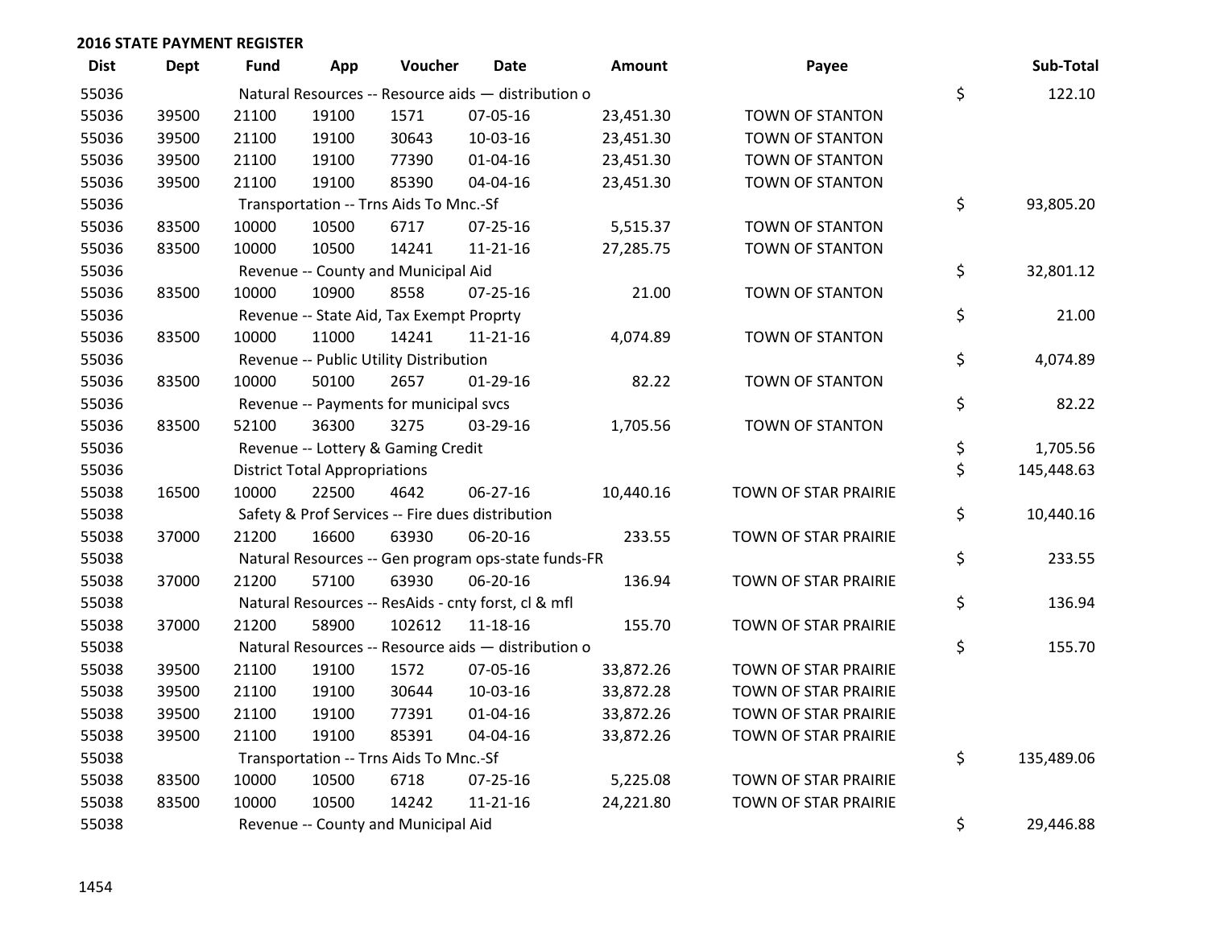## 2016 STATE PAYMENT REGISTER

| Dist | Dept | Fund | App | Voucher | Date | Amount | Payee | Sub-Total |
|---|---|---|---|---|---|---|---|---|
| 55036 | | Natural Resources -- Resource aids — distribution o | | | | | | $ 122.10 |
| 55036 | 39500 | 21100 | 19100 | 1571 | 07-05-16 | 23,451.30 | TOWN OF STANTON | |
| 55036 | 39500 | 21100 | 19100 | 30643 | 10-03-16 | 23,451.30 | TOWN OF STANTON | |
| 55036 | 39500 | 21100 | 19100 | 77390 | 01-04-16 | 23,451.30 | TOWN OF STANTON | |
| 55036 | 39500 | 21100 | 19100 | 85390 | 04-04-16 | 23,451.30 | TOWN OF STANTON | |
| 55036 | | Transportation -- Trns Aids To Mnc.-Sf | | | | | | $ 93,805.20 |
| 55036 | 83500 | 10000 | 10500 | 6717 | 07-25-16 | 5,515.37 | TOWN OF STANTON | |
| 55036 | 83500 | 10000 | 10500 | 14241 | 11-21-16 | 27,285.75 | TOWN OF STANTON | |
| 55036 | | Revenue -- County and Municipal Aid | | | | | | $ 32,801.12 |
| 55036 | 83500 | 10000 | 10900 | 8558 | 07-25-16 | 21.00 | TOWN OF STANTON | |
| 55036 | | Revenue -- State Aid, Tax Exempt Proprty | | | | | | $ 21.00 |
| 55036 | 83500 | 10000 | 11000 | 14241 | 11-21-16 | 4,074.89 | TOWN OF STANTON | |
| 55036 | | Revenue -- Public Utility Distribution | | | | | | $ 4,074.89 |
| 55036 | 83500 | 10000 | 50100 | 2657 | 01-29-16 | 82.22 | TOWN OF STANTON | |
| 55036 | | Revenue -- Payments for municipal svcs | | | | | | $ 82.22 |
| 55036 | 83500 | 52100 | 36300 | 3275 | 03-29-16 | 1,705.56 | TOWN OF STANTON | |
| 55036 | | Revenue -- Lottery & Gaming Credit | | | | | | $ 1,705.56 |
| 55036 | | District Total Appropriations | | | | | | $ 145,448.63 |
| 55038 | 16500 | 10000 | 22500 | 4642 | 06-27-16 | 10,440.16 | TOWN OF STAR PRAIRIE | |
| 55038 | | Safety & Prof Services -- Fire dues distribution | | | | | | $ 10,440.16 |
| 55038 | 37000 | 21200 | 16600 | 63930 | 06-20-16 | 233.55 | TOWN OF STAR PRAIRIE | |
| 55038 | | Natural Resources -- Gen program ops-state funds-FR | | | | | | $ 233.55 |
| 55038 | 37000 | 21200 | 57100 | 63930 | 06-20-16 | 136.94 | TOWN OF STAR PRAIRIE | |
| 55038 | | Natural Resources -- ResAids - cnty forst, cl & mfl | | | | | | $ 136.94 |
| 55038 | 37000 | 21200 | 58900 | 102612 | 11-18-16 | 155.70 | TOWN OF STAR PRAIRIE | |
| 55038 | | Natural Resources -- Resource aids — distribution o | | | | | | $ 155.70 |
| 55038 | 39500 | 21100 | 19100 | 1572 | 07-05-16 | 33,872.26 | TOWN OF STAR PRAIRIE | |
| 55038 | 39500 | 21100 | 19100 | 30644 | 10-03-16 | 33,872.28 | TOWN OF STAR PRAIRIE | |
| 55038 | 39500 | 21100 | 19100 | 77391 | 01-04-16 | 33,872.26 | TOWN OF STAR PRAIRIE | |
| 55038 | 39500 | 21100 | 19100 | 85391 | 04-04-16 | 33,872.26 | TOWN OF STAR PRAIRIE | |
| 55038 | | Transportation -- Trns Aids To Mnc.-Sf | | | | | | $ 135,489.06 |
| 55038 | 83500 | 10000 | 10500 | 6718 | 07-25-16 | 5,225.08 | TOWN OF STAR PRAIRIE | |
| 55038 | 83500 | 10000 | 10500 | 14242 | 11-21-16 | 24,221.80 | TOWN OF STAR PRAIRIE | |
| 55038 | | Revenue -- County and Municipal Aid | | | | | | $ 29,446.88 |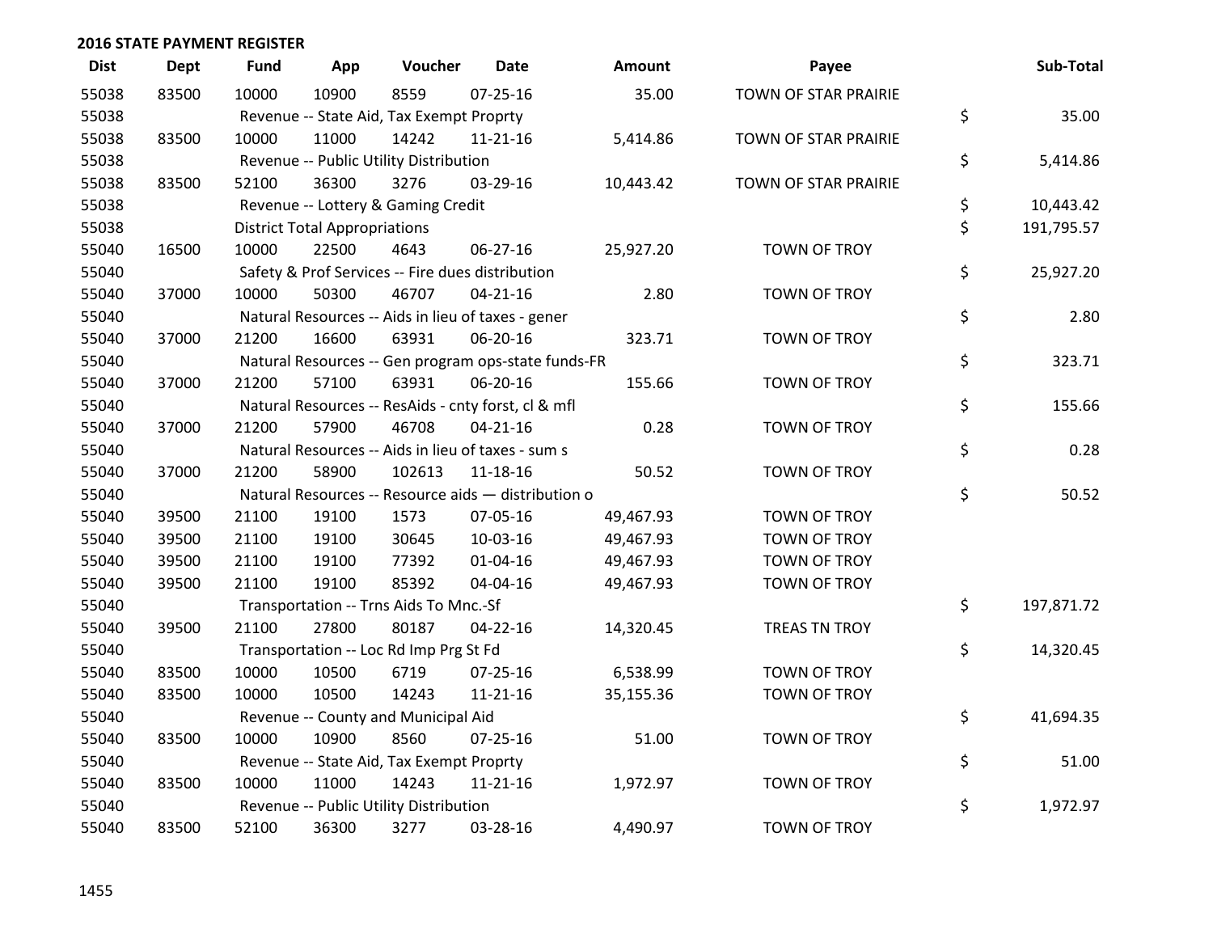## 2016 STATE PAYMENT REGISTER

| Dist | Dept | Fund | App | Voucher | Date | Amount | Payee | Sub-Total |
|---|---|---|---|---|---|---|---|---|
| 55038 | 83500 | 10000 | 10900 | 8559 | 07-25-16 | 35.00 | TOWN OF STAR PRAIRIE | |
| 55038 | | Revenue -- State Aid, Tax Exempt Proprty | | | | | | $ 35.00 |
| 55038 | 83500 | 10000 | 11000 | 14242 | 11-21-16 | 5,414.86 | TOWN OF STAR PRAIRIE | |
| 55038 | | Revenue -- Public Utility Distribution | | | | | | $ 5,414.86 |
| 55038 | 83500 | 52100 | 36300 | 3276 | 03-29-16 | 10,443.42 | TOWN OF STAR PRAIRIE | |
| 55038 | | Revenue -- Lottery & Gaming Credit | | | | | | $ 10,443.42 |
| 55038 | | District Total Appropriations | | | | | | $ 191,795.57 |
| 55040 | 16500 | 10000 | 22500 | 4643 | 06-27-16 | 25,927.20 | TOWN OF TROY | |
| 55040 | | Safety & Prof Services -- Fire dues distribution | | | | | | $ 25,927.20 |
| 55040 | 37000 | 10000 | 50300 | 46707 | 04-21-16 | 2.80 | TOWN OF TROY | |
| 55040 | | Natural Resources -- Aids in lieu of taxes - gener | | | | | | $ 2.80 |
| 55040 | 37000 | 21200 | 16600 | 63931 | 06-20-16 | 323.71 | TOWN OF TROY | |
| 55040 | | Natural Resources -- Gen program ops-state funds-FR | | | | | | $ 323.71 |
| 55040 | 37000 | 21200 | 57100 | 63931 | 06-20-16 | 155.66 | TOWN OF TROY | |
| 55040 | | Natural Resources -- ResAids - cnty forst, cl & mfl | | | | | | $ 155.66 |
| 55040 | 37000 | 21200 | 57900 | 46708 | 04-21-16 | 0.28 | TOWN OF TROY | |
| 55040 | | Natural Resources -- Aids in lieu of taxes - sum s | | | | | | $ 0.28 |
| 55040 | 37000 | 21200 | 58900 | 102613 | 11-18-16 | 50.52 | TOWN OF TROY | |
| 55040 | | Natural Resources -- Resource aids — distribution o | | | | | | $ 50.52 |
| 55040 | 39500 | 21100 | 19100 | 1573 | 07-05-16 | 49,467.93 | TOWN OF TROY | |
| 55040 | 39500 | 21100 | 19100 | 30645 | 10-03-16 | 49,467.93 | TOWN OF TROY | |
| 55040 | 39500 | 21100 | 19100 | 77392 | 01-04-16 | 49,467.93 | TOWN OF TROY | |
| 55040 | 39500 | 21100 | 19100 | 85392 | 04-04-16 | 49,467.93 | TOWN OF TROY | |
| 55040 | | Transportation -- Trns Aids To Mnc.-Sf | | | | | | $ 197,871.72 |
| 55040 | 39500 | 21100 | 27800 | 80187 | 04-22-16 | 14,320.45 | TREAS TN TROY | |
| 55040 | | Transportation -- Loc Rd Imp Prg St Fd | | | | | | $ 14,320.45 |
| 55040 | 83500 | 10000 | 10500 | 6719 | 07-25-16 | 6,538.99 | TOWN OF TROY | |
| 55040 | 83500 | 10000 | 10500 | 14243 | 11-21-16 | 35,155.36 | TOWN OF TROY | |
| 55040 | | Revenue -- County and Municipal Aid | | | | | | $ 41,694.35 |
| 55040 | 83500 | 10000 | 10900 | 8560 | 07-25-16 | 51.00 | TOWN OF TROY | |
| 55040 | | Revenue -- State Aid, Tax Exempt Proprty | | | | | | $ 51.00 |
| 55040 | 83500 | 10000 | 11000 | 14243 | 11-21-16 | 1,972.97 | TOWN OF TROY | |
| 55040 | | Revenue -- Public Utility Distribution | | | | | | $ 1,972.97 |
| 55040 | 83500 | 52100 | 36300 | 3277 | 03-28-16 | 4,490.97 | TOWN OF TROY | |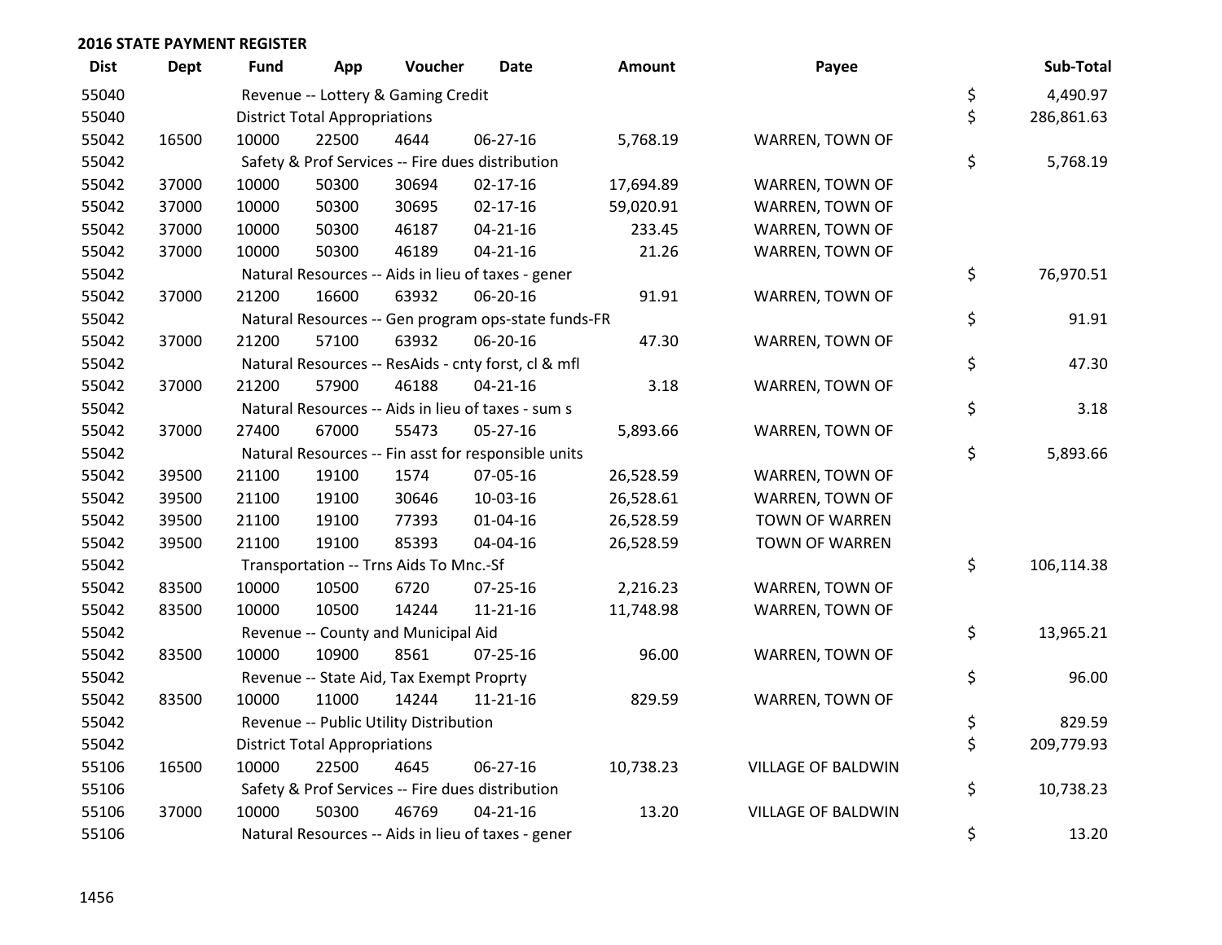## 2016 STATE PAYMENT REGISTER

| Dist | Dept | Fund | App | Voucher | Date | Amount | Payee | Sub-Total |
|---|---|---|---|---|---|---|---|---|
| 55040 | | Revenue -- Lottery & Gaming Credit | | | | | | $ 4,490.97 |
| 55040 | | District Total Appropriations | | | | | | $ 286,861.63 |
| 55042 | 16500 | 10000 | 22500 | 4644 | 06-27-16 | 5,768.19 | WARREN, TOWN OF | |
| 55042 | | Safety & Prof Services -- Fire dues distribution | | | | | | $ 5,768.19 |
| 55042 | 37000 | 10000 | 50300 | 30694 | 02-17-16 | 17,694.89 | WARREN, TOWN OF | |
| 55042 | 37000 | 10000 | 50300 | 30695 | 02-17-16 | 59,020.91 | WARREN, TOWN OF | |
| 55042 | 37000 | 10000 | 50300 | 46187 | 04-21-16 | 233.45 | WARREN, TOWN OF | |
| 55042 | 37000 | 10000 | 50300 | 46189 | 04-21-16 | 21.26 | WARREN, TOWN OF | |
| 55042 | | Natural Resources -- Aids in lieu of taxes - gener | | | | | | $ 76,970.51 |
| 55042 | 37000 | 21200 | 16600 | 63932 | 06-20-16 | 91.91 | WARREN, TOWN OF | |
| 55042 | | Natural Resources -- Gen program ops-state funds-FR | | | | | | $ 91.91 |
| 55042 | 37000 | 21200 | 57100 | 63932 | 06-20-16 | 47.30 | WARREN, TOWN OF | |
| 55042 | | Natural Resources -- ResAids - cnty forst, cl & mfl | | | | | | $ 47.30 |
| 55042 | 37000 | 21200 | 57900 | 46188 | 04-21-16 | 3.18 | WARREN, TOWN OF | |
| 55042 | | Natural Resources -- Aids in lieu of taxes - sum s | | | | | | $ 3.18 |
| 55042 | 37000 | 27400 | 67000 | 55473 | 05-27-16 | 5,893.66 | WARREN, TOWN OF | |
| 55042 | | Natural Resources -- Fin asst for responsible units | | | | | | $ 5,893.66 |
| 55042 | 39500 | 21100 | 19100 | 1574 | 07-05-16 | 26,528.59 | WARREN, TOWN OF | |
| 55042 | 39500 | 21100 | 19100 | 30646 | 10-03-16 | 26,528.61 | WARREN, TOWN OF | |
| 55042 | 39500 | 21100 | 19100 | 77393 | 01-04-16 | 26,528.59 | TOWN OF WARREN | |
| 55042 | 39500 | 21100 | 19100 | 85393 | 04-04-16 | 26,528.59 | TOWN OF WARREN | |
| 55042 | | Transportation -- Trns Aids To Mnc.-Sf | | | | | | $ 106,114.38 |
| 55042 | 83500 | 10000 | 10500 | 6720 | 07-25-16 | 2,216.23 | WARREN, TOWN OF | |
| 55042 | 83500 | 10000 | 10500 | 14244 | 11-21-16 | 11,748.98 | WARREN, TOWN OF | |
| 55042 | | Revenue -- County and Municipal Aid | | | | | | $ 13,965.21 |
| 55042 | 83500 | 10000 | 10900 | 8561 | 07-25-16 | 96.00 | WARREN, TOWN OF | |
| 55042 | | Revenue -- State Aid, Tax Exempt Proprty | | | | | | $ 96.00 |
| 55042 | 83500 | 10000 | 11000 | 14244 | 11-21-16 | 829.59 | WARREN, TOWN OF | |
| 55042 | | Revenue -- Public Utility Distribution | | | | | | $ 829.59 |
| 55042 | | District Total Appropriations | | | | | | $ 209,779.93 |
| 55106 | 16500 | 10000 | 22500 | 4645 | 06-27-16 | 10,738.23 | VILLAGE OF BALDWIN | |
| 55106 | | Safety & Prof Services -- Fire dues distribution | | | | | | $ 10,738.23 |
| 55106 | 37000 | 10000 | 50300 | 46769 | 04-21-16 | 13.20 | VILLAGE OF BALDWIN | |
| 55106 | | Natural Resources -- Aids in lieu of taxes - gener | | | | | | $ 13.20 |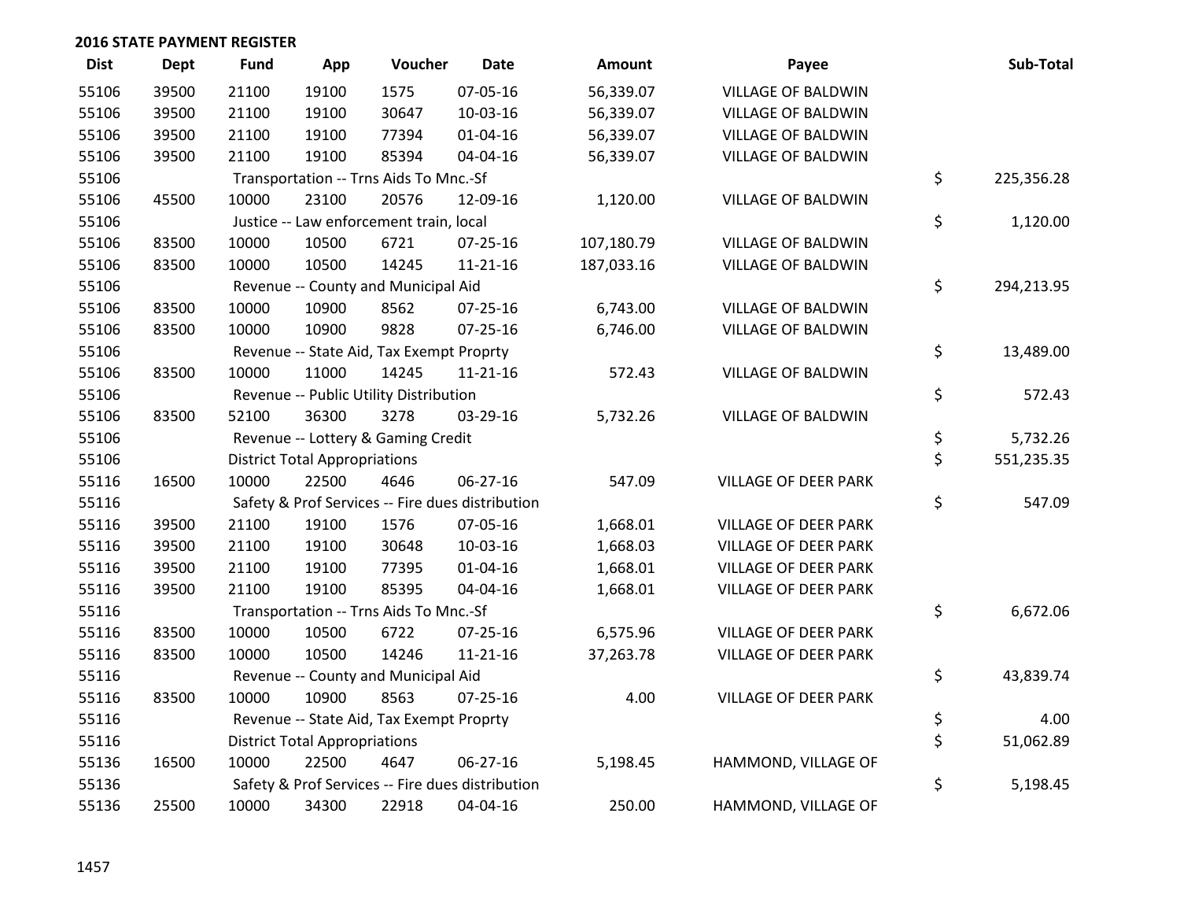## 2016 STATE PAYMENT REGISTER

| Dist | Dept | Fund | App | Voucher | Date | Amount | Payee | Sub-Total |
|---|---|---|---|---|---|---|---|---|
| 55106 | 39500 | 21100 | 19100 | 1575 | 07-05-16 | 56,339.07 | VILLAGE OF BALDWIN | |
| 55106 | 39500 | 21100 | 19100 | 30647 | 10-03-16 | 56,339.07 | VILLAGE OF BALDWIN | |
| 55106 | 39500 | 21100 | 19100 | 77394 | 01-04-16 | 56,339.07 | VILLAGE OF BALDWIN | |
| 55106 | 39500 | 21100 | 19100 | 85394 | 04-04-16 | 56,339.07 | VILLAGE OF BALDWIN | |
| 55106 | | Transportation -- Trns Aids To Mnc.-Sf | | | | | | $ 225,356.28 |
| 55106 | 45500 | 10000 | 23100 | 20576 | 12-09-16 | 1,120.00 | VILLAGE OF BALDWIN | |
| 55106 | | Justice -- Law enforcement train, local | | | | | | $ 1,120.00 |
| 55106 | 83500 | 10000 | 10500 | 6721 | 07-25-16 | 107,180.79 | VILLAGE OF BALDWIN | |
| 55106 | 83500 | 10000 | 10500 | 14245 | 11-21-16 | 187,033.16 | VILLAGE OF BALDWIN | |
| 55106 | | Revenue -- County and Municipal Aid | | | | | | $ 294,213.95 |
| 55106 | 83500 | 10000 | 10900 | 8562 | 07-25-16 | 6,743.00 | VILLAGE OF BALDWIN | |
| 55106 | 83500 | 10000 | 10900 | 9828 | 07-25-16 | 6,746.00 | VILLAGE OF BALDWIN | |
| 55106 | | Revenue -- State Aid, Tax Exempt Proprty | | | | | | $ 13,489.00 |
| 55106 | 83500 | 10000 | 11000 | 14245 | 11-21-16 | 572.43 | VILLAGE OF BALDWIN | |
| 55106 | | Revenue -- Public Utility Distribution | | | | | | $ 572.43 |
| 55106 | 83500 | 52100 | 36300 | 3278 | 03-29-16 | 5,732.26 | VILLAGE OF BALDWIN | |
| 55106 | | Revenue -- Lottery & Gaming Credit | | | | | | $ 5,732.26 |
| 55106 | | District Total Appropriations | | | | | | $ 551,235.35 |
| 55116 | 16500 | 10000 | 22500 | 4646 | 06-27-16 | 547.09 | VILLAGE OF DEER PARK | |
| 55116 | | Safety & Prof Services -- Fire dues distribution | | | | | | $ 547.09 |
| 55116 | 39500 | 21100 | 19100 | 1576 | 07-05-16 | 1,668.01 | VILLAGE OF DEER PARK | |
| 55116 | 39500 | 21100 | 19100 | 30648 | 10-03-16 | 1,668.03 | VILLAGE OF DEER PARK | |
| 55116 | 39500 | 21100 | 19100 | 77395 | 01-04-16 | 1,668.01 | VILLAGE OF DEER PARK | |
| 55116 | 39500 | 21100 | 19100 | 85395 | 04-04-16 | 1,668.01 | VILLAGE OF DEER PARK | |
| 55116 | | Transportation -- Trns Aids To Mnc.-Sf | | | | | | $ 6,672.06 |
| 55116 | 83500 | 10000 | 10500 | 6722 | 07-25-16 | 6,575.96 | VILLAGE OF DEER PARK | |
| 55116 | 83500 | 10000 | 10500 | 14246 | 11-21-16 | 37,263.78 | VILLAGE OF DEER PARK | |
| 55116 | | Revenue -- County and Municipal Aid | | | | | | $ 43,839.74 |
| 55116 | 83500 | 10000 | 10900 | 8563 | 07-25-16 | 4.00 | VILLAGE OF DEER PARK | |
| 55116 | | Revenue -- State Aid, Tax Exempt Proprty | | | | | | $ 4.00 |
| 55116 | | District Total Appropriations | | | | | | $ 51,062.89 |
| 55136 | 16500 | 10000 | 22500 | 4647 | 06-27-16 | 5,198.45 | HAMMOND, VILLAGE OF | |
| 55136 | | Safety & Prof Services -- Fire dues distribution | | | | | | $ 5,198.45 |
| 55136 | 25500 | 10000 | 34300 | 22918 | 04-04-16 | 250.00 | HAMMOND, VILLAGE OF | |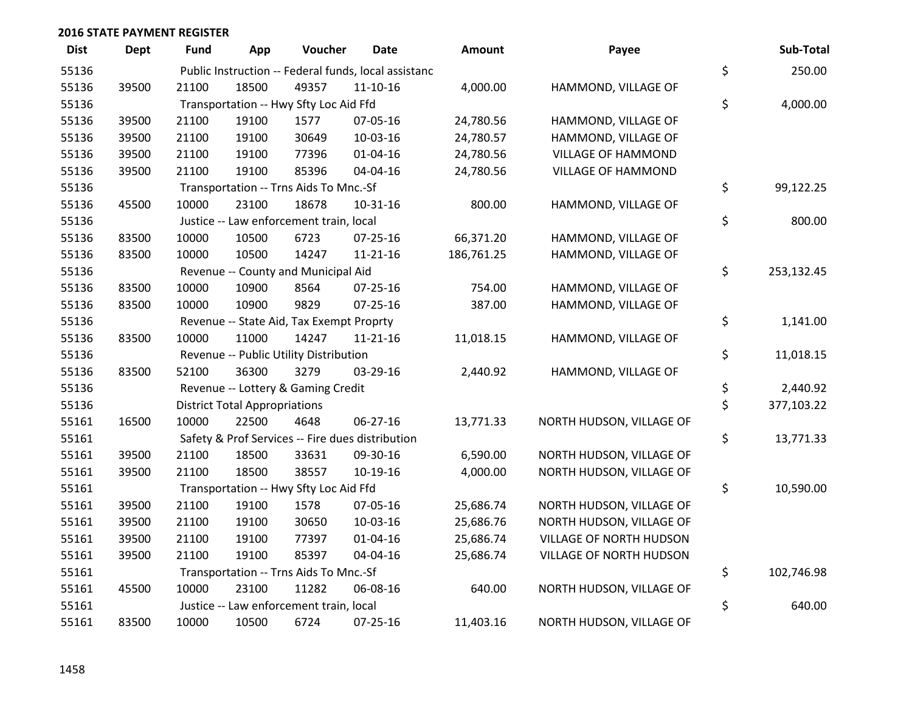## 2016 STATE PAYMENT REGISTER

| Dist | Dept | Fund | App | Voucher | Date | Amount | Payee | Sub-Total |
|---|---|---|---|---|---|---|---|---|
| 55136 | | Public Instruction -- Federal funds, local assistanc | | | | | | $ 250.00 |
| 55136 | 39500 | 21100 | 18500 | 49357 | 11-10-16 | 4,000.00 | HAMMOND, VILLAGE OF | |
| 55136 | | Transportation -- Hwy Sfty Loc Aid Ffd | | | | | | $ 4,000.00 |
| 55136 | 39500 | 21100 | 19100 | 1577 | 07-05-16 | 24,780.56 | HAMMOND, VILLAGE OF | |
| 55136 | 39500 | 21100 | 19100 | 30649 | 10-03-16 | 24,780.57 | HAMMOND, VILLAGE OF | |
| 55136 | 39500 | 21100 | 19100 | 77396 | 01-04-16 | 24,780.56 | VILLAGE OF HAMMOND | |
| 55136 | 39500 | 21100 | 19100 | 85396 | 04-04-16 | 24,780.56 | VILLAGE OF HAMMOND | |
| 55136 | | Transportation -- Trns Aids To Mnc.-Sf | | | | | | $ 99,122.25 |
| 55136 | 45500 | 10000 | 23100 | 18678 | 10-31-16 | 800.00 | HAMMOND, VILLAGE OF | |
| 55136 | | Justice -- Law enforcement train, local | | | | | | $ 800.00 |
| 55136 | 83500 | 10000 | 10500 | 6723 | 07-25-16 | 66,371.20 | HAMMOND, VILLAGE OF | |
| 55136 | 83500 | 10000 | 10500 | 14247 | 11-21-16 | 186,761.25 | HAMMOND, VILLAGE OF | |
| 55136 | | Revenue -- County and Municipal Aid | | | | | | $ 253,132.45 |
| 55136 | 83500 | 10000 | 10900 | 8564 | 07-25-16 | 754.00 | HAMMOND, VILLAGE OF | |
| 55136 | 83500 | 10000 | 10900 | 9829 | 07-25-16 | 387.00 | HAMMOND, VILLAGE OF | |
| 55136 | | Revenue -- State Aid, Tax Exempt Proprty | | | | | | $ 1,141.00 |
| 55136 | 83500 | 10000 | 11000 | 14247 | 11-21-16 | 11,018.15 | HAMMOND, VILLAGE OF | |
| 55136 | | Revenue -- Public Utility Distribution | | | | | | $ 11,018.15 |
| 55136 | 83500 | 52100 | 36300 | 3279 | 03-29-16 | 2,440.92 | HAMMOND, VILLAGE OF | |
| 55136 | | Revenue -- Lottery & Gaming Credit | | | | | | $ 2,440.92 |
| 55136 | | District Total Appropriations | | | | | | $ 377,103.22 |
| 55161 | 16500 | 10000 | 22500 | 4648 | 06-27-16 | 13,771.33 | NORTH HUDSON, VILLAGE OF | |
| 55161 | | Safety & Prof Services -- Fire dues distribution | | | | | | $ 13,771.33 |
| 55161 | 39500 | 21100 | 18500 | 33631 | 09-30-16 | 6,590.00 | NORTH HUDSON, VILLAGE OF | |
| 55161 | 39500 | 21100 | 18500 | 38557 | 10-19-16 | 4,000.00 | NORTH HUDSON, VILLAGE OF | |
| 55161 | | Transportation -- Hwy Sfty Loc Aid Ffd | | | | | | $ 10,590.00 |
| 55161 | 39500 | 21100 | 19100 | 1578 | 07-05-16 | 25,686.74 | NORTH HUDSON, VILLAGE OF | |
| 55161 | 39500 | 21100 | 19100 | 30650 | 10-03-16 | 25,686.76 | NORTH HUDSON, VILLAGE OF | |
| 55161 | 39500 | 21100 | 19100 | 77397 | 01-04-16 | 25,686.74 | VILLAGE OF NORTH HUDSON | |
| 55161 | 39500 | 21100 | 19100 | 85397 | 04-04-16 | 25,686.74 | VILLAGE OF NORTH HUDSON | |
| 55161 | | Transportation -- Trns Aids To Mnc.-Sf | | | | | | $ 102,746.98 |
| 55161 | 45500 | 10000 | 23100 | 11282 | 06-08-16 | 640.00 | NORTH HUDSON, VILLAGE OF | |
| 55161 | | Justice -- Law enforcement train, local | | | | | | $ 640.00 |
| 55161 | 83500 | 10000 | 10500 | 6724 | 07-25-16 | 11,403.16 | NORTH HUDSON, VILLAGE OF | |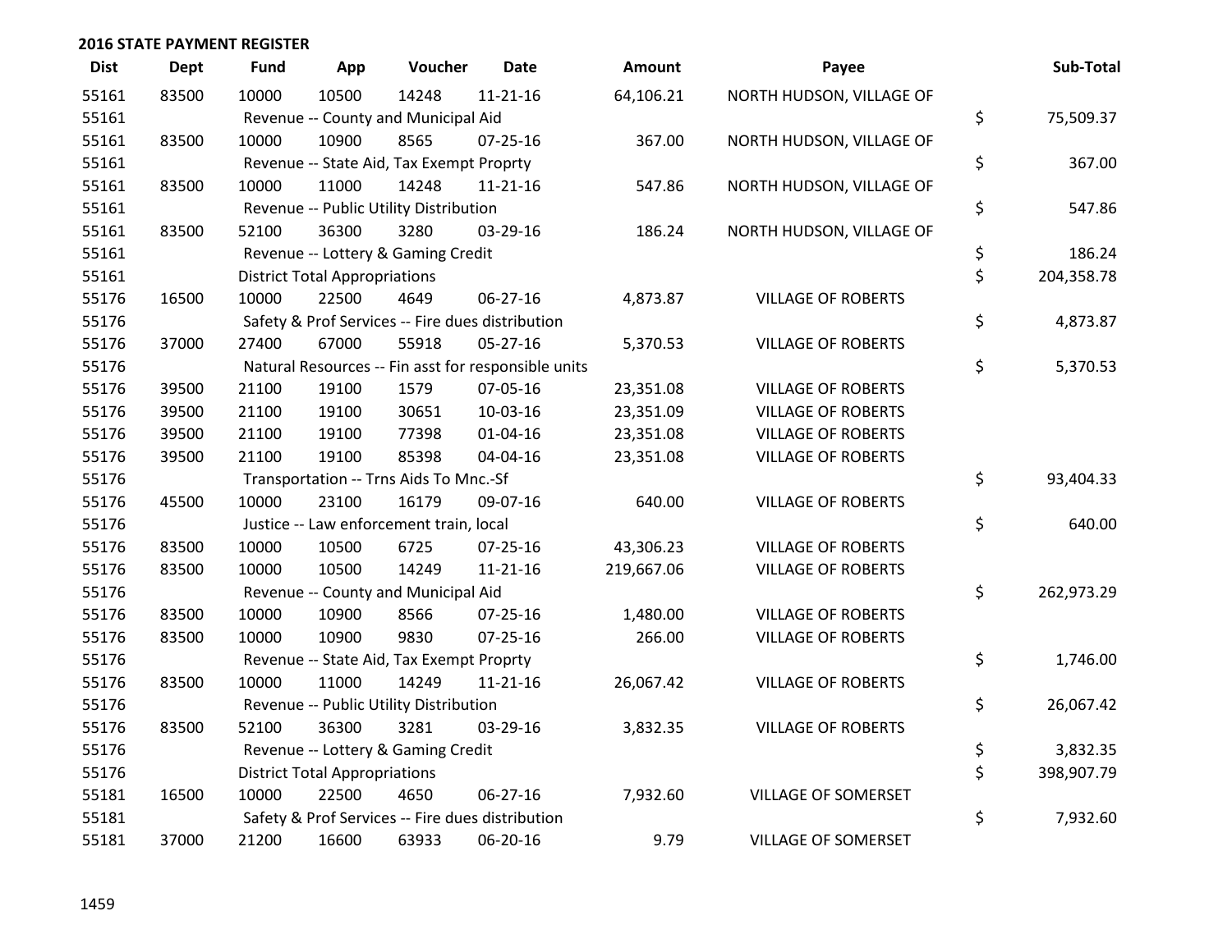## 2016 STATE PAYMENT REGISTER

| Dist | Dept | Fund | App | Voucher | Date | Amount | Payee | Sub-Total |
|---|---|---|---|---|---|---|---|---|
| 55161 | 83500 | 10000 | 10500 | 14248 | 11-21-16 | 64,106.21 | NORTH HUDSON, VILLAGE OF | |
| 55161 | | Revenue -- County and Municipal Aid | | | | | | $ 75,509.37 |
| 55161 | 83500 | 10000 | 10900 | 8565 | 07-25-16 | 367.00 | NORTH HUDSON, VILLAGE OF | |
| 55161 | | Revenue -- State Aid, Tax Exempt Proprty | | | | | | $ 367.00 |
| 55161 | 83500 | 10000 | 11000 | 14248 | 11-21-16 | 547.86 | NORTH HUDSON, VILLAGE OF | |
| 55161 | | Revenue -- Public Utility Distribution | | | | | | $ 547.86 |
| 55161 | 83500 | 52100 | 36300 | 3280 | 03-29-16 | 186.24 | NORTH HUDSON, VILLAGE OF | |
| 55161 | | Revenue -- Lottery & Gaming Credit | | | | | | $ 186.24 |
| 55161 | | District Total Appropriations | | | | | | $ 204,358.78 |
| 55176 | 16500 | 10000 | 22500 | 4649 | 06-27-16 | 4,873.87 | VILLAGE OF ROBERTS | |
| 55176 | | Safety & Prof Services -- Fire dues distribution | | | | | | $ 4,873.87 |
| 55176 | 37000 | 27400 | 67000 | 55918 | 05-27-16 | 5,370.53 | VILLAGE OF ROBERTS | |
| 55176 | | Natural Resources -- Fin asst for responsible units | | | | | | $ 5,370.53 |
| 55176 | 39500 | 21100 | 19100 | 1579 | 07-05-16 | 23,351.08 | VILLAGE OF ROBERTS | |
| 55176 | 39500 | 21100 | 19100 | 30651 | 10-03-16 | 23,351.09 | VILLAGE OF ROBERTS | |
| 55176 | 39500 | 21100 | 19100 | 77398 | 01-04-16 | 23,351.08 | VILLAGE OF ROBERTS | |
| 55176 | 39500 | 21100 | 19100 | 85398 | 04-04-16 | 23,351.08 | VILLAGE OF ROBERTS | |
| 55176 | | Transportation -- Trns Aids To Mnc.-Sf | | | | | | $ 93,404.33 |
| 55176 | 45500 | 10000 | 23100 | 16179 | 09-07-16 | 640.00 | VILLAGE OF ROBERTS | |
| 55176 | | Justice -- Law enforcement train, local | | | | | | $ 640.00 |
| 55176 | 83500 | 10000 | 10500 | 6725 | 07-25-16 | 43,306.23 | VILLAGE OF ROBERTS | |
| 55176 | 83500 | 10000 | 10500 | 14249 | 11-21-16 | 219,667.06 | VILLAGE OF ROBERTS | |
| 55176 | | Revenue -- County and Municipal Aid | | | | | | $ 262,973.29 |
| 55176 | 83500 | 10000 | 10900 | 8566 | 07-25-16 | 1,480.00 | VILLAGE OF ROBERTS | |
| 55176 | 83500 | 10000 | 10900 | 9830 | 07-25-16 | 266.00 | VILLAGE OF ROBERTS | |
| 55176 | | Revenue -- State Aid, Tax Exempt Proprty | | | | | | $ 1,746.00 |
| 55176 | 83500 | 10000 | 11000 | 14249 | 11-21-16 | 26,067.42 | VILLAGE OF ROBERTS | |
| 55176 | | Revenue -- Public Utility Distribution | | | | | | $ 26,067.42 |
| 55176 | 83500 | 52100 | 36300 | 3281 | 03-29-16 | 3,832.35 | VILLAGE OF ROBERTS | |
| 55176 | | Revenue -- Lottery & Gaming Credit | | | | | | $ 3,832.35 |
| 55176 | | District Total Appropriations | | | | | | $ 398,907.79 |
| 55181 | 16500 | 10000 | 22500 | 4650 | 06-27-16 | 7,932.60 | VILLAGE OF SOMERSET | |
| 55181 | | Safety & Prof Services -- Fire dues distribution | | | | | | $ 7,932.60 |
| 55181 | 37000 | 21200 | 16600 | 63933 | 06-20-16 | 9.79 | VILLAGE OF SOMERSET | |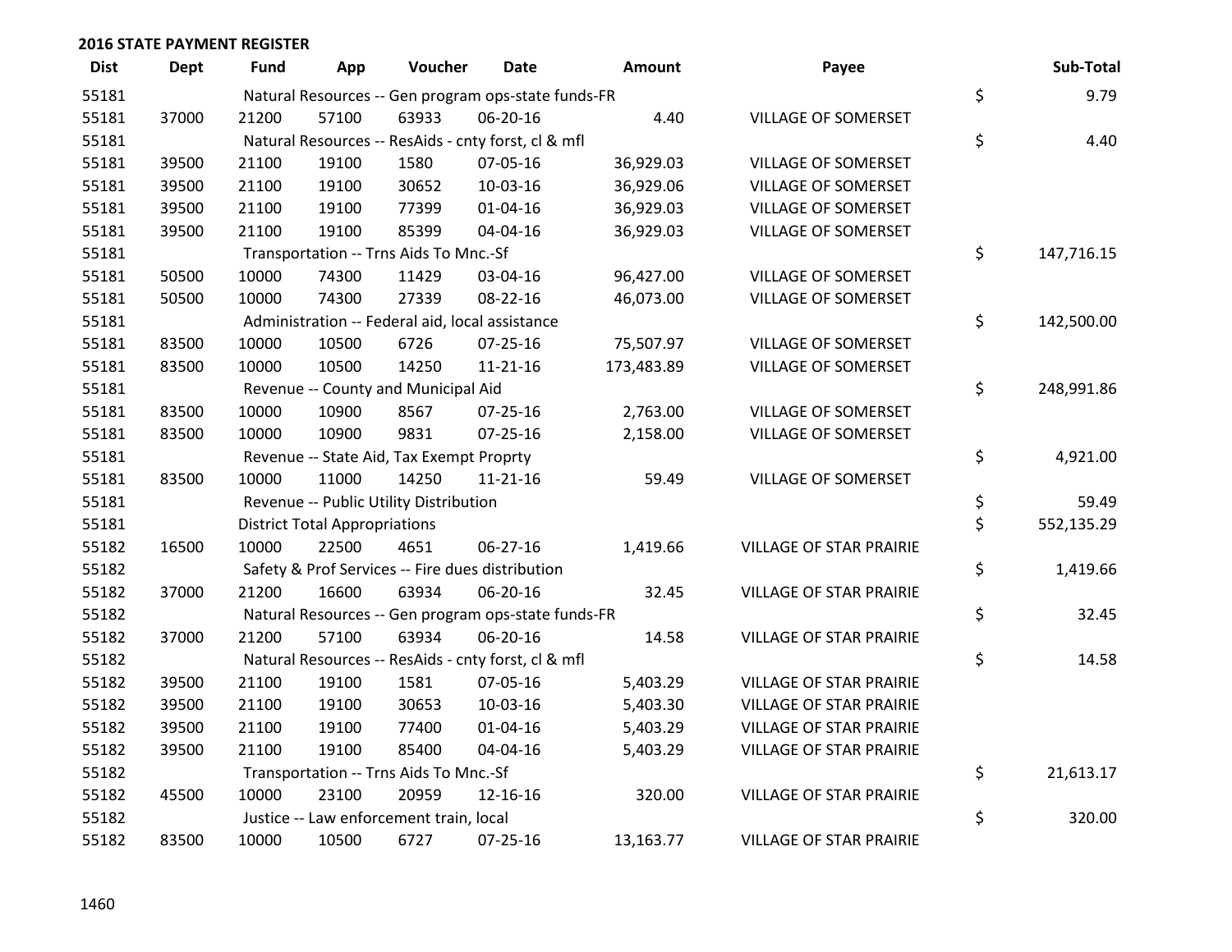## 2016 STATE PAYMENT REGISTER

| Dist | Dept | Fund | App | Voucher | Date | Amount | Payee | Sub-Total |
|---|---|---|---|---|---|---|---|---|
| 55181 | | Natural Resources -- Gen program ops-state funds-FR | | | | | | $ 9.79 |
| 55181 | 37000 | 21200 | 57100 | 63933 | 06-20-16 | 4.40 | VILLAGE OF SOMERSET | |
| 55181 | | Natural Resources -- ResAids - cnty forst, cl & mfl | | | | | | $ 4.40 |
| 55181 | 39500 | 21100 | 19100 | 1580 | 07-05-16 | 36,929.03 | VILLAGE OF SOMERSET | |
| 55181 | 39500 | 21100 | 19100 | 30652 | 10-03-16 | 36,929.06 | VILLAGE OF SOMERSET | |
| 55181 | 39500 | 21100 | 19100 | 77399 | 01-04-16 | 36,929.03 | VILLAGE OF SOMERSET | |
| 55181 | 39500 | 21100 | 19100 | 85399 | 04-04-16 | 36,929.03 | VILLAGE OF SOMERSET | |
| 55181 | | Transportation -- Trns Aids To Mnc.-Sf | | | | | | $ 147,716.15 |
| 55181 | 50500 | 10000 | 74300 | 11429 | 03-04-16 | 96,427.00 | VILLAGE OF SOMERSET | |
| 55181 | 50500 | 10000 | 74300 | 27339 | 08-22-16 | 46,073.00 | VILLAGE OF SOMERSET | |
| 55181 | | Administration -- Federal aid, local assistance | | | | | | $ 142,500.00 |
| 55181 | 83500 | 10000 | 10500 | 6726 | 07-25-16 | 75,507.97 | VILLAGE OF SOMERSET | |
| 55181 | 83500 | 10000 | 10500 | 14250 | 11-21-16 | 173,483.89 | VILLAGE OF SOMERSET | |
| 55181 | | Revenue -- County and Municipal Aid | | | | | | $ 248,991.86 |
| 55181 | 83500 | 10000 | 10900 | 8567 | 07-25-16 | 2,763.00 | VILLAGE OF SOMERSET | |
| 55181 | 83500 | 10000 | 10900 | 9831 | 07-25-16 | 2,158.00 | VILLAGE OF SOMERSET | |
| 55181 | | Revenue -- State Aid, Tax Exempt Proprty | | | | | | $ 4,921.00 |
| 55181 | 83500 | 10000 | 11000 | 14250 | 11-21-16 | 59.49 | VILLAGE OF SOMERSET | |
| 55181 | | Revenue -- Public Utility Distribution | | | | | | $ 59.49 |
| 55181 | | District Total Appropriations | | | | | | $ 552,135.29 |
| 55182 | 16500 | 10000 | 22500 | 4651 | 06-27-16 | 1,419.66 | VILLAGE OF STAR PRAIRIE | |
| 55182 | | Safety & Prof Services -- Fire dues distribution | | | | | | $ 1,419.66 |
| 55182 | 37000 | 21200 | 16600 | 63934 | 06-20-16 | 32.45 | VILLAGE OF STAR PRAIRIE | |
| 55182 | | Natural Resources -- Gen program ops-state funds-FR | | | | | | $ 32.45 |
| 55182 | 37000 | 21200 | 57100 | 63934 | 06-20-16 | 14.58 | VILLAGE OF STAR PRAIRIE | |
| 55182 | | Natural Resources -- ResAids - cnty forst, cl & mfl | | | | | | $ 14.58 |
| 55182 | 39500 | 21100 | 19100 | 1581 | 07-05-16 | 5,403.29 | VILLAGE OF STAR PRAIRIE | |
| 55182 | 39500 | 21100 | 19100 | 30653 | 10-03-16 | 5,403.30 | VILLAGE OF STAR PRAIRIE | |
| 55182 | 39500 | 21100 | 19100 | 77400 | 01-04-16 | 5,403.29 | VILLAGE OF STAR PRAIRIE | |
| 55182 | 39500 | 21100 | 19100 | 85400 | 04-04-16 | 5,403.29 | VILLAGE OF STAR PRAIRIE | |
| 55182 | | Transportation -- Trns Aids To Mnc.-Sf | | | | | | $ 21,613.17 |
| 55182 | 45500 | 10000 | 23100 | 20959 | 12-16-16 | 320.00 | VILLAGE OF STAR PRAIRIE | |
| 55182 | | Justice -- Law enforcement train, local | | | | | | $ 320.00 |
| 55182 | 83500 | 10000 | 10500 | 6727 | 07-25-16 | 13,163.77 | VILLAGE OF STAR PRAIRIE | |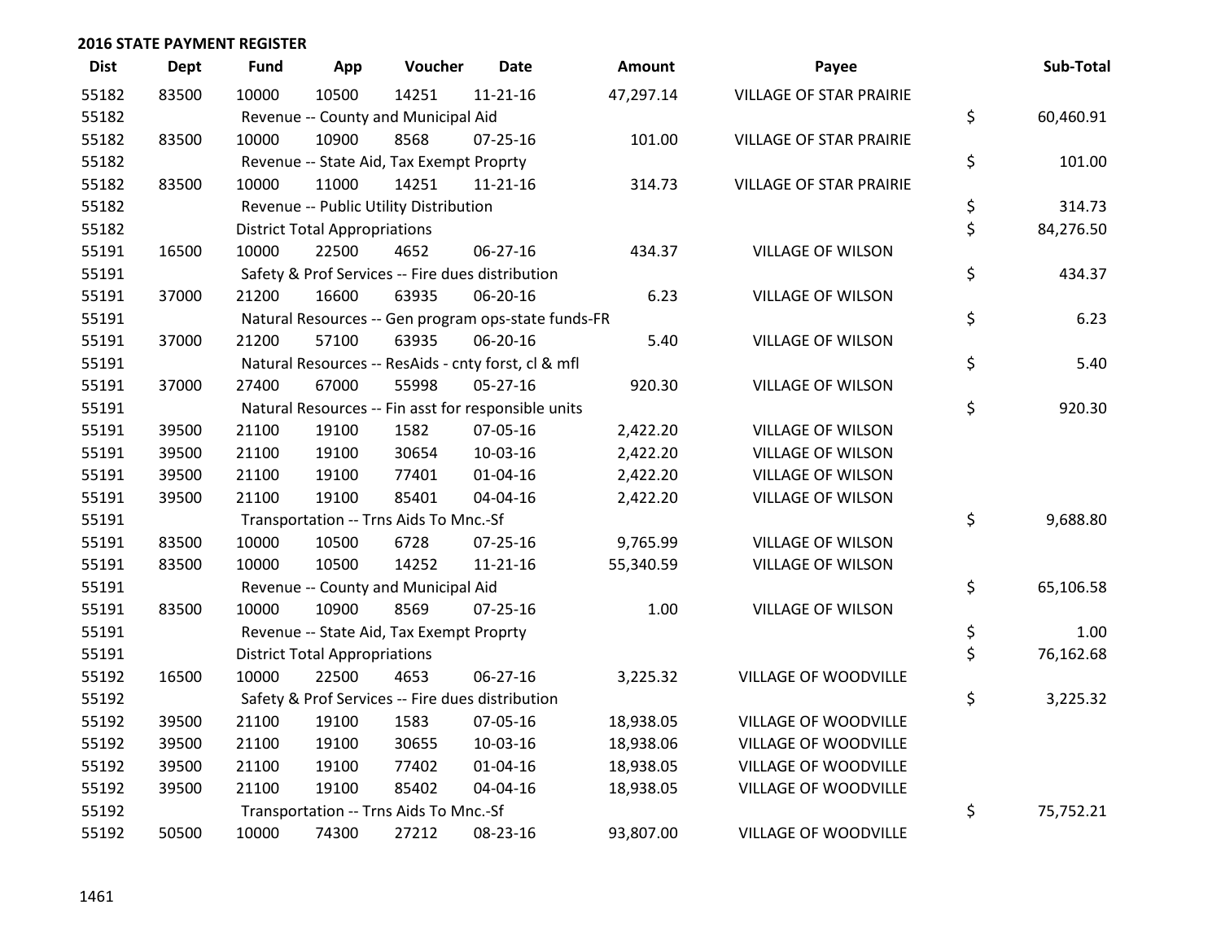## 2016 STATE PAYMENT REGISTER

| Dist | Dept | Fund | App | Voucher | Date | Amount | Payee | Sub-Total |
|---|---|---|---|---|---|---|---|---|
| 55182 | 83500 | 10000 | 10500 | 14251 | 11-21-16 | 47,297.14 | VILLAGE OF STAR PRAIRIE | |
| 55182 | | Revenue -- County and Municipal Aid | | | | | | $ 60,460.91 |
| 55182 | 83500 | 10000 | 10900 | 8568 | 07-25-16 | 101.00 | VILLAGE OF STAR PRAIRIE | |
| 55182 | | Revenue -- State Aid, Tax Exempt Proprty | | | | | | $ 101.00 |
| 55182 | 83500 | 10000 | 11000 | 14251 | 11-21-16 | 314.73 | VILLAGE OF STAR PRAIRIE | |
| 55182 | | Revenue -- Public Utility Distribution | | | | | | $ 314.73 |
| 55182 | | District Total Appropriations | | | | | | $ 84,276.50 |
| 55191 | 16500 | 10000 | 22500 | 4652 | 06-27-16 | 434.37 | VILLAGE OF WILSON | |
| 55191 | | Safety & Prof Services -- Fire dues distribution | | | | | | $ 434.37 |
| 55191 | 37000 | 21200 | 16600 | 63935 | 06-20-16 | 6.23 | VILLAGE OF WILSON | |
| 55191 | | Natural Resources -- Gen program ops-state funds-FR | | | | | | $ 6.23 |
| 55191 | 37000 | 21200 | 57100 | 63935 | 06-20-16 | 5.40 | VILLAGE OF WILSON | |
| 55191 | | Natural Resources -- ResAids - cnty forst, cl & mfl | | | | | | $ 5.40 |
| 55191 | 37000 | 27400 | 67000 | 55998 | 05-27-16 | 920.30 | VILLAGE OF WILSON | |
| 55191 | | Natural Resources -- Fin asst for responsible units | | | | | | $ 920.30 |
| 55191 | 39500 | 21100 | 19100 | 1582 | 07-05-16 | 2,422.20 | VILLAGE OF WILSON | |
| 55191 | 39500 | 21100 | 19100 | 30654 | 10-03-16 | 2,422.20 | VILLAGE OF WILSON | |
| 55191 | 39500 | 21100 | 19100 | 77401 | 01-04-16 | 2,422.20 | VILLAGE OF WILSON | |
| 55191 | 39500 | 21100 | 19100 | 85401 | 04-04-16 | 2,422.20 | VILLAGE OF WILSON | |
| 55191 | | Transportation -- Trns Aids To Mnc.-Sf | | | | | | $ 9,688.80 |
| 55191 | 83500 | 10000 | 10500 | 6728 | 07-25-16 | 9,765.99 | VILLAGE OF WILSON | |
| 55191 | 83500 | 10000 | 10500 | 14252 | 11-21-16 | 55,340.59 | VILLAGE OF WILSON | |
| 55191 | | Revenue -- County and Municipal Aid | | | | | | $ 65,106.58 |
| 55191 | 83500 | 10000 | 10900 | 8569 | 07-25-16 | 1.00 | VILLAGE OF WILSON | |
| 55191 | | Revenue -- State Aid, Tax Exempt Proprty | | | | | | $ 1.00 |
| 55191 | | District Total Appropriations | | | | | | $ 76,162.68 |
| 55192 | 16500 | 10000 | 22500 | 4653 | 06-27-16 | 3,225.32 | VILLAGE OF WOODVILLE | |
| 55192 | | Safety & Prof Services -- Fire dues distribution | | | | | | $ 3,225.32 |
| 55192 | 39500 | 21100 | 19100 | 1583 | 07-05-16 | 18,938.05 | VILLAGE OF WOODVILLE | |
| 55192 | 39500 | 21100 | 19100 | 30655 | 10-03-16 | 18,938.06 | VILLAGE OF WOODVILLE | |
| 55192 | 39500 | 21100 | 19100 | 77402 | 01-04-16 | 18,938.05 | VILLAGE OF WOODVILLE | |
| 55192 | 39500 | 21100 | 19100 | 85402 | 04-04-16 | 18,938.05 | VILLAGE OF WOODVILLE | |
| 55192 | | Transportation -- Trns Aids To Mnc.-Sf | | | | | | $ 75,752.21 |
| 55192 | 50500 | 10000 | 74300 | 27212 | 08-23-16 | 93,807.00 | VILLAGE OF WOODVILLE | |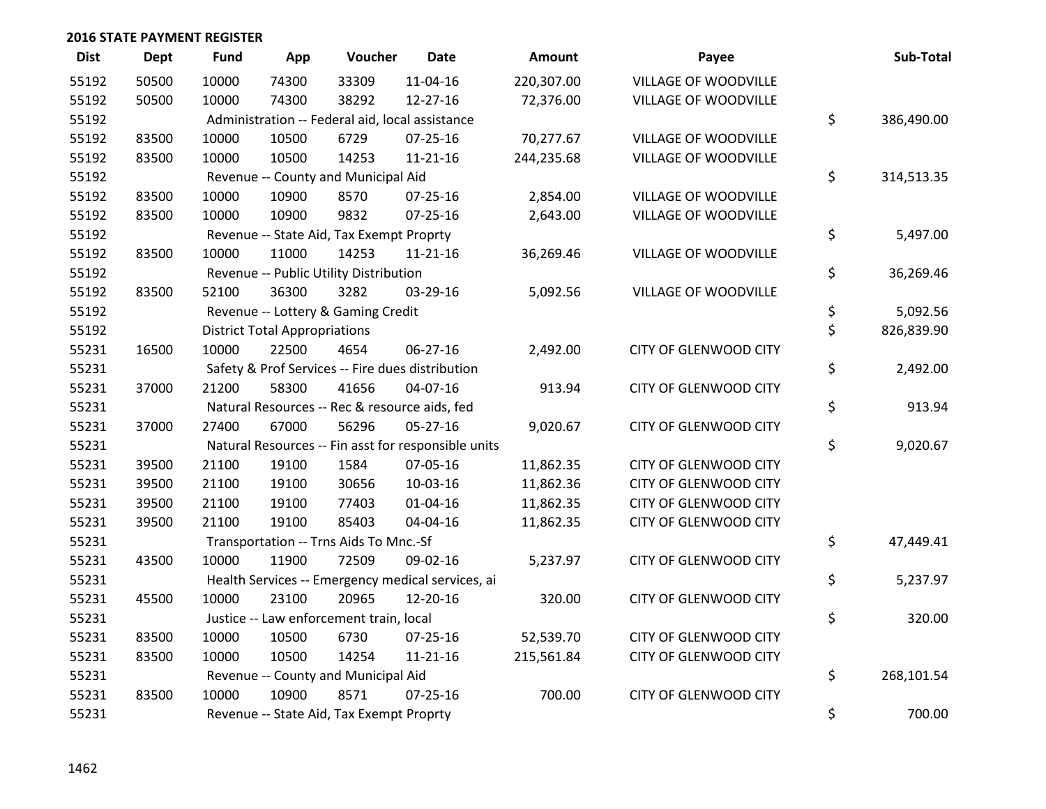## 2016 STATE PAYMENT REGISTER

| Dist | Dept | Fund | App | Voucher | Date | Amount | Payee | | Sub-Total |
|---|---|---|---|---|---|---|---|---|---|
| 55192 | 50500 | 10000 | 74300 | 33309 | 11-04-16 | 220,307.00 | VILLAGE OF WOODVILLE | | |
| 55192 | 50500 | 10000 | 74300 | 38292 | 12-27-16 | 72,376.00 | VILLAGE OF WOODVILLE | | |
| 55192 | | Administration -- Federal aid, local assistance | | | | | | $ | 386,490.00 |
| 55192 | 83500 | 10000 | 10500 | 6729 | 07-25-16 | 70,277.67 | VILLAGE OF WOODVILLE | | |
| 55192 | 83500 | 10000 | 10500 | 14253 | 11-21-16 | 244,235.68 | VILLAGE OF WOODVILLE | | |
| 55192 | | Revenue -- County and Municipal Aid | | | | | | $ | 314,513.35 |
| 55192 | 83500 | 10000 | 10900 | 8570 | 07-25-16 | 2,854.00 | VILLAGE OF WOODVILLE | | |
| 55192 | 83500 | 10000 | 10900 | 9832 | 07-25-16 | 2,643.00 | VILLAGE OF WOODVILLE | | |
| 55192 | | Revenue -- State Aid, Tax Exempt Proprty | | | | | | $ | 5,497.00 |
| 55192 | 83500 | 10000 | 11000 | 14253 | 11-21-16 | 36,269.46 | VILLAGE OF WOODVILLE | | |
| 55192 | | Revenue -- Public Utility Distribution | | | | | | $ | 36,269.46 |
| 55192 | 83500 | 52100 | 36300 | 3282 | 03-29-16 | 5,092.56 | VILLAGE OF WOODVILLE | | |
| 55192 | | Revenue -- Lottery & Gaming Credit | | | | | | $ | 5,092.56 |
| 55192 | | District Total Appropriations | | | | | | $ | 826,839.90 |
| 55231 | 16500 | 10000 | 22500 | 4654 | 06-27-16 | 2,492.00 | CITY OF GLENWOOD CITY | | |
| 55231 | | Safety & Prof Services -- Fire dues distribution | | | | | | $ | 2,492.00 |
| 55231 | 37000 | 21200 | 58300 | 41656 | 04-07-16 | 913.94 | CITY OF GLENWOOD CITY | | |
| 55231 | | Natural Resources -- Rec & resource aids, fed | | | | | | $ | 913.94 |
| 55231 | 37000 | 27400 | 67000 | 56296 | 05-27-16 | 9,020.67 | CITY OF GLENWOOD CITY | | |
| 55231 | | Natural Resources -- Fin asst for responsible units | | | | | | $ | 9,020.67 |
| 55231 | 39500 | 21100 | 19100 | 1584 | 07-05-16 | 11,862.35 | CITY OF GLENWOOD CITY | | |
| 55231 | 39500 | 21100 | 19100 | 30656 | 10-03-16 | 11,862.36 | CITY OF GLENWOOD CITY | | |
| 55231 | 39500 | 21100 | 19100 | 77403 | 01-04-16 | 11,862.35 | CITY OF GLENWOOD CITY | | |
| 55231 | 39500 | 21100 | 19100 | 85403 | 04-04-16 | 11,862.35 | CITY OF GLENWOOD CITY | | |
| 55231 | | Transportation -- Trns Aids To Mnc.-Sf | | | | | | $ | 47,449.41 |
| 55231 | 43500 | 10000 | 11900 | 72509 | 09-02-16 | 5,237.97 | CITY OF GLENWOOD CITY | | |
| 55231 | | Health Services -- Emergency medical services, ai | | | | | | $ | 5,237.97 |
| 55231 | 45500 | 10000 | 23100 | 20965 | 12-20-16 | 320.00 | CITY OF GLENWOOD CITY | | |
| 55231 | | Justice -- Law enforcement train, local | | | | | | $ | 320.00 |
| 55231 | 83500 | 10000 | 10500 | 6730 | 07-25-16 | 52,539.70 | CITY OF GLENWOOD CITY | | |
| 55231 | 83500 | 10000 | 10500 | 14254 | 11-21-16 | 215,561.84 | CITY OF GLENWOOD CITY | | |
| 55231 | | Revenue -- County and Municipal Aid | | | | | | $ | 268,101.54 |
| 55231 | 83500 | 10000 | 10900 | 8571 | 07-25-16 | 700.00 | CITY OF GLENWOOD CITY | | |
| 55231 | | Revenue -- State Aid, Tax Exempt Proprty | | | | | | $ | 700.00 |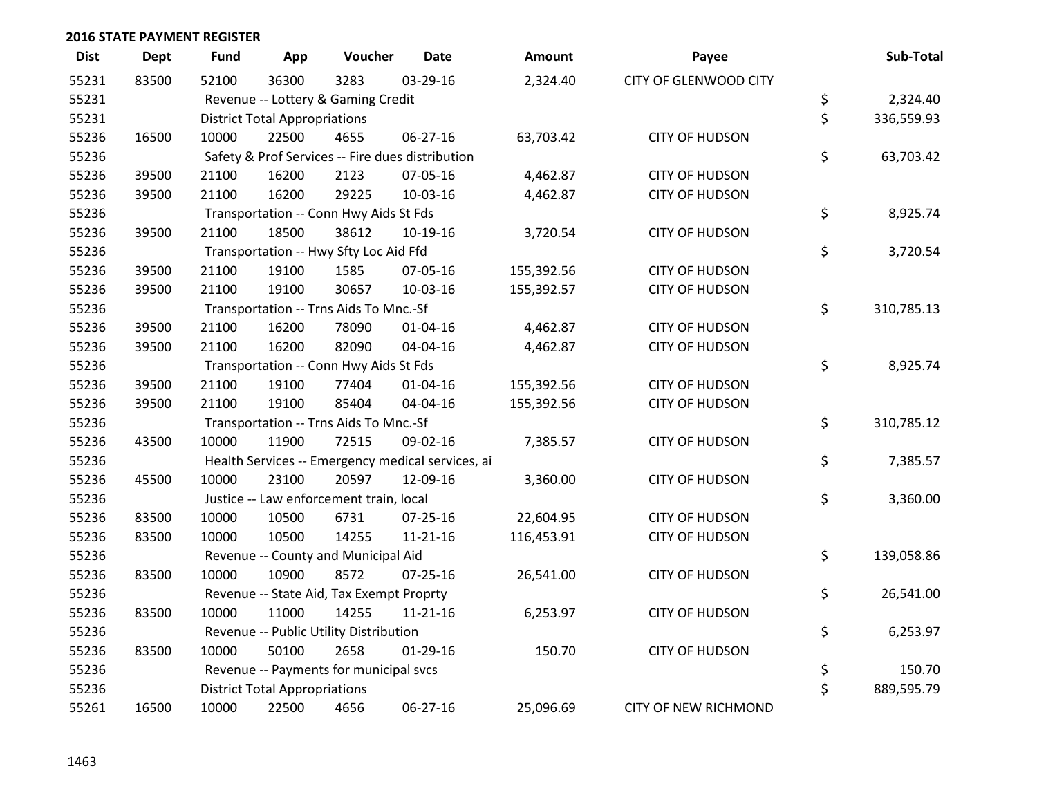## 2016 STATE PAYMENT REGISTER

| Dist | Dept | Fund | App | Voucher | Date | Amount | Payee | Sub-Total |
|---|---|---|---|---|---|---|---|---|
| 55231 | 83500 | 52100 | 36300 | 3283 | 03-29-16 | 2,324.40 | CITY OF GLENWOOD CITY | |
| 55231 | | Revenue -- Lottery & Gaming Credit | | | | | | $ 2,324.40 |
| 55231 | | District Total Appropriations | | | | | | $ 336,559.93 |
| 55236 | 16500 | 10000 | 22500 | 4655 | 06-27-16 | 63,703.42 | CITY OF HUDSON | |
| 55236 | | Safety & Prof Services -- Fire dues distribution | | | | | | $ 63,703.42 |
| 55236 | 39500 | 21100 | 16200 | 2123 | 07-05-16 | 4,462.87 | CITY OF HUDSON | |
| 55236 | 39500 | 21100 | 16200 | 29225 | 10-03-16 | 4,462.87 | CITY OF HUDSON | |
| 55236 | | Transportation -- Conn Hwy Aids St Fds | | | | | | $ 8,925.74 |
| 55236 | 39500 | 21100 | 18500 | 38612 | 10-19-16 | 3,720.54 | CITY OF HUDSON | |
| 55236 | | Transportation -- Hwy Sfty Loc Aid Ffd | | | | | | $ 3,720.54 |
| 55236 | 39500 | 21100 | 19100 | 1585 | 07-05-16 | 155,392.56 | CITY OF HUDSON | |
| 55236 | 39500 | 21100 | 19100 | 30657 | 10-03-16 | 155,392.57 | CITY OF HUDSON | |
| 55236 | | Transportation -- Trns Aids To Mnc.-Sf | | | | | | $ 310,785.13 |
| 55236 | 39500 | 21100 | 16200 | 78090 | 01-04-16 | 4,462.87 | CITY OF HUDSON | |
| 55236 | 39500 | 21100 | 16200 | 82090 | 04-04-16 | 4,462.87 | CITY OF HUDSON | |
| 55236 | | Transportation -- Conn Hwy Aids St Fds | | | | | | $ 8,925.74 |
| 55236 | 39500 | 21100 | 19100 | 77404 | 01-04-16 | 155,392.56 | CITY OF HUDSON | |
| 55236 | 39500 | 21100 | 19100 | 85404 | 04-04-16 | 155,392.56 | CITY OF HUDSON | |
| 55236 | | Transportation -- Trns Aids To Mnc.-Sf | | | | | | $ 310,785.12 |
| 55236 | 43500 | 10000 | 11900 | 72515 | 09-02-16 | 7,385.57 | CITY OF HUDSON | |
| 55236 | | Health Services -- Emergency medical services, ai | | | | | | $ 7,385.57 |
| 55236 | 45500 | 10000 | 23100 | 20597 | 12-09-16 | 3,360.00 | CITY OF HUDSON | |
| 55236 | | Justice -- Law enforcement train, local | | | | | | $ 3,360.00 |
| 55236 | 83500 | 10000 | 10500 | 6731 | 07-25-16 | 22,604.95 | CITY OF HUDSON | |
| 55236 | 83500 | 10000 | 10500 | 14255 | 11-21-16 | 116,453.91 | CITY OF HUDSON | |
| 55236 | | Revenue -- County and Municipal Aid | | | | | | $ 139,058.86 |
| 55236 | 83500 | 10000 | 10900 | 8572 | 07-25-16 | 26,541.00 | CITY OF HUDSON | |
| 55236 | | Revenue -- State Aid, Tax Exempt Proprty | | | | | | $ 26,541.00 |
| 55236 | 83500 | 10000 | 11000 | 14255 | 11-21-16 | 6,253.97 | CITY OF HUDSON | |
| 55236 | | Revenue -- Public Utility Distribution | | | | | | $ 6,253.97 |
| 55236 | 83500 | 10000 | 50100 | 2658 | 01-29-16 | 150.70 | CITY OF HUDSON | |
| 55236 | | Revenue -- Payments for municipal svcs | | | | | | $ 150.70 |
| 55236 | | District Total Appropriations | | | | | | $ 889,595.79 |
| 55261 | 16500 | 10000 | 22500 | 4656 | 06-27-16 | 25,096.69 | CITY OF NEW RICHMOND | |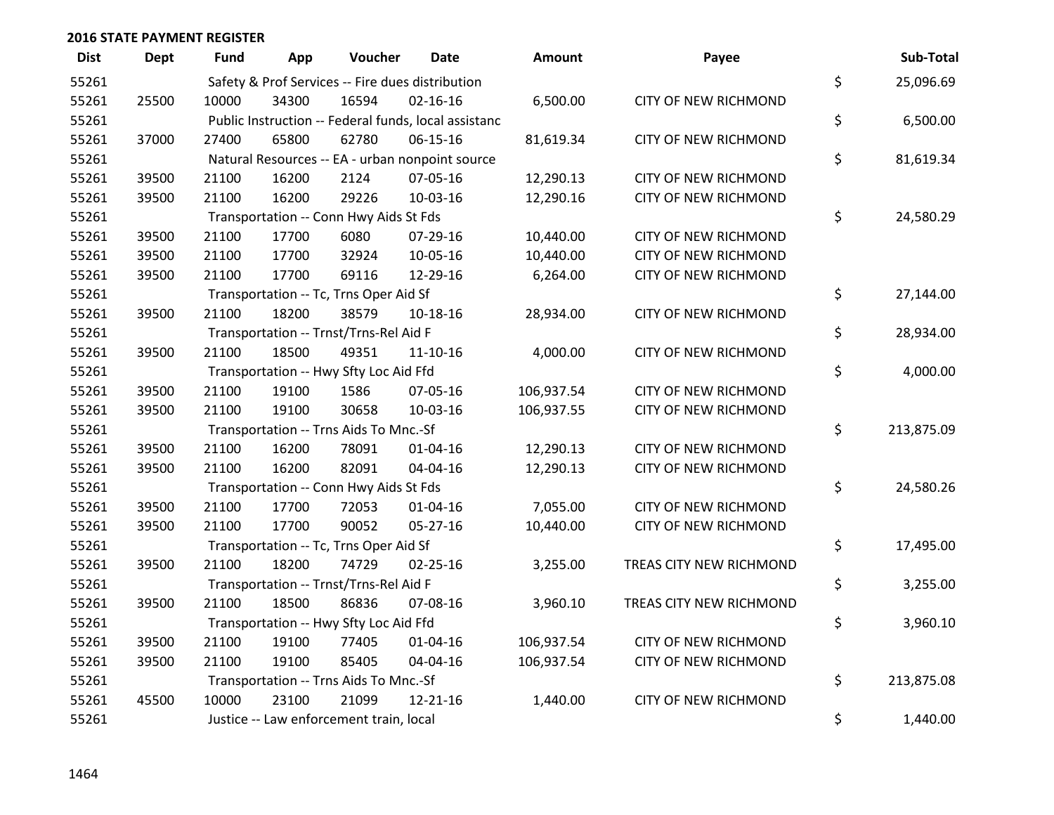## 2016 STATE PAYMENT REGISTER

| Dist | Dept | Fund | App | Voucher | Date | Amount | Payee | Sub-Total |
|---|---|---|---|---|---|---|---|---|
| 55261 | | Safety & Prof Services -- Fire dues distribution | | | | | | $ 25,096.69 |
| 55261 | 25500 | 10000 | 34300 | 16594 | 02-16-16 | 6,500.00 | CITY OF NEW RICHMOND | |
| 55261 | | Public Instruction -- Federal funds, local assistanc | | | | | | $ 6,500.00 |
| 55261 | 37000 | 27400 | 65800 | 62780 | 06-15-16 | 81,619.34 | CITY OF NEW RICHMOND | |
| 55261 | | Natural Resources -- EA - urban nonpoint source | | | | | | $ 81,619.34 |
| 55261 | 39500 | 21100 | 16200 | 2124 | 07-05-16 | 12,290.13 | CITY OF NEW RICHMOND | |
| 55261 | 39500 | 21100 | 16200 | 29226 | 10-03-16 | 12,290.16 | CITY OF NEW RICHMOND | |
| 55261 | | Transportation -- Conn Hwy Aids St Fds | | | | | | $ 24,580.29 |
| 55261 | 39500 | 21100 | 17700 | 6080 | 07-29-16 | 10,440.00 | CITY OF NEW RICHMOND | |
| 55261 | 39500 | 21100 | 17700 | 32924 | 10-05-16 | 10,440.00 | CITY OF NEW RICHMOND | |
| 55261 | 39500 | 21100 | 17700 | 69116 | 12-29-16 | 6,264.00 | CITY OF NEW RICHMOND | |
| 55261 | | Transportation -- Tc, Trns Oper Aid Sf | | | | | | $ 27,144.00 |
| 55261 | 39500 | 21100 | 18200 | 38579 | 10-18-16 | 28,934.00 | CITY OF NEW RICHMOND | |
| 55261 | | Transportation -- Trnst/Trns-Rel Aid F | | | | | | $ 28,934.00 |
| 55261 | 39500 | 21100 | 18500 | 49351 | 11-10-16 | 4,000.00 | CITY OF NEW RICHMOND | |
| 55261 | | Transportation -- Hwy Sfty Loc Aid Ffd | | | | | | $ 4,000.00 |
| 55261 | 39500 | 21100 | 19100 | 1586 | 07-05-16 | 106,937.54 | CITY OF NEW RICHMOND | |
| 55261 | 39500 | 21100 | 19100 | 30658 | 10-03-16 | 106,937.55 | CITY OF NEW RICHMOND | |
| 55261 | | Transportation -- Trns Aids To Mnc.-Sf | | | | | | $ 213,875.09 |
| 55261 | 39500 | 21100 | 16200 | 78091 | 01-04-16 | 12,290.13 | CITY OF NEW RICHMOND | |
| 55261 | 39500 | 21100 | 16200 | 82091 | 04-04-16 | 12,290.13 | CITY OF NEW RICHMOND | |
| 55261 | | Transportation -- Conn Hwy Aids St Fds | | | | | | $ 24,580.26 |
| 55261 | 39500 | 21100 | 17700 | 72053 | 01-04-16 | 7,055.00 | CITY OF NEW RICHMOND | |
| 55261 | 39500 | 21100 | 17700 | 90052 | 05-27-16 | 10,440.00 | CITY OF NEW RICHMOND | |
| 55261 | | Transportation -- Tc, Trns Oper Aid Sf | | | | | | $ 17,495.00 |
| 55261 | 39500 | 21100 | 18200 | 74729 | 02-25-16 | 3,255.00 | TREAS CITY NEW RICHMOND | |
| 55261 | | Transportation -- Trnst/Trns-Rel Aid F | | | | | | $ 3,255.00 |
| 55261 | 39500 | 21100 | 18500 | 86836 | 07-08-16 | 3,960.10 | TREAS CITY NEW RICHMOND | |
| 55261 | | Transportation -- Hwy Sfty Loc Aid Ffd | | | | | | $ 3,960.10 |
| 55261 | 39500 | 21100 | 19100 | 77405 | 01-04-16 | 106,937.54 | CITY OF NEW RICHMOND | |
| 55261 | 39500 | 21100 | 19100 | 85405 | 04-04-16 | 106,937.54 | CITY OF NEW RICHMOND | |
| 55261 | | Transportation -- Trns Aids To Mnc.-Sf | | | | | | $ 213,875.08 |
| 55261 | 45500 | 10000 | 23100 | 21099 | 12-21-16 | 1,440.00 | CITY OF NEW RICHMOND | |
| 55261 | | Justice -- Law enforcement train, local | | | | | | $ 1,440.00 |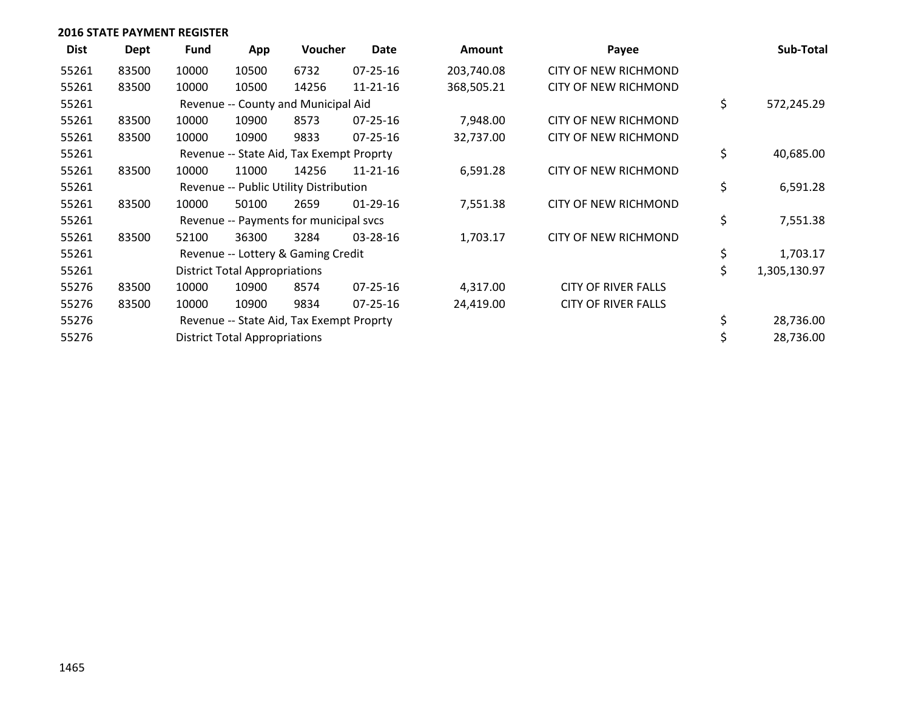## 2016 STATE PAYMENT REGISTER

| Dist | Dept | Fund | App | Voucher | Date | Amount | Payee | Sub-Total |
|---|---|---|---|---|---|---|---|---|
| 55261 | 83500 | 10000 | 10500 | 6732 | 07-25-16 | 203,740.08 | CITY OF NEW RICHMOND | |
| 55261 | 83500 | 10000 | 10500 | 14256 | 11-21-16 | 368,505.21 | CITY OF NEW RICHMOND | |
| 55261 | | Revenue -- County and Municipal Aid | | | | | | $ 572,245.29 |
| 55261 | 83500 | 10000 | 10900 | 8573 | 07-25-16 | 7,948.00 | CITY OF NEW RICHMOND | |
| 55261 | 83500 | 10000 | 10900 | 9833 | 07-25-16 | 32,737.00 | CITY OF NEW RICHMOND | |
| 55261 | | Revenue -- State Aid, Tax Exempt Proprty | | | | | | $ 40,685.00 |
| 55261 | 83500 | 10000 | 11000 | 14256 | 11-21-16 | 6,591.28 | CITY OF NEW RICHMOND | |
| 55261 | | Revenue -- Public Utility Distribution | | | | | | $ 6,591.28 |
| 55261 | 83500 | 10000 | 50100 | 2659 | 01-29-16 | 7,551.38 | CITY OF NEW RICHMOND | |
| 55261 | | Revenue -- Payments for municipal svcs | | | | | | $ 7,551.38 |
| 55261 | 83500 | 52100 | 36300 | 3284 | 03-28-16 | 1,703.17 | CITY OF NEW RICHMOND | |
| 55261 | | Revenue -- Lottery & Gaming Credit | | | | | | $ 1,703.17 |
| 55261 | | District Total Appropriations | | | | | | $ 1,305,130.97 |
| 55276 | 83500 | 10000 | 10900 | 8574 | 07-25-16 | 4,317.00 | CITY OF RIVER FALLS | |
| 55276 | 83500 | 10000 | 10900 | 9834 | 07-25-16 | 24,419.00 | CITY OF RIVER FALLS | |
| 55276 | | Revenue -- State Aid, Tax Exempt Proprty | | | | | | $ 28,736.00 |
| 55276 | | District Total Appropriations | | | | | | $ 28,736.00 |